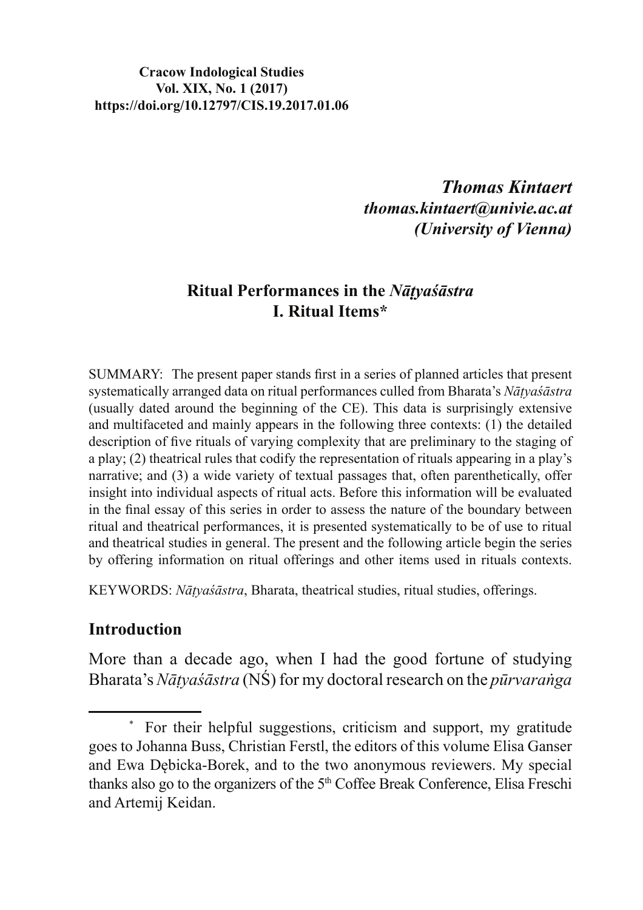**Cracow Indological Studies**
**Vol. XIX, No. 1 (2017)**
**https://doi.org/10.12797/CIS.19.2017.01.06**

***Thomas Kintaert***
***thomas.kintaert@univie.ac.at***
***(University of Vienna)***

# Ritual Performances in the *Nāṭyaśāstra* I. Ritual Items*

SUMMARY: The present paper stands first in a series of planned articles that present systematically arranged data on ritual performances culled from Bharata's *Nāṭyaśāstra* (usually dated around the beginning of the CE). This data is surprisingly extensive and multifaceted and mainly appears in the following three contexts: (1) the detailed description of five rituals of varying complexity that are preliminary to the staging of a play; (2) theatrical rules that codify the representation of rituals appearing in a play's narrative; and (3) a wide variety of textual passages that, often parenthetically, offer insight into individual aspects of ritual acts. Before this information will be evaluated in the final essay of this series in order to assess the nature of the boundary between ritual and theatrical performances, it is presented systematically to be of use to ritual and theatrical studies in general. The present and the following article begin the series by offering information on ritual offerings and other items used in rituals contexts.

KEYWORDS: *Nāṭyaśāstra*, Bharata, theatrical studies, ritual studies, offerings.

## Introduction

More than a decade ago, when I had the good fortune of studying Bharata's *Nāṭyaśāstra* (NŚ) for my doctoral research on the *pūrvaraṅga*

---

\* For their helpful suggestions, criticism and support, my gratitude goes to Johanna Buss, Christian Ferstl, the editors of this volume Elisa Ganser and Ewa Dębicka-Borek, and to the two anonymous reviewers. My special thanks also go to the organizers of the 5th Coffee Break Conference, Elisa Freschi and Artemij Keidan.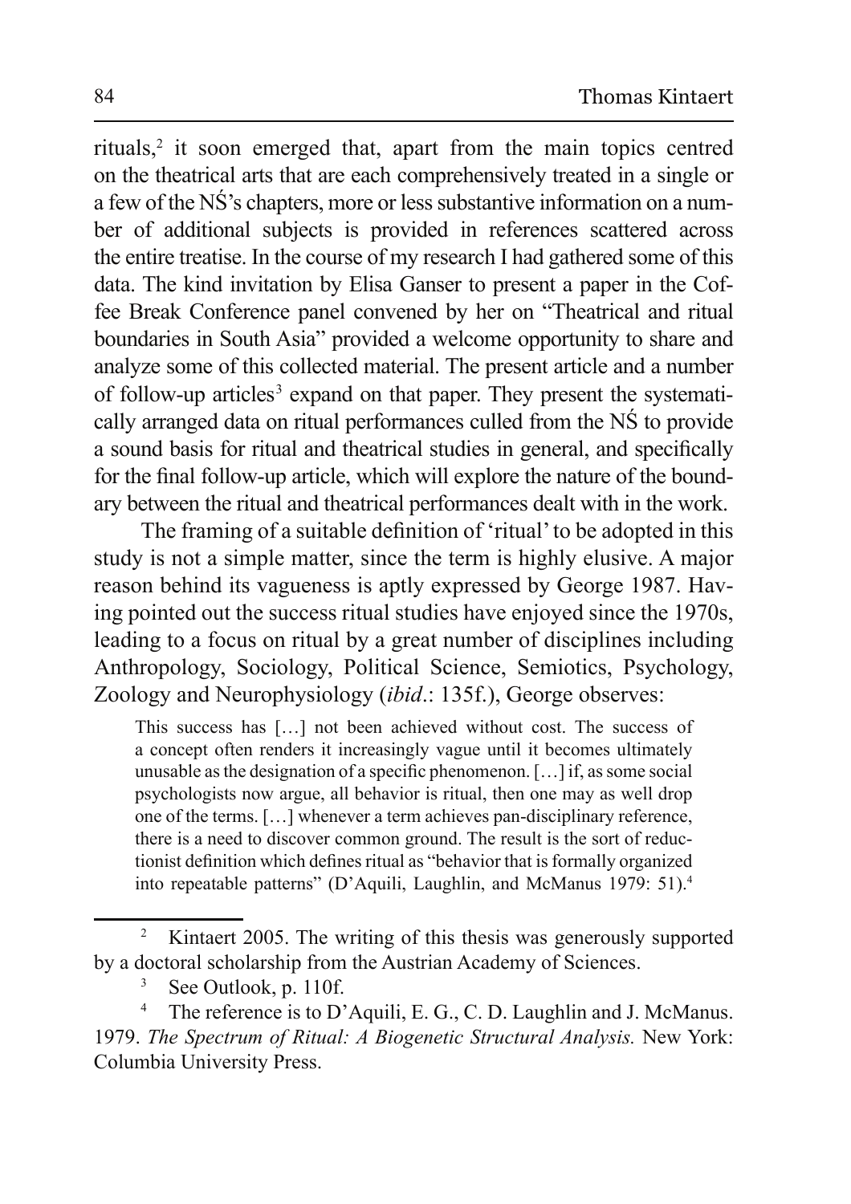rituals,[2] it soon emerged that, apart from the main topics centred on the theatrical arts that are each comprehensively treated in a single or a few of the NŚ's chapters, more or less substantive information on a number of additional subjects is provided in references scattered across the entire treatise. In the course of my research I had gathered some of this data. The kind invitation by Elisa Ganser to present a paper in the Coffee Break Conference panel convened by her on "Theatrical and ritual boundaries in South Asia" provided a welcome opportunity to share and analyze some of this collected material. The present article and a number of follow-up articles[3] expand on that paper. They present the systematically arranged data on ritual performances culled from the NŚ to provide a sound basis for ritual and theatrical studies in general, and specifically for the final follow-up article, which will explore the nature of the boundary between the ritual and theatrical performances dealt with in the work.

The framing of a suitable definition of 'ritual' to be adopted in this study is not a simple matter, since the term is highly elusive. A major reason behind its vagueness is aptly expressed by George 1987. Having pointed out the success ritual studies have enjoyed since the 1970s, leading to a focus on ritual by a great number of disciplines including Anthropology, Sociology, Political Science, Semiotics, Psychology, Zoology and Neurophysiology (*ibid*.: 135f.), George observes:

> This success has […] not been achieved without cost. The success of a concept often renders it increasingly vague until it becomes ultimately unusable as the designation of a specific phenomenon. […] if, as some social psychologists now argue, all behavior is ritual, then one may as well drop one of the terms. […] whenever a term achieves pan-disciplinary reference, there is a need to discover common ground. The result is the sort of reductionist definition which defines ritual as "behavior that is formally organized into repeatable patterns" (D'Aquili, Laughlin, and McManus 1979: 51).[4]

---

[2] Kintaert 2005. The writing of this thesis was generously supported by a doctoral scholarship from the Austrian Academy of Sciences.

[3] See Outlook, p. 110f.

[4] The reference is to D'Aquili, E. G., C. D. Laughlin and J. McManus. 1979. *The Spectrum of Ritual: A Biogenetic Structural Analysis.* New York: Columbia University Press.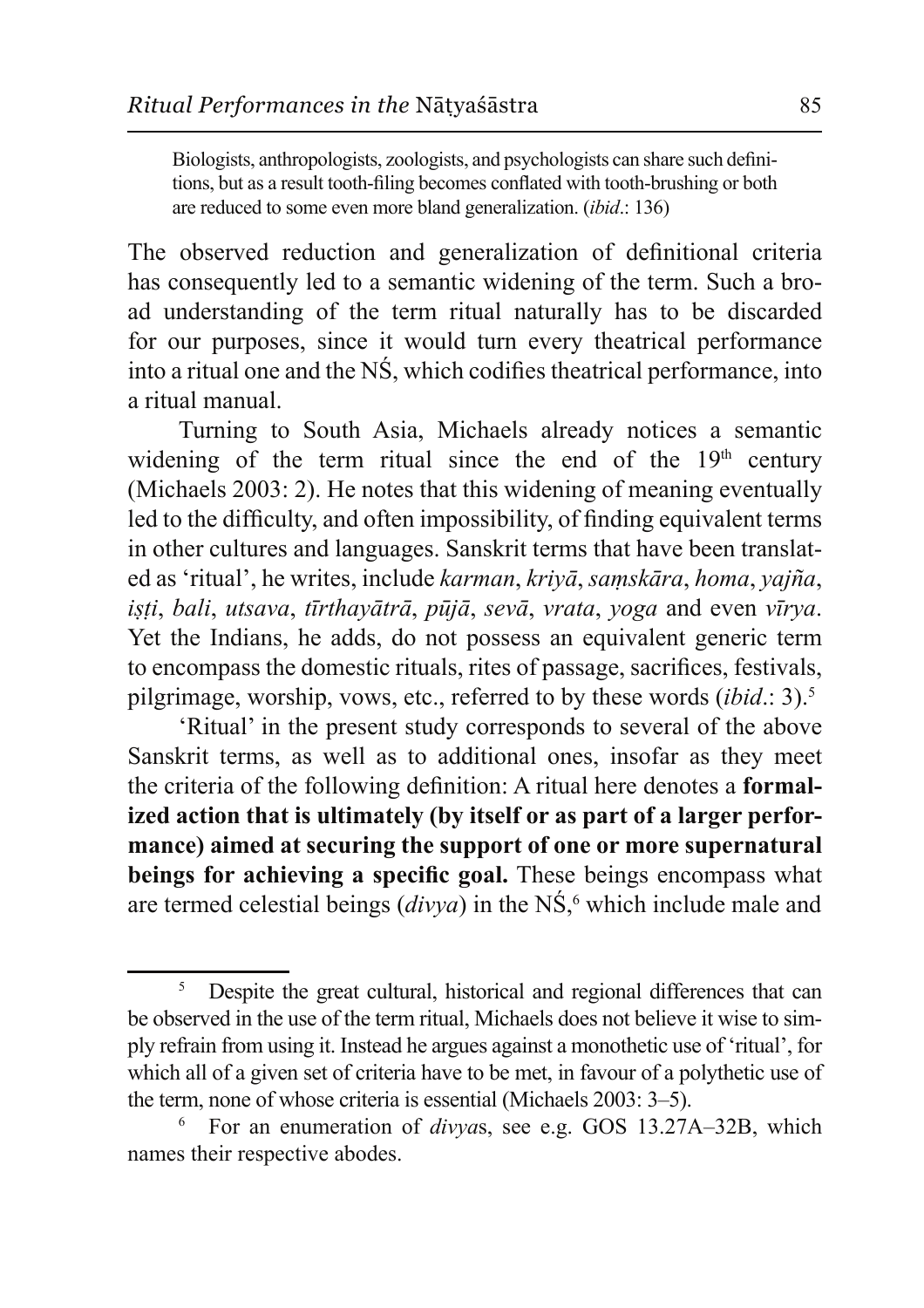> Biologists, anthropologists, zoologists, and psychologists can share such definitions, but as a result tooth-filing becomes conflated with tooth-brushing or both are reduced to some even more bland generalization. (*ibid*.: 136)

The observed reduction and generalization of definitional criteria has consequently led to a semantic widening of the term. Such a broad understanding of the term ritual naturally has to be discarded for our purposes, since it would turn every theatrical performance into a ritual one and the NŚ, which codifies theatrical performance, into a ritual manual.

Turning to South Asia, Michaels already notices a semantic widening of the term ritual since the end of the 19th century (Michaels 2003: 2). He notes that this widening of meaning eventually led to the difficulty, and often impossibility, of finding equivalent terms in other cultures and languages. Sanskrit terms that have been translated as 'ritual', he writes, include *karman*, *kriyā*, *saṃskāra*, *homa*, *yajña*, *iṣṭi*, *bali*, *utsava*, *tīrthayātrā*, *pūjā*, *sevā*, *vrata*, *yoga* and even *vīrya*. Yet the Indians, he adds, do not possess an equivalent generic term to encompass the domestic rituals, rites of passage, sacrifices, festivals, pilgrimage, worship, vows, etc., referred to by these words (*ibid*.: 3).[5]

'Ritual' in the present study corresponds to several of the above Sanskrit terms, as well as to additional ones, insofar as they meet the criteria of the following definition: A ritual here denotes a **formalized action that is ultimately (by itself or as part of a larger performance) aimed at securing the support of one or more supernatural beings for achieving a specific goal.** These beings encompass what are termed celestial beings (*divya*) in the NŚ,[6] which include male and

---

[5] Despite the great cultural, historical and regional differences that can be observed in the use of the term ritual, Michaels does not believe it wise to simply refrain from using it. Instead he argues against a monothetic use of 'ritual', for which all of a given set of criteria have to be met, in favour of a polythetic use of the term, none of whose criteria is essential (Michaels 2003: 3–5).

[6] For an enumeration of *divya*s, see e.g. GOS 13.27A–32B, which names their respective abodes.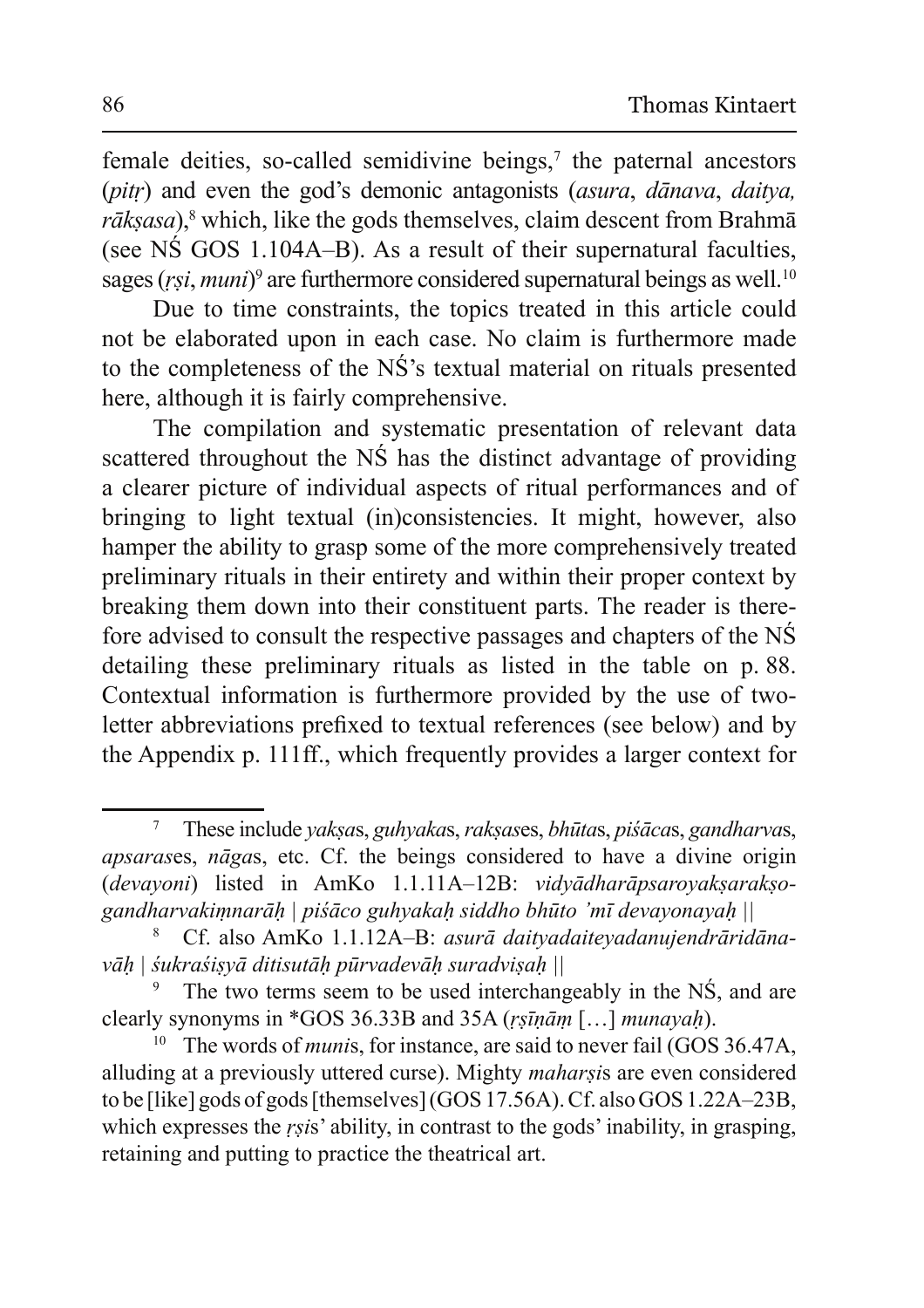female deities, so-called semidivine beings,[7] the paternal ancestors (*pitṛ*) and even the god's demonic antagonists (*asura*, *dānava*, *daitya, rākṣasa*),[8] which, like the gods themselves, claim descent from Brahmā (see NŚ GOS 1.104A–B). As a result of their supernatural faculties, sages (*ṛṣi*, *muni*)[9] are furthermore considered supernatural beings as well.[10]

Due to time constraints, the topics treated in this article could not be elaborated upon in each case. No claim is furthermore made to the completeness of the NŚ's textual material on rituals presented here, although it is fairly comprehensive.

The compilation and systematic presentation of relevant data scattered throughout the NŚ has the distinct advantage of providing a clearer picture of individual aspects of ritual performances and of bringing to light textual (in)consistencies. It might, however, also hamper the ability to grasp some of the more comprehensively treated preliminary rituals in their entirety and within their proper context by breaking them down into their constituent parts. The reader is therefore advised to consult the respective passages and chapters of the NŚ detailing these preliminary rituals as listed in the table on p. 88. Contextual information is furthermore provided by the use of two-letter abbreviations prefixed to textual references (see below) and by the Appendix p. 111ff., which frequently provides a larger context for

---

[7] These include *yakṣa*s, *guhyaka*s, *rakṣase*s, *bhūta*s, *piśāca*s, *gandharva*s, *apsarase*s, *nāga*s, etc. Cf. the beings considered to have a divine origin (*devayoni*) listed in AmKo 1.1.11A–12B: *vidyādharāpsaroyakṣarakṣogandharvakiṃnarāḥ | piśāco guhyakaḥ siddho bhūto 'mī devayonayaḥ ||*

[8] Cf. also AmKo 1.1.12A–B: *asurā daityadaiteyadanujendrāridānavāḥ | śukraśiṣyā ditisutāḥ pūrvadevāḥ suradviṣaḥ ||*

[9] The two terms seem to be used interchangeably in the NŚ, and are clearly synonyms in *GOS 36.33B and 35A (*ṛṣīṇāṃ* […] *munayaḥ*).

[10] The words of *muni*s, for instance, are said to never fail (GOS 36.47A, alluding at a previously uttered curse). Mighty *maharṣi*s are even considered to be [like] gods of gods [themselves] (GOS 17.56A). Cf. also GOS 1.22A–23B, which expresses the *ṛṣi*s' ability, in contrast to the gods' inability, in grasping, retaining and putting to practice the theatrical art.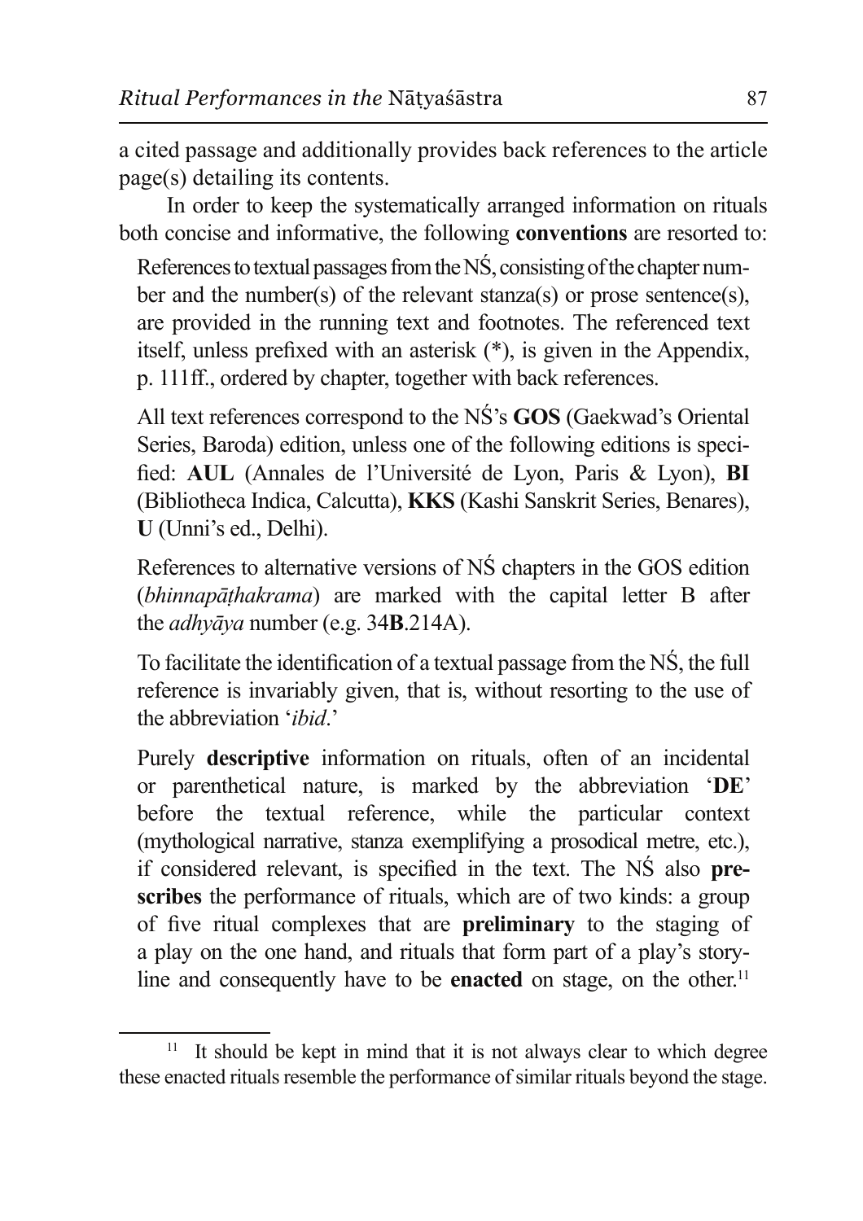a cited passage and additionally provides back references to the article page(s) detailing its contents.

In order to keep the systematically arranged information on rituals both concise and informative, the following **conventions** are resorted to:

> References to textual passages from the NŚ, consisting of the chapter number and the number(s) of the relevant stanza(s) or prose sentence(s), are provided in the running text and footnotes. The referenced text itself, unless prefixed with an asterisk (*), is given in the Appendix, p. 111ff., ordered by chapter, together with back references.
>
> All text references correspond to the NŚ's **GOS** (Gaekwad's Oriental Series, Baroda) edition, unless one of the following editions is specified: **AUL** (Annales de l'Université de Lyon, Paris & Lyon), **BI** (Bibliotheca Indica, Calcutta), **KKS** (Kashi Sanskrit Series, Benares), **U** (Unni's ed., Delhi).
>
> References to alternative versions of NŚ chapters in the GOS edition (*bhinnapāṭhakrama*) are marked with the capital letter B after the *adhyāya* number (e.g. 34**B**.214A).
>
> To facilitate the identification of a textual passage from the NŚ, the full reference is invariably given, that is, without resorting to the use of the abbreviation '*ibid*.'
>
> Purely **descriptive** information on rituals, often of an incidental or parenthetical nature, is marked by the abbreviation '**DE**' before the textual reference, while the particular context (mythological narrative, stanza exemplifying a prosodical metre, etc.), if considered relevant, is specified in the text. The NŚ also **prescribes** the performance of rituals, which are of two kinds: a group of five ritual complexes that are **preliminary** to the staging of a play on the one hand, and rituals that form part of a play's storyline and consequently have to be **enacted** on stage, on the other.[11]

[11] It should be kept in mind that it is not always clear to which degree these enacted rituals resemble the performance of similar rituals beyond the stage.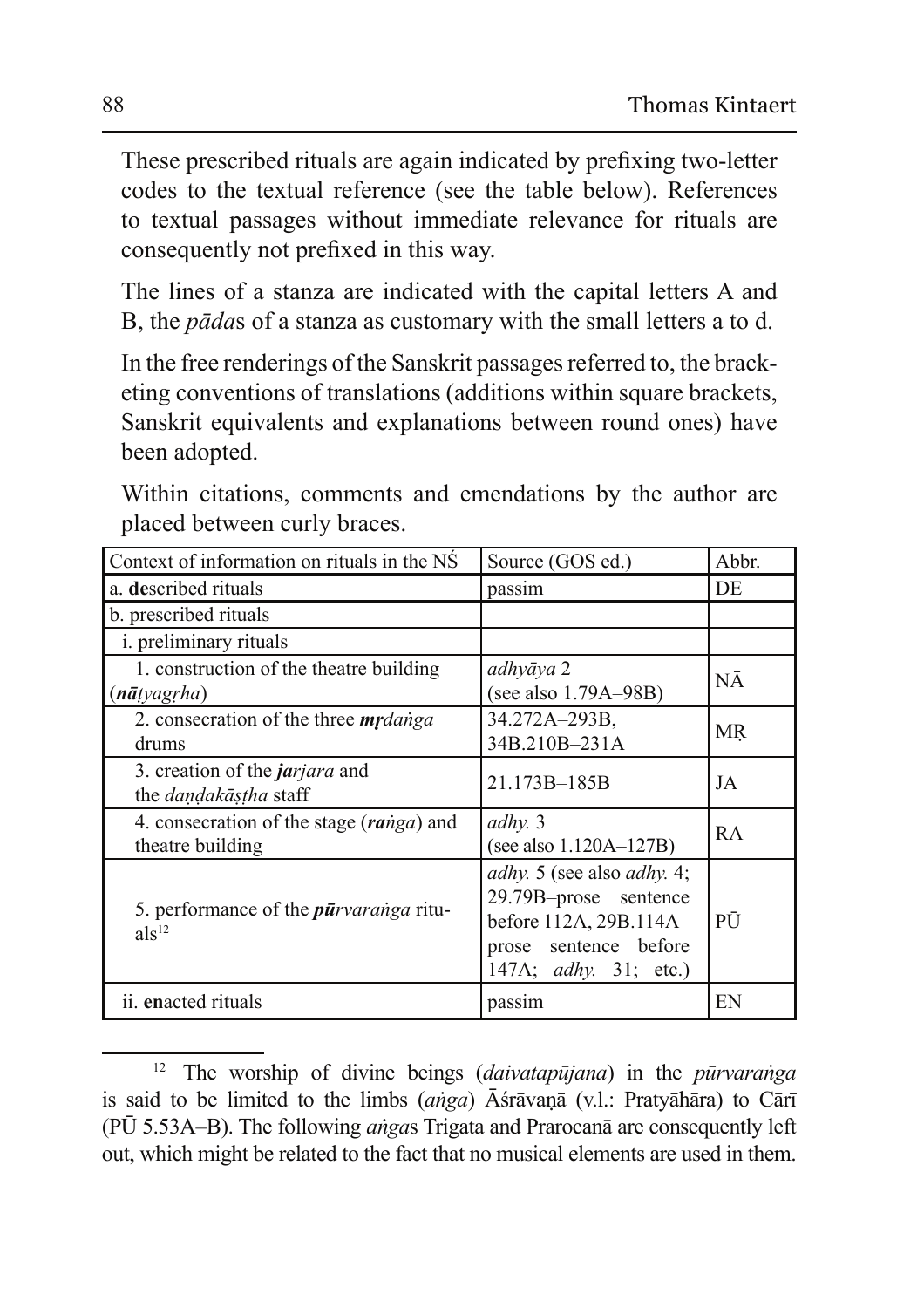These prescribed rituals are again indicated by prefixing two-letter codes to the textual reference (see the table below). References to textual passages without immediate relevance for rituals are consequently not prefixed in this way.

The lines of a stanza are indicated with the capital letters A and B, the *pāda*s of a stanza as customary with the small letters a to d.

In the free renderings of the Sanskrit passages referred to, the bracketing conventions of translations (additions within square brackets, Sanskrit equivalents and explanations between round ones) have been adopted.

Within citations, comments and emendations by the author are placed between curly braces.

| Context of information on rituals in the NŚ | Source (GOS ed.) | Abbr. |
|---|---|---|
| a. **de**scribed rituals | passim | DE |
| b. prescribed rituals | | |
| i. preliminary rituals | | |
| 1. construction of the theatre building (***nā**ṭyagṛha*) | *adhyāya* 2 (see also 1.79A–98B) | NĀ |
| 2. consecration of the three ***mṛ**daṅga* drums | 34.272A–293B, 34B.210B–231A | MṚ |
| 3. creation of the ***ja**rjara* and the *daṇḍakāṣṭha* staff | 21.173B–185B | JA |
| 4. consecration of the stage (***ra**ṅga*) and theatre building | *adhy.* 3 (see also 1.120A–127B) | RA |
| 5. performance of the ***pū**rvaraṅga* rituals[12] | *adhy.* 5 (see also *adhy.* 4; 29.79B–prose sentence before 112A, 29B.114A–prose sentence before 147A; *adhy.* 31; etc.) | PŪ |
| ii. **en**acted rituals | passim | EN |

[12] The worship of divine beings (*daivatapūjana*) in the *pūrvaraṅga* is said to be limited to the limbs (*aṅga*) Āśrāvaṇā (v.l.: Pratyāhāra) to Cārī (PŪ 5.53A–B). The following *aṅga*s Trigata and Prarocanā are consequently left out, which might be related to the fact that no musical elements are used in them.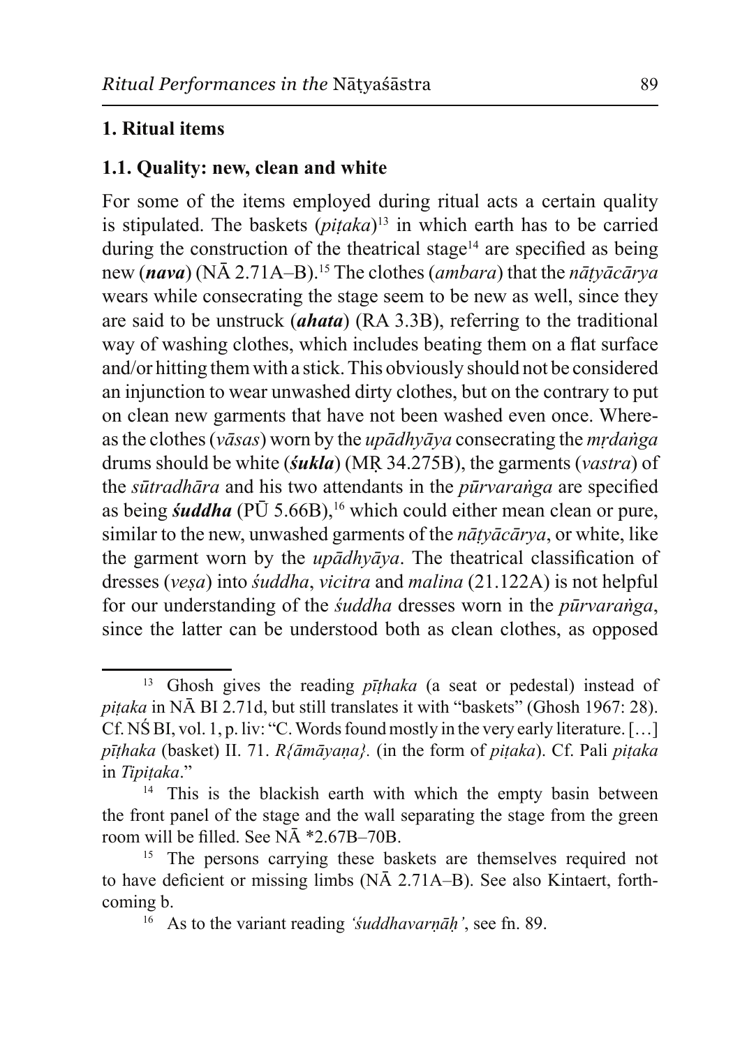## 1. Ritual items

### 1.1. Quality: new, clean and white

For some of the items employed during ritual acts a certain quality is stipulated. The baskets (*piṭaka*)[13] in which earth has to be carried during the construction of the theatrical stage[14] are specified as being new (***nava***) (NĀ 2.71A–B).[15] The clothes (*ambara*) that the *nāṭyācārya* wears while consecrating the stage seem to be new as well, since they are said to be unstruck (***ahata***) (RA 3.3B), referring to the traditional way of washing clothes, which includes beating them on a flat surface and/or hitting them with a stick. This obviously should not be considered an injunction to wear unwashed dirty clothes, but on the contrary to put on clean new garments that have not been washed even once. Whereas the clothes (*vāsas*) worn by the *upādhyāya* consecrating the *mṛdaṅga* drums should be white (***śukla***) (MṚ 34.275B), the garments (*vastra*) of the *sūtradhāra* and his two attendants in the *pūrvaraṅga* are specified as being ***śuddha*** (PŪ 5.66B),[16] which could either mean clean or pure, similar to the new, unwashed garments of the *nāṭyācārya*, or white, like the garment worn by the *upādhyāya*. The theatrical classification of dresses (*veṣa*) into *śuddha*, *vicitra* and *malina* (21.122A) is not helpful for our understanding of the *śuddha* dresses worn in the *pūrvaraṅga*, since the latter can be understood both as clean clothes, as opposed

---

[13] Ghosh gives the reading *pīṭhaka* (a seat or pedestal) instead of *piṭaka* in NĀ BI 2.71d, but still translates it with "baskets" (Ghosh 1967: 28). Cf. NŚ BI, vol. 1, p. liv: "C. Words found mostly in the very early literature. […] *pīṭhaka* (basket) II. 71. *R{āmāyaṇa}.* (in the form of *piṭaka*). Cf. Pali *piṭaka* in *Tipiṭaka*."

[14] This is the blackish earth with which the empty basin between the front panel of the stage and the wall separating the stage from the green room will be filled. See NĀ *2.67B–70B.

[15] The persons carrying these baskets are themselves required not to have deficient or missing limbs (NĀ 2.71A–B). See also Kintaert, forthcoming b.

[16] As to the variant reading *'śuddhavarṇāḥ'*, see fn. 89.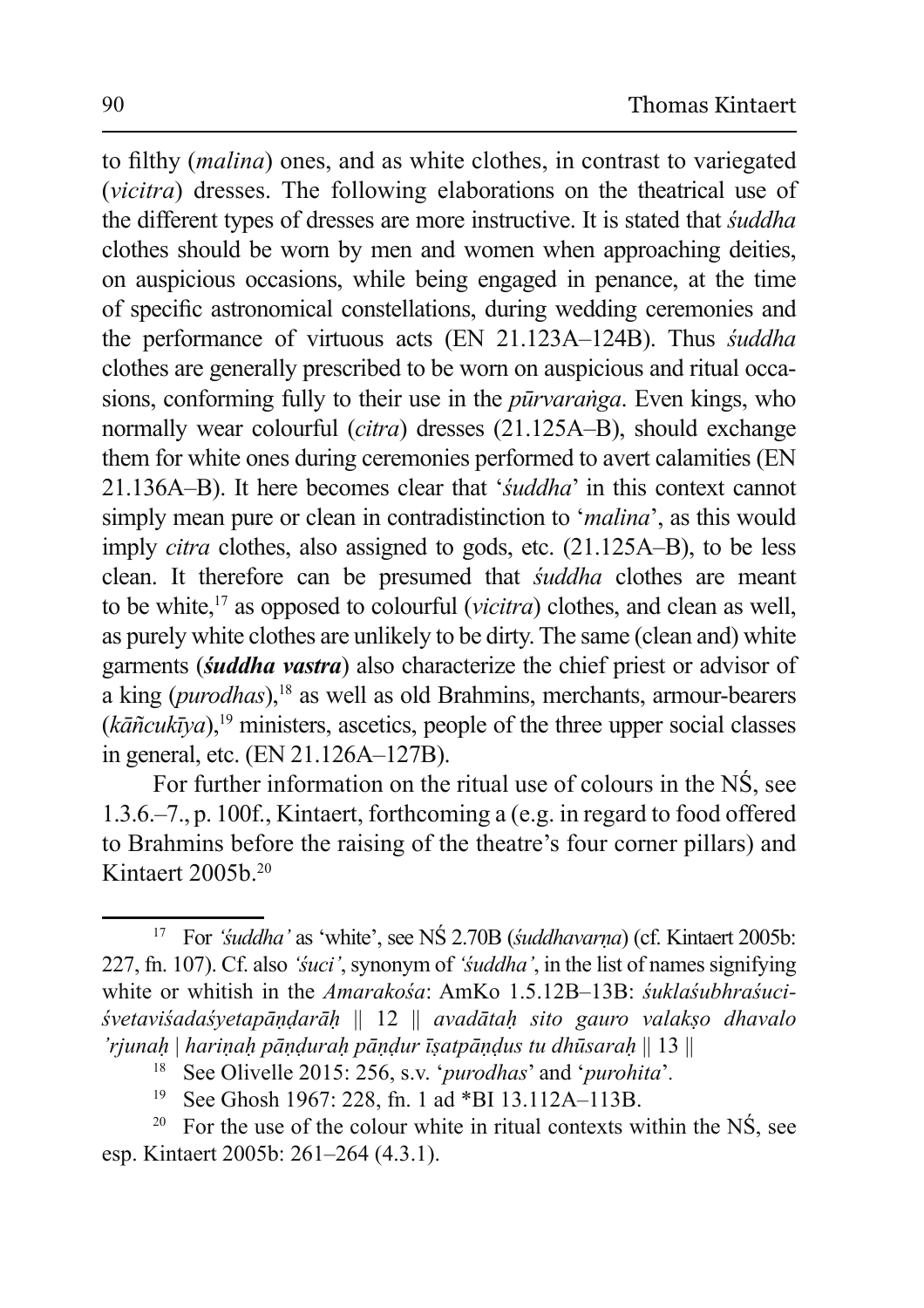to filthy (*malina*) ones, and as white clothes, in contrast to variegated (*vicitra*) dresses. The following elaborations on the theatrical use of the different types of dresses are more instructive. It is stated that *śuddha* clothes should be worn by men and women when approaching deities, on auspicious occasions, while being engaged in penance, at the time of specific astronomical constellations, during wedding ceremonies and the performance of virtuous acts (EN 21.123A–124B). Thus *śuddha* clothes are generally prescribed to be worn on auspicious and ritual occasions, conforming fully to their use in the *pūrvaraṅga*. Even kings, who normally wear colourful (*citra*) dresses (21.125A–B), should exchange them for white ones during ceremonies performed to avert calamities (EN 21.136A–B). It here becomes clear that '*śuddha*' in this context cannot simply mean pure or clean in contradistinction to '*malina*', as this would imply *citra* clothes, also assigned to gods, etc. (21.125A–B), to be less clean. It therefore can be presumed that *śuddha* clothes are meant to be white,[17] as opposed to colourful (*vicitra*) clothes, and clean as well, as purely white clothes are unlikely to be dirty. The same (clean and) white garments (***śuddha vastra***) also characterize the chief priest or advisor of a king (*purodhas*),[18] as well as old Brahmins, merchants, armour-bearers (*kāñcukīya*),[19] ministers, ascetics, people of the three upper social classes in general, etc. (EN 21.126A–127B).

For further information on the ritual use of colours in the NŚ, see 1.3.6.–7., p. 100f., Kintaert, forthcoming a (e.g. in regard to food offered to Brahmins before the raising of the theatre's four corner pillars) and Kintaert 2005b.[20]

---

[17] For *'śuddha'* as 'white', see NŚ 2.70B (*śuddhavarṇa*) (cf. Kintaert 2005b: 227, fn. 107). Cf. also *'śuci'*, synonym of *'śuddha'*, in the list of names signifying white or whitish in the *Amarakośa*: AmKo 1.5.12B–13B: *śuklaśubhraśuci-śvetaviśadaśyetapāṇḍarāḥ* || 12 || *avadātaḥ sito gauro valakṣo dhavalo 'rjunaḥ* | *hariṇaḥ pāṇḍuraḥ pāṇḍur īṣatpāṇḍus tu dhūsaraḥ* || 13 ||

[18] See Olivelle 2015: 256, s.v. '*purodhas*' and '*purohita*'.

[19] See Ghosh 1967: 228, fn. 1 ad *BI 13.112A–113B.

[20] For the use of the colour white in ritual contexts within the NŚ, see esp. Kintaert 2005b: 261–264 (4.3.1).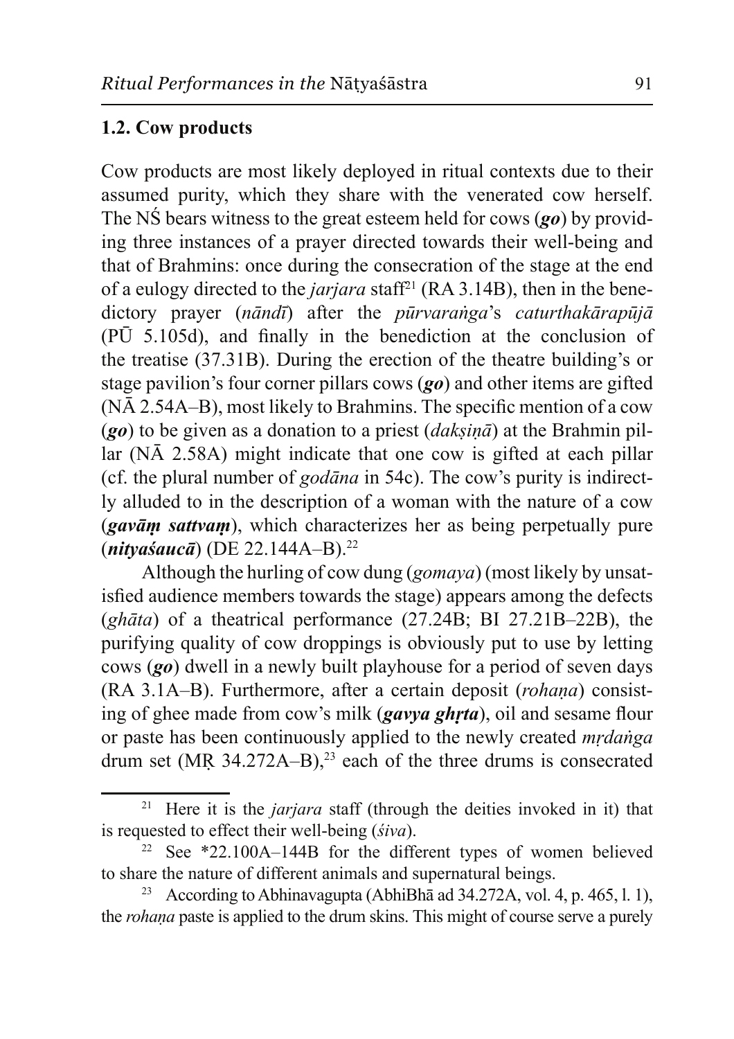### 1.2. Cow products

Cow products are most likely deployed in ritual contexts due to their assumed purity, which they share with the venerated cow herself. The NŚ bears witness to the great esteem held for cows (***go***) by providing three instances of a prayer directed towards their well-being and that of Brahmins: once during the consecration of the stage at the end of a eulogy directed to the *jarjara* staff[21] (RA 3.14B), then in the benedictory prayer (*nāndī*) after the *pūrvaraṅga*'s *caturthakārapūjā* (PŪ 5.105d), and finally in the benediction at the conclusion of the treatise (37.31B). During the erection of the theatre building's or stage pavilion's four corner pillars cows (***go***) and other items are gifted (NĀ 2.54A–B), most likely to Brahmins. The specific mention of a cow (***go***) to be given as a donation to a priest (*dakṣiṇā*) at the Brahmin pillar (NĀ 2.58A) might indicate that one cow is gifted at each pillar (cf. the plural number of *godāna* in 54c). The cow's purity is indirectly alluded to in the description of a woman with the nature of a cow (***gavāṃ sattvaṃ***), which characterizes her as being perpetually pure (***nityaśaucā***) (DE 22.144A–B).[22]

Although the hurling of cow dung (*gomaya*) (most likely by unsatisfied audience members towards the stage) appears among the defects (*ghāta*) of a theatrical performance (27.24B; BI 27.21B–22B), the purifying quality of cow droppings is obviously put to use by letting cows (***go***) dwell in a newly built playhouse for a period of seven days (RA 3.1A–B). Furthermore, after a certain deposit (*rohaṇa*) consisting of ghee made from cow's milk (***gavya ghṛta***), oil and sesame flour or paste has been continuously applied to the newly created *mṛdaṅga* drum set (MṚ 34.272A–B),[23] each of the three drums is consecrated

---

[21] Here it is the *jarjara* staff (through the deities invoked in it) that is requested to effect their well-being (*śiva*).

[22] See *22.100A–144B for the different types of women believed to share the nature of different animals and supernatural beings.

[23] According to Abhinavagupta (AbhiBhā ad 34.272A, vol. 4, p. 465, l. 1), the *rohaṇa* paste is applied to the drum skins. This might of course serve a purely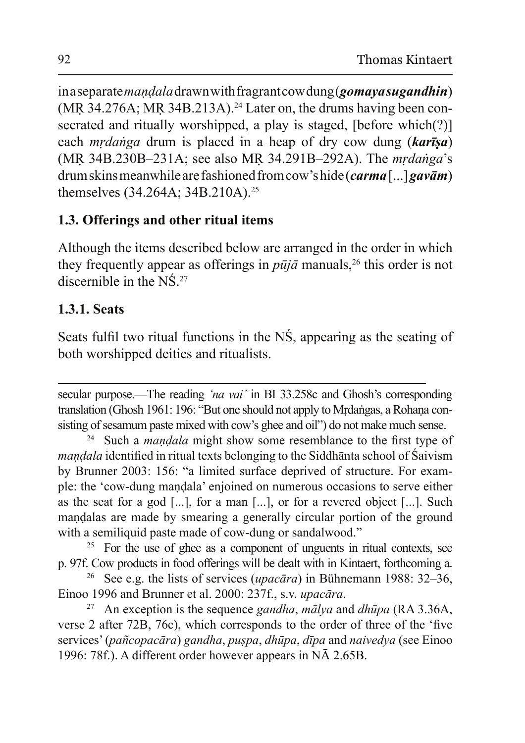in a separate *maṇḍala* drawn with fragrant cow dung (***gomaya sugandhin***) (MṚ 34.276A; MṚ 34B.213A).[24] Later on, the drums having been consecrated and ritually worshipped, a play is staged, [before which(?)] each *mṛdaṅga* drum is placed in a heap of dry cow dung (***karīṣa***) (MṚ 34B.230B–231A; see also MṚ 34.291B–292A). The *mṛdaṅga*'s drum skins meanwhile are fashioned from cow's hide (***carma*** [...] ***gavām***) themselves (34.264A; 34B.210A).[25]

### 1.3. Offerings and other ritual items

Although the items described below are arranged in the order in which they frequently appear as offerings in *pūjā* manuals,[26] this order is not discernible in the NŚ.[27]

#### 1.3.1. Seats

Seats fulfil two ritual functions in the NŚ, appearing as the seating of both worshipped deities and ritualists.

---

secular purpose.—The reading *'na vai'* in BI 33.258c and Ghosh's corresponding translation (Ghosh 1961: 196: "But one should not apply to Mṛdaṅgas, a Rohaṇa consisting of sesamum paste mixed with cow's ghee and oil") do not make much sense.

[24] Such a *maṇḍala* might show some resemblance to the first type of *maṇḍala* identified in ritual texts belonging to the Siddhānta school of Śaivism by Brunner 2003: 156: "a limited surface deprived of structure. For example: the 'cow-dung maṇḍala' enjoined on numerous occasions to serve either as the seat for a god [...], for a man [...], or for a revered object [...]. Such maṇḍalas are made by smearing a generally circular portion of the ground with a semiliquid paste made of cow-dung or sandalwood."

[25] For the use of ghee as a component of unguents in ritual contexts, see p. 97f. Cow products in food offerings will be dealt with in Kintaert, forthcoming a.

[26] See e.g. the lists of services (*upacāra*) in Bühnemann 1988: 32–36, Einoo 1996 and Brunner et al. 2000: 237f., s.v. *upacāra*.

[27] An exception is the sequence *gandha*, *mālya* and *dhūpa* (RA 3.36A, verse 2 after 72B, 76c), which corresponds to the order of three of the 'five services' (*pañcopacāra*) *gandha*, *puṣpa*, *dhūpa*, *dīpa* and *naivedya* (see Einoo 1996: 78f.). A different order however appears in NĀ 2.65B.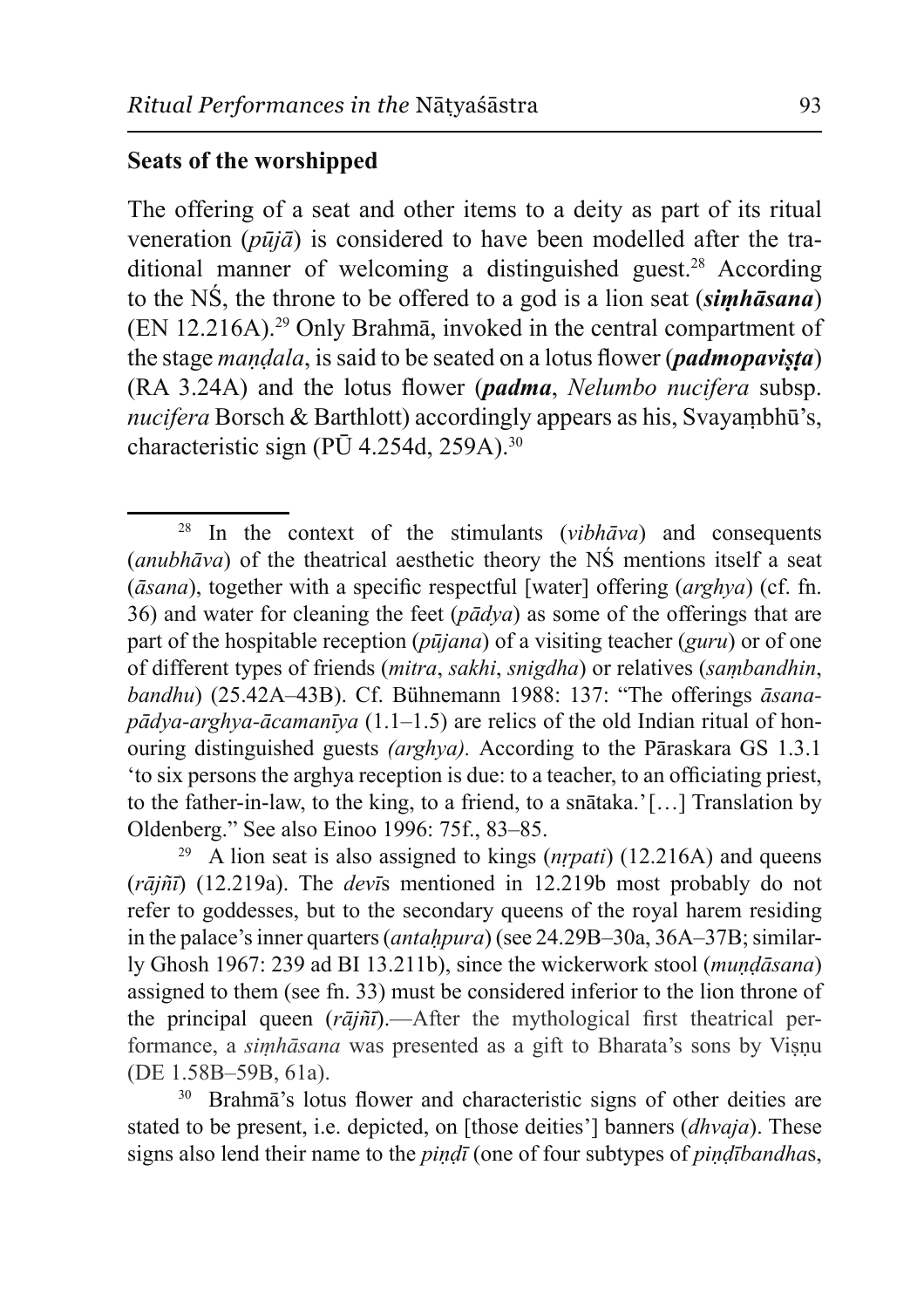## Seats of the worshipped

The offering of a seat and other items to a deity as part of its ritual veneration (*pūjā*) is considered to have been modelled after the traditional manner of welcoming a distinguished guest.[28] According to the NŚ, the throne to be offered to a god is a lion seat (***siṃhāsana***) (EN 12.216A).[29] Only Brahmā, invoked in the central compartment of the stage *maṇḍala*, is said to be seated on a lotus flower (***padmopaviṣṭa***) (RA 3.24A) and the lotus flower (***padma***, *Nelumbo nucifera* subsp. *nucifera* Borsch & Barthlott) accordingly appears as his, Svayaṃbhū's, characteristic sign (PŪ 4.254d, 259A).[30]

---

[28] In the context of the stimulants (*vibhāva*) and consequents (*anubhāva*) of the theatrical aesthetic theory the NŚ mentions itself a seat (*āsana*), together with a specific respectful [water] offering (*arghya*) (cf. fn. 36) and water for cleaning the feet (*pādya*) as some of the offerings that are part of the hospitable reception (*pūjana*) of a visiting teacher (*guru*) or of one of different types of friends (*mitra*, *sakhi*, *snigdha*) or relatives (*saṃbandhin*, *bandhu*) (25.42A–43B). Cf. Bühnemann 1988: 137: "The offerings *āsana-pādya-arghya-ācamanīya* (1.1–1.5) are relics of the old Indian ritual of honouring distinguished guests *(arghya).* According to the Pāraskara GS 1.3.1 'to six persons the arghya reception is due: to a teacher, to an officiating priest, to the father-in-law, to the king, to a friend, to a snātaka.' […] Translation by Oldenberg." See also Einoo 1996: 75f., 83–85.

[29] A lion seat is also assigned to kings (*nṛpati*) (12.216A) and queens (*rājñī*) (12.219a). The *devī*s mentioned in 12.219b most probably do not refer to goddesses, but to the secondary queens of the royal harem residing in the palace's inner quarters (*antaḥpura*) (see 24.29B–30a, 36A–37B; similarly Ghosh 1967: 239 ad BI 13.211b), since the wickerwork stool (*muṇḍāsana*) assigned to them (see fn. 33) must be considered inferior to the lion throne of the principal queen (*rājñī*).—After the mythological first theatrical performance, a *siṃhāsana* was presented as a gift to Bharata's sons by Viṣṇu (DE 1.58B–59B, 61a).

[30] Brahmā's lotus flower and characteristic signs of other deities are stated to be present, i.e. depicted, on [those deities'] banners (*dhvaja*). These signs also lend their name to the *piṇḍī* (one of four subtypes of *piṇḍībandha*s,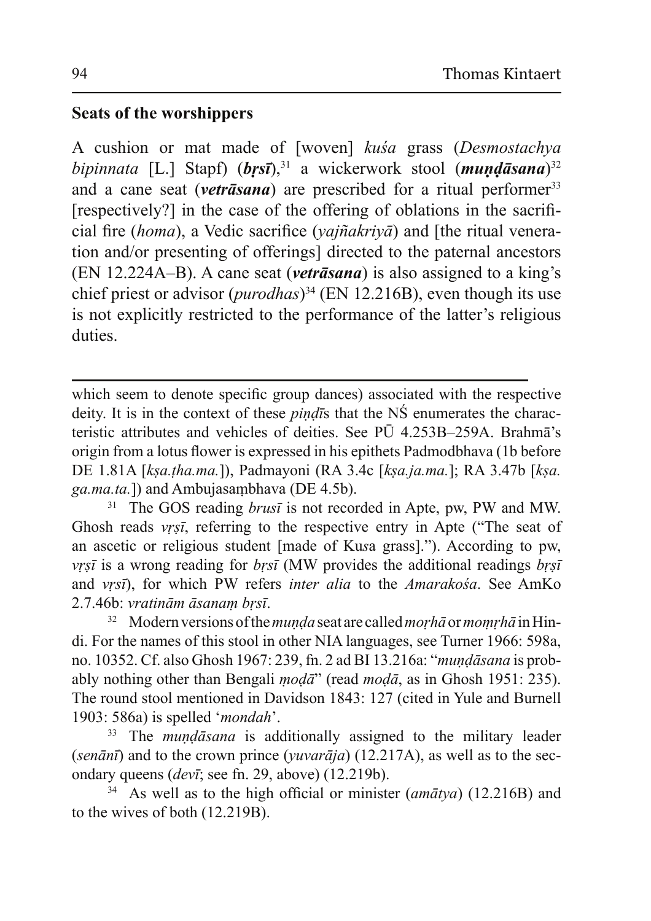## Seats of the worshippers

A cushion or mat made of [woven] *kuśa* grass (*Desmostachya bipinnata* [L.] Stapf) (***bṛsī***),[31] a wickerwork stool (***muṇḍāsana***)[32] and a cane seat (***vetrāsana***) are prescribed for a ritual performer[33] [respectively?] in the case of the offering of oblations in the sacrificial fire (*homa*), a Vedic sacrifice (*yajñakriyā*) and [the ritual veneration and/or presenting of offerings] directed to the paternal ancestors (EN 12.224A–B). A cane seat (***vetrāsana***) is also assigned to a king's chief priest or advisor (*purodhas*)[34] (EN 12.216B), even though its use is not explicitly restricted to the performance of the latter's religious duties.

---

which seem to denote specific group dances) associated with the respective deity. It is in the context of these *piṇḍī*s that the NŚ enumerates the characteristic attributes and vehicles of deities. See PŪ 4.253B–259A. Brahmā's origin from a lotus flower is expressed in his epithets Padmodbhava (1b before DE 1.81A [*kṣa.ṭha.ma.*]), Padmayoni (RA 3.4c [*kṣa.ja.ma.*]; RA 3.47b [*kṣa. ga.ma.ta.*]) and Ambujasaṃbhava (DE 4.5b).

[31] The GOS reading *brusī* is not recorded in Apte, pw, PW and MW. Ghosh reads *vṛṣī*, referring to the respective entry in Apte ("The seat of an ascetic or religious student [made of Ku*s*a grass]."). According to pw, *vṛṣī* is a wrong reading for *bṛsī* (MW provides the additional readings *bṛṣī* and *vṛsī*), for which PW refers *inter alia* to the *Amarakośa*. See AmKo 2.7.46b: *vratinām āsanaṃ bṛsī*.

[32] Modern versions of the *muṇḍa* seat are called *moṛhā* or *moṃṛhā* in Hindi. For the names of this stool in other NIA languages, see Turner 1966: 598a, no. 10352. Cf. also Ghosh 1967: 239, fn. 2 ad BI 13.216a: "*muṇḍāsana* is probably nothing other than Bengali *ṃoḍā*" (read *moḍā*, as in Ghosh 1951: 235). The round stool mentioned in Davidson 1843: 127 (cited in Yule and Burnell 1903: 586a) is spelled '*mondah*'.

[33] The *muṇḍāsana* is additionally assigned to the military leader (*senānī*) and to the crown prince (*yuvarāja*) (12.217A), as well as to the secondary queens (*devī*; see fn. 29, above) (12.219b).

[34] As well as to the high official or minister (*amātya*) (12.216B) and to the wives of both (12.219B).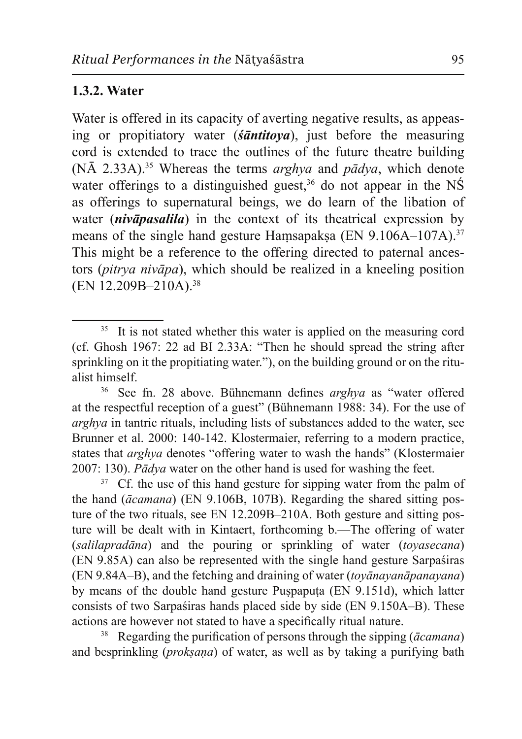### 1.3.2. Water

Water is offered in its capacity of averting negative results, as appeasing or propitiatory water (***śāntitoya***), just before the measuring cord is extended to trace the outlines of the future theatre building (NĀ 2.33A).[35] Whereas the terms *arghya* and *pādya*, which denote water offerings to a distinguished guest,[36] do not appear in the NŚ as offerings to supernatural beings, we do learn of the libation of water (***nivāpasalila***) in the context of its theatrical expression by means of the single hand gesture Haṃsapakṣa (EN 9.106A–107A).[37] This might be a reference to the offering directed to paternal ancestors (*pitrya nivāpa*), which should be realized in a kneeling position (EN 12.209B–210A).[38]

---

[35] It is not stated whether this water is applied on the measuring cord (cf. Ghosh 1967: 22 ad BI 2.33A: "Then he should spread the string after sprinkling on it the propitiating water."), on the building ground or on the ritualist himself.

[36] See fn. 28 above. Bühnemann defines *arghya* as "water offered at the respectful reception of a guest" (Bühnemann 1988: 34). For the use of *arghya* in tantric rituals, including lists of substances added to the water, see Brunner et al. 2000: 140-142. Klostermaier, referring to a modern practice, states that *arghya* denotes "offering water to wash the hands" (Klostermaier 2007: 130). *Pādya* water on the other hand is used for washing the feet.

[37] Cf. the use of this hand gesture for sipping water from the palm of the hand (*ācamana*) (EN 9.106B, 107B). Regarding the shared sitting posture of the two rituals, see EN 12.209B–210A. Both gesture and sitting posture will be dealt with in Kintaert, forthcoming b.—The offering of water (*salilapradāna*) and the pouring or sprinkling of water (*toyasecana*) (EN 9.85A) can also be represented with the single hand gesture Sarpaśiras (EN 9.84A–B), and the fetching and draining of water (*toyānayanāpanayana*) by means of the double hand gesture Puṣpapuṭa (EN 9.151d), which latter consists of two Sarpaśiras hands placed side by side (EN 9.150A–B). These actions are however not stated to have a specifically ritual nature.

[38] Regarding the purification of persons through the sipping (*ācamana*) and besprinkling (*prokṣaṇa*) of water, as well as by taking a purifying bath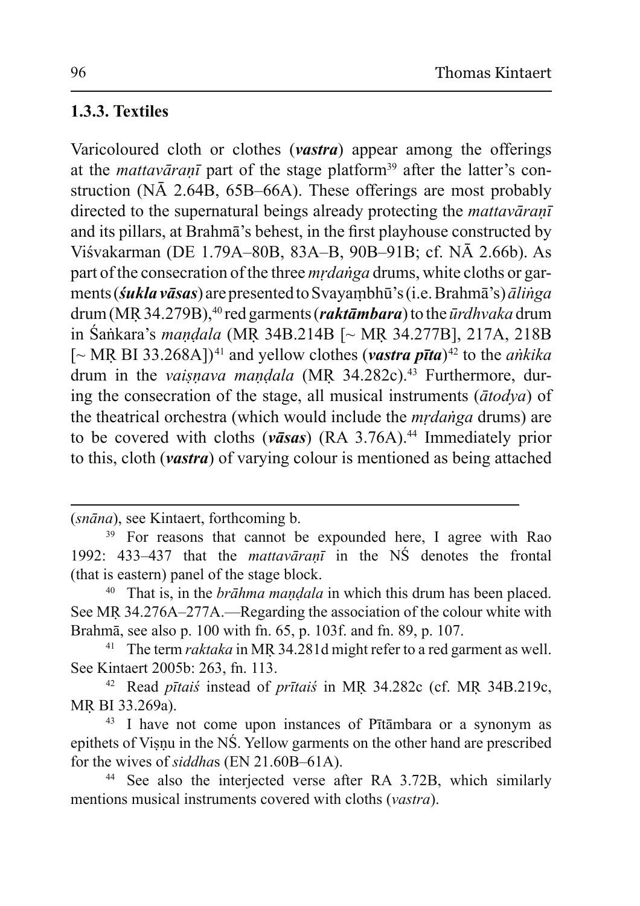### 1.3.3. Textiles

Varicoloured cloth or clothes (***vastra***) appear among the offerings at the *mattavāraṇī* part of the stage platform[39] after the latter's construction (NĀ 2.64B, 65B–66A). These offerings are most probably directed to the supernatural beings already protecting the *mattavāraṇī* and its pillars, at Brahmā's behest, in the first playhouse constructed by Viśvakarman (DE 1.79A–80B, 83A–B, 90B–91B; cf. NĀ 2.66b). As part of the consecration of the three *mṛdaṅga* drums, white cloths or garments (***śukla vāsas***) are presented to Svayaṃbhū's (i.e. Brahmā's) *āliṅga* drum (MṚ 34.279B),[40] red garments (***raktāmbara***) to the *ūrdhvaka* drum in Śaṅkara's *maṇḍala* (MṚ 34B.214B [~ MṚ 34.277B], 217A, 218B [~ MṚ BI 33.268A])[41] and yellow clothes (***vastra pīta***)[42] to the *aṅkika* drum in the *vaiṣṇava maṇḍala* (MṚ 34.282c).[43] Furthermore, during the consecration of the stage, all musical instruments (*ātodya*) of the theatrical orchestra (which would include the *mṛdaṅga* drums) are to be covered with cloths (***vāsas***) (RA 3.76A).[44] Immediately prior to this, cloth (***vastra***) of varying colour is mentioned as being attached

---

(*snāna*), see Kintaert, forthcoming b.

[39] For reasons that cannot be expounded here, I agree with Rao 1992: 433–437 that the *mattavāraṇī* in the NŚ denotes the frontal (that is eastern) panel of the stage block.

[40] That is, in the *brāhma maṇḍala* in which this drum has been placed. See MṚ 34.276A–277A.—Regarding the association of the colour white with Brahmā, see also p. 100 with fn. 65, p. 103f. and fn. 89, p. 107.

[41] The term *raktaka* in MṚ 34.281d might refer to a red garment as well. See Kintaert 2005b: 263, fn. 113.

[42] Read *pītaiś* instead of *prītaiś* in MṚ 34.282c (cf. MṚ 34B.219c, MṚ BI 33.269a).

[43] I have not come upon instances of Pītāmbara or a synonym as epithets of Viṣṇu in the NŚ. Yellow garments on the other hand are prescribed for the wives of *siddha*s (EN 21.60B–61A).

[44] See also the interjected verse after RA 3.72B, which similarly mentions musical instruments covered with cloths (*vastra*).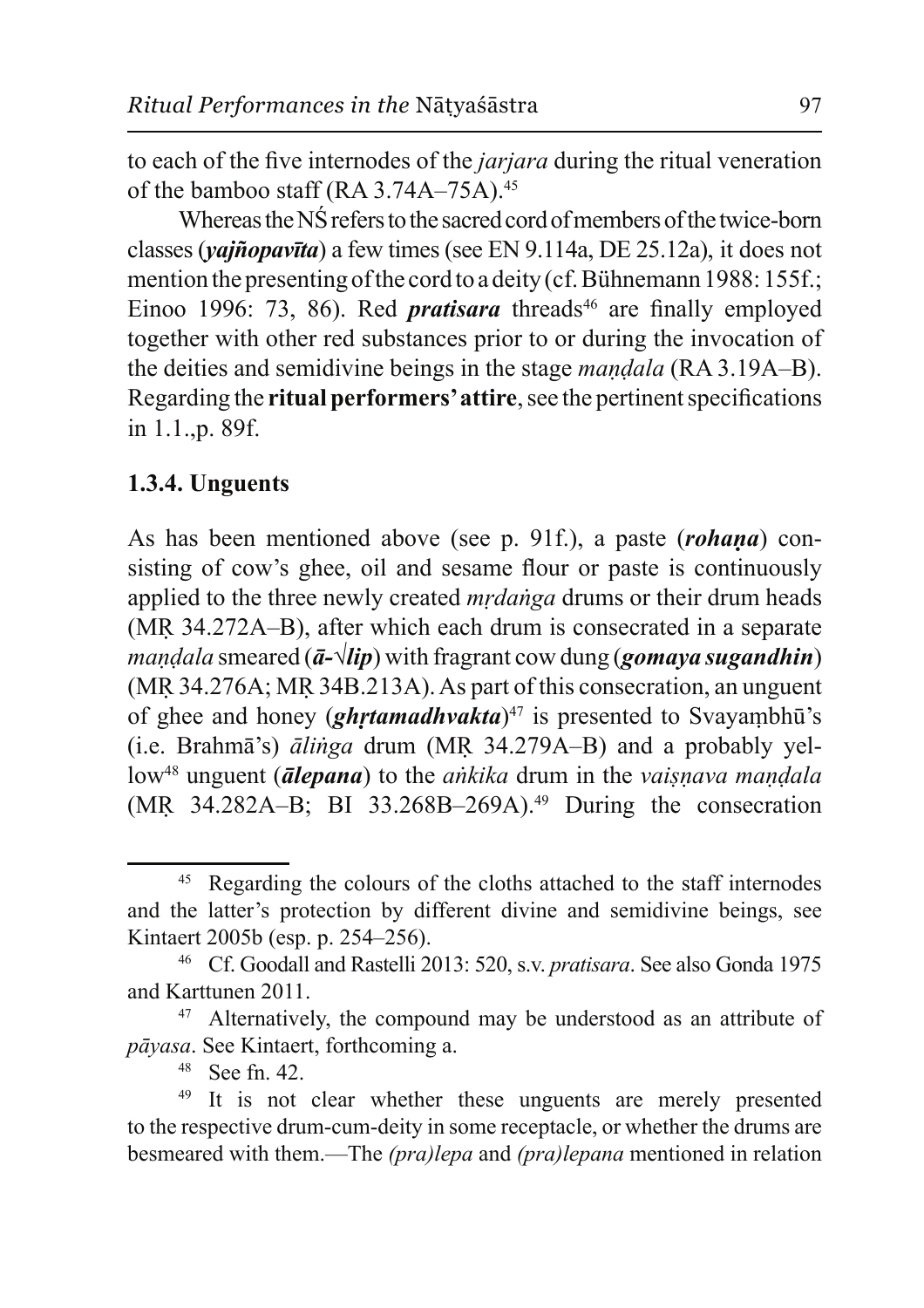to each of the five internodes of the *jarjara* during the ritual veneration of the bamboo staff (RA 3.74A–75A).[45]

Whereas the NŚ refers to the sacred cord of members of the twice-born classes (***yajñopavīta***) a few times (see EN 9.114a, DE 25.12a), it does not mention the presenting of the cord to a deity (cf. Bühnemann 1988: 155f.; Einoo 1996: 73, 86). Red ***pratisara*** threads[46] are finally employed together with other red substances prior to or during the invocation of the deities and semidivine beings in the stage *maṇḍala* (RA 3.19A–B). Regarding the **ritual performers' attire**, see the pertinent specifications in 1.1.,p. 89f.

### 1.3.4. Unguents

As has been mentioned above (see p. 91f.), a paste (***rohaṇa***) consisting of cow's ghee, oil and sesame flour or paste is continuously applied to the three newly created *mṛdaṅga* drums or their drum heads (MR̥ 34.272A–B), after which each drum is consecrated in a separate *maṇḍala* smeared (***ā-√lip***) with fragrant cow dung (***gomaya sugandhin***) (MR̥ 34.276A; MR̥ 34B.213A). As part of this consecration, an unguent of ghee and honey (***ghṛtamadhvakta***)[47] is presented to Svayaṃbhū's (i.e. Brahmā's) *āliṅga* drum (MR̥ 34.279A–B) and a probably yellow[48] unguent (***ālepana***) to the *aṅkika* drum in the *vaiṣṇava maṇḍala* (MR̥ 34.282A–B; BI 33.268B–269A).[49] During the consecration

---

[45] Regarding the colours of the cloths attached to the staff internodes and the latter's protection by different divine and semidivine beings, see Kintaert 2005b (esp. p. 254–256).

[46] Cf. Goodall and Rastelli 2013: 520, s.v. *pratisara*. See also Gonda 1975 and Karttunen 2011.

[47] Alternatively, the compound may be understood as an attribute of *pāyasa*. See Kintaert, forthcoming a.

[48] See fn. 42.

[49] It is not clear whether these unguents are merely presented to the respective drum-cum-deity in some receptacle, or whether the drums are besmeared with them.—The *(pra)lepa* and *(pra)lepana* mentioned in relation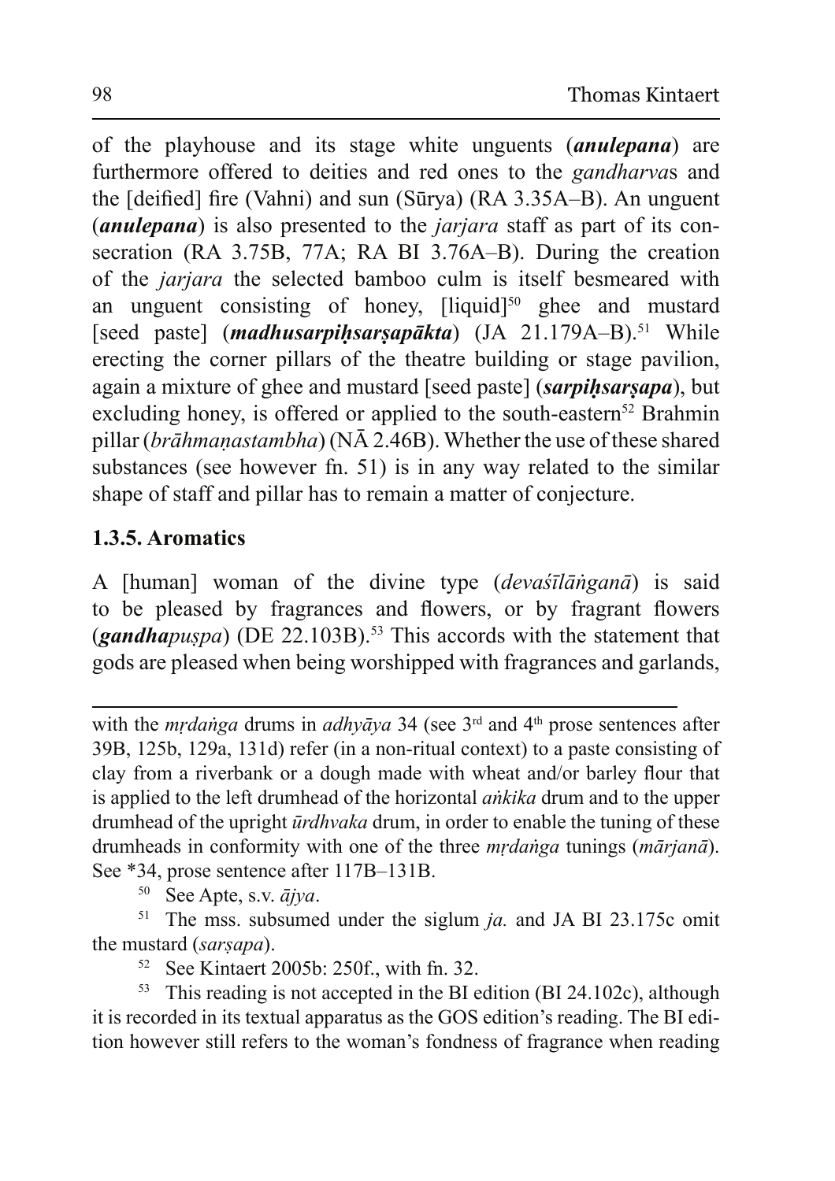of the playhouse and its stage white unguents (***anulepana***) are furthermore offered to deities and red ones to the *gandharva*s and the [deified] fire (Vahni) and sun (Sūrya) (RA 3.35A–B). An unguent (***anulepana***) is also presented to the *jarjara* staff as part of its consecration (RA 3.75B, 77A; RA BI 3.76A–B). During the creation of the *jarjara* the selected bamboo culm is itself besmeared with an unguent consisting of honey, [liquid][50] ghee and mustard [seed paste] (***madhusarpiḥsarṣapākta***) (JA 21.179A–B).[51] While erecting the corner pillars of the theatre building or stage pavilion, again a mixture of ghee and mustard [seed paste] (***sarpiḥsarṣapa***), but excluding honey, is offered or applied to the south-eastern[52] Brahmin pillar (*brāhmaṇastambha*) (NĀ 2.46B). Whether the use of these shared substances (see however fn. 51) is in any way related to the similar shape of staff and pillar has to remain a matter of conjecture.

### 1.3.5. Aromatics

A [human] woman of the divine type (*devaśīlāṅganā*) is said to be pleased by fragrances and flowers, or by fragrant flowers (***gandha****puṣpa*) (DE 22.103B).[53] This accords with the statement that gods are pleased when being worshipped with fragrances and garlands,

---

with the *mṛdaṅga* drums in *adhyāya* 34 (see 3rd and 4th prose sentences after 39B, 125b, 129a, 131d) refer (in a non-ritual context) to a paste consisting of clay from a riverbank or a dough made with wheat and/or barley flour that is applied to the left drumhead of the horizontal *aṅkika* drum and to the upper drumhead of the upright *ūrdhvaka* drum, in order to enable the tuning of these drumheads in conformity with one of the three *mṛdaṅga* tunings (*mārjanā*). See *34, prose sentence after 117B–131B.

[50] See Apte, s.v. *ājya*.

[51] The mss. subsumed under the siglum *ja.* and JA BI 23.175c omit the mustard (*sarṣapa*).

[52] See Kintaert 2005b: 250f., with fn. 32.

[53] This reading is not accepted in the BI edition (BI 24.102c), although it is recorded in its textual apparatus as the GOS edition's reading. The BI edition however still refers to the woman's fondness of fragrance when reading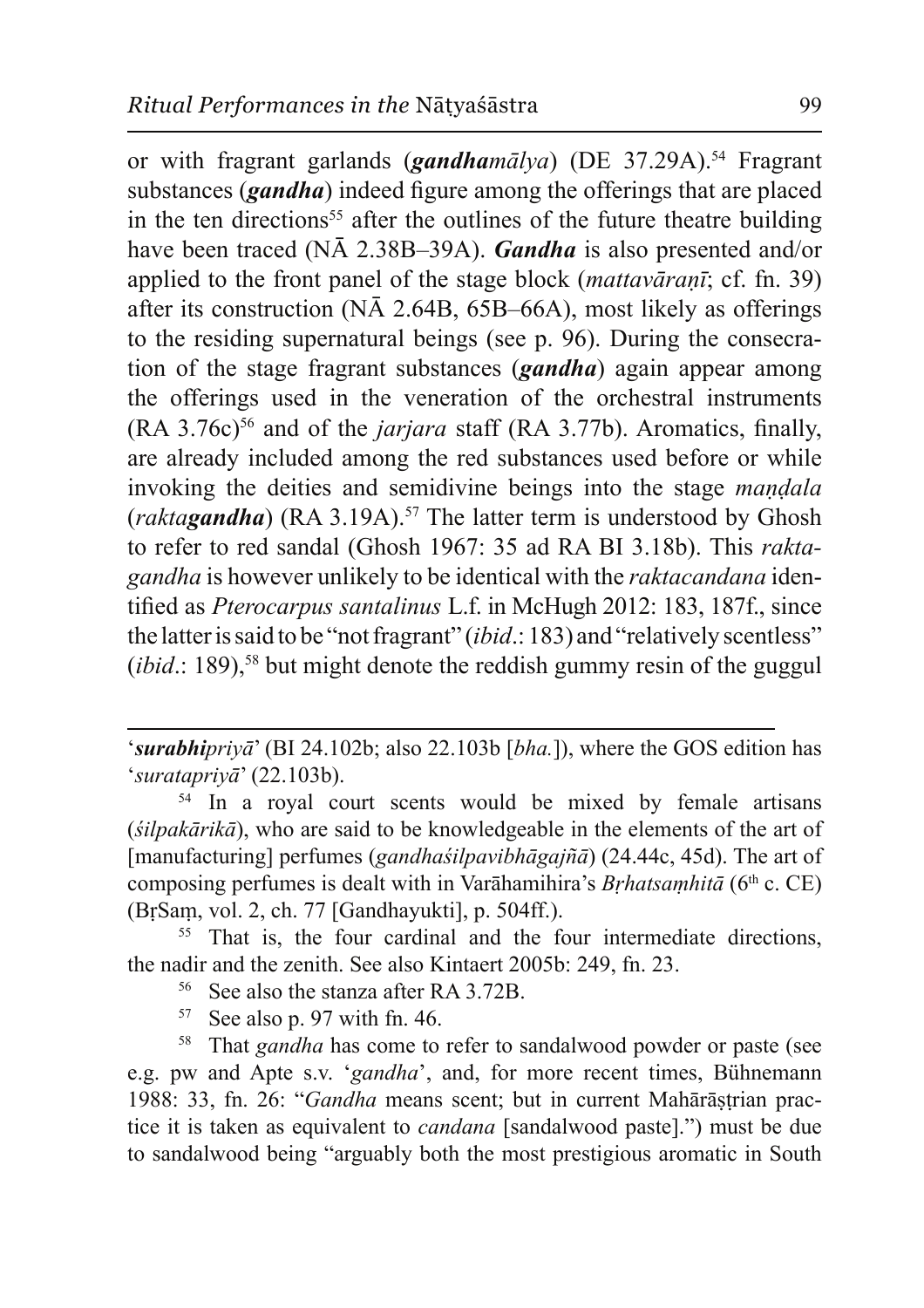or with fragrant garlands (***gandha**mālya*) (DE 37.29A).[54] Fragrant substances (***gandha***) indeed figure among the offerings that are placed in the ten directions[55] after the outlines of the future theatre building have been traced (NĀ 2.38B–39A). ***Gandha*** is also presented and/or applied to the front panel of the stage block (*mattavāraṇī*; cf. fn. 39) after its construction (NĀ 2.64B, 65B–66A), most likely as offerings to the residing supernatural beings (see p. 96). During the consecration of the stage fragrant substances (***gandha***) again appear among the offerings used in the veneration of the orchestral instruments (RA 3.76c)[56] and of the *jarjara* staff (RA 3.77b). Aromatics, finally, are already included among the red substances used before or while invoking the deities and semidivine beings into the stage *maṇḍala* (*rakta**gandha***) (RA 3.19A).[57] The latter term is understood by Ghosh to refer to red sandal (Ghosh 1967: 35 ad RA BI 3.18b). This *rakta-gandha* is however unlikely to be identical with the *raktacandana* identified as *Pterocarpus santalinus* L.f. in McHugh 2012: 183, 187f., since the latter is said to be "not fragrant" (*ibid*.: 183) and "relatively scentless" (*ibid*.: 189),[58] but might denote the reddish gummy resin of the guggul

---

'***surabhi**priyā*' (BI 24.102b; also 22.103b [*bha.*]), where the GOS edition has '*suratapriyā*' (22.103b).

[54] In a royal court scents would be mixed by female artisans (*śilpakārikā*), who are said to be knowledgeable in the elements of the art of [manufacturing] perfumes (*gandhaśilpavibhāgajñā*) (24.44c, 45d). The art of composing perfumes is dealt with in Varāhamihira's *Bṛhatsaṃhitā* (6th c. CE) (BṛSaṃ, vol. 2, ch. 77 [Gandhayukti], p. 504ff.).

[55] That is, the four cardinal and the four intermediate directions, the nadir and the zenith. See also Kintaert 2005b: 249, fn. 23.

[56] See also the stanza after RA 3.72B.

[57] See also p. 97 with fn. 46.

[58] That *gandha* has come to refer to sandalwood powder or paste (see e.g. pw and Apte s.v. '*gandha*', and, for more recent times, Bühnemann 1988: 33, fn. 26: "*Gandha* means scent; but in current Mahārāṣṭrian practice it is taken as equivalent to *candana* [sandalwood paste].") must be due to sandalwood being "arguably both the most prestigious aromatic in South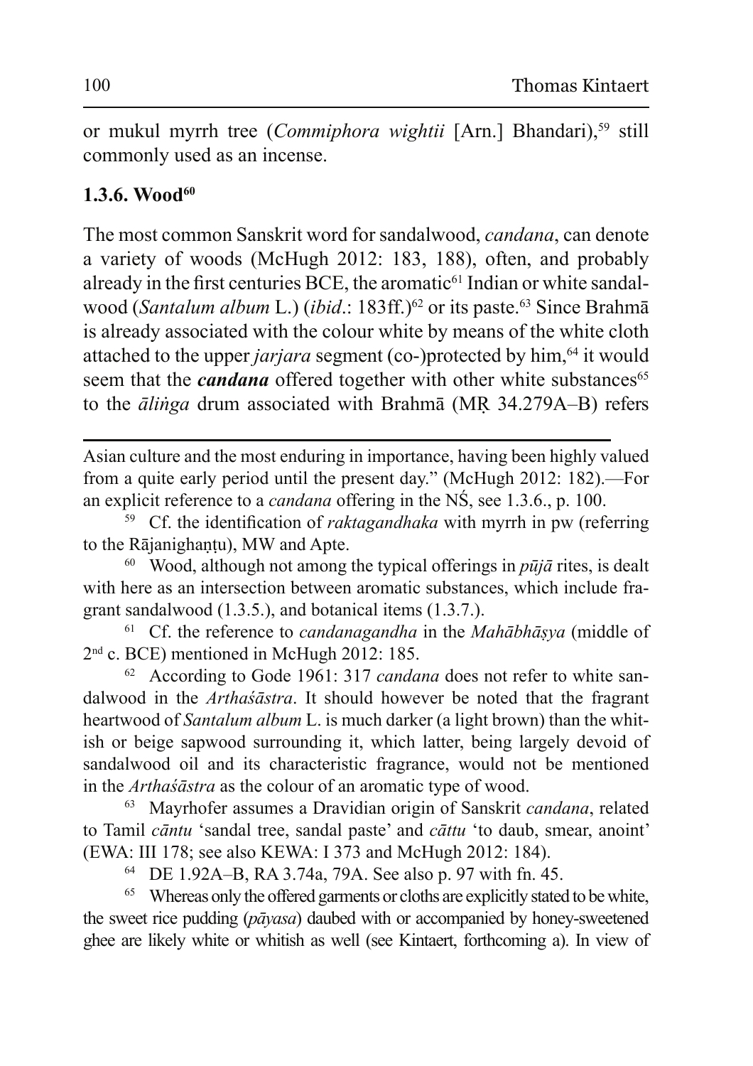or mukul myrrh tree (*Commiphora wightii* [Arn.] Bhandari),[59] still commonly used as an incense.

### 1.3.6. Wood[60]

The most common Sanskrit word for sandalwood, *candana*, can denote a variety of woods (McHugh 2012: 183, 188), often, and probably already in the first centuries BCE, the aromatic[61] Indian or white sandalwood (*Santalum album* L.) (*ibid*.: 183ff.)[62] or its paste.[63] Since Brahmā is already associated with the colour white by means of the white cloth attached to the upper *jarjara* segment (co-)protected by him,[64] it would seem that the ***candana*** offered together with other white substances[65] to the *āliṅga* drum associated with Brahmā (MṚ 34.279A–B) refers

---

Asian culture and the most enduring in importance, having been highly valued from a quite early period until the present day." (McHugh 2012: 182).—For an explicit reference to a *candana* offering in the NŚ, see 1.3.6., p. 100.

[59] Cf. the identification of *raktagandhaka* with myrrh in pw (referring to the Rājanighaṇṭu), MW and Apte.

[60] Wood, although not among the typical offerings in *pūjā* rites, is dealt with here as an intersection between aromatic substances, which include fragrant sandalwood (1.3.5.), and botanical items (1.3.7.).

[61] Cf. the reference to *candanagandha* in the *Mahābhāṣya* (middle of 2nd c. BCE) mentioned in McHugh 2012: 185.

[62] According to Gode 1961: 317 *candana* does not refer to white sandalwood in the *Arthaśāstra*. It should however be noted that the fragrant heartwood of *Santalum album* L. is much darker (a light brown) than the whitish or beige sapwood surrounding it, which latter, being largely devoid of sandalwood oil and its characteristic fragrance, would not be mentioned in the *Arthaśāstra* as the colour of an aromatic type of wood.

[63] Mayrhofer assumes a Dravidian origin of Sanskrit *candana*, related to Tamil *cāntu* 'sandal tree, sandal paste' and *cāttu* 'to daub, smear, anoint' (EWA: III 178; see also KEWA: I 373 and McHugh 2012: 184).

[64] DE 1.92A–B, RA 3.74a, 79A. See also p. 97 with fn. 45.

[65] Whereas only the offered garments or cloths are explicitly stated to be white, the sweet rice pudding (*pāyasa*) daubed with or accompanied by honey-sweetened ghee are likely white or whitish as well (see Kintaert, forthcoming a). In view of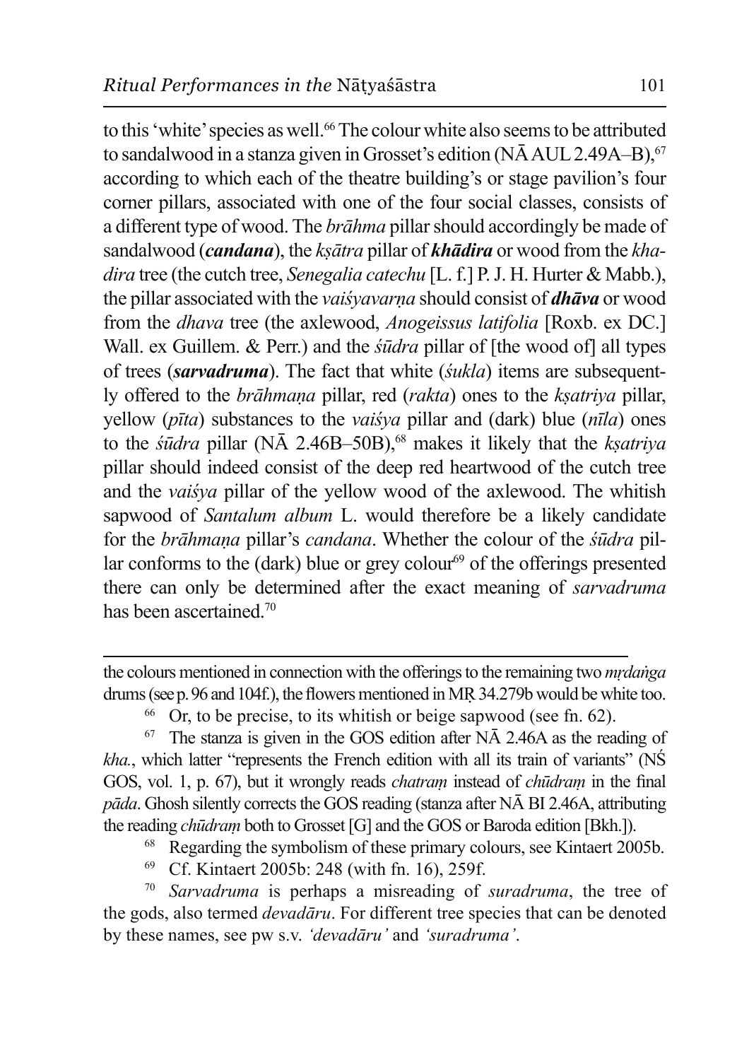to this 'white' species as well.[66] The colour white also seems to be attributed to sandalwood in a stanza given in Grosset's edition (NĀ AUL 2.49A–B),[67] according to which each of the theatre building's or stage pavilion's four corner pillars, associated with one of the four social classes, consists of a different type of wood. The *brāhma* pillar should accordingly be made of sandalwood (***candana***), the *kṣātra* pillar of ***khādira*** or wood from the *khadira* tree (the cutch tree, *Senegalia catechu* [L. f.] P. J. H. Hurter & Mabb.), the pillar associated with the *vaiśyavarṇa* should consist of ***dhāva*** or wood from the *dhava* tree (the axlewood, *Anogeissus latifolia* [Roxb. ex DC.] Wall. ex Guillem. & Perr.) and the *śūdra* pillar of [the wood of] all types of trees (***sarvadruma***). The fact that white (*śukla*) items are subsequently offered to the *brāhmaṇa* pillar, red (*rakta*) ones to the *kṣatriya* pillar, yellow (*pīta*) substances to the *vaiśya* pillar and (dark) blue (*nīla*) ones to the *śūdra* pillar (NĀ 2.46B–50B),[68] makes it likely that the *kṣatriya* pillar should indeed consist of the deep red heartwood of the cutch tree and the *vaiśya* pillar of the yellow wood of the axlewood. The whitish sapwood of *Santalum album* L. would therefore be a likely candidate for the *brāhmaṇa* pillar's *candana*. Whether the colour of the *śūdra* pillar conforms to the (dark) blue or grey colour[69] of the offerings presented there can only be determined after the exact meaning of *sarvadruma* has been ascertained.[70]

---

the colours mentioned in connection with the offerings to the remaining two *mṛdaṅga* drums (see p. 96 and 104f.), the flowers mentioned in MṚ 34.279b would be white too.

[66] Or, to be precise, to its whitish or beige sapwood (see fn. 62).

[67] The stanza is given in the GOS edition after NĀ 2.46A as the reading of *kha.*, which latter "represents the French edition with all its train of variants" (NŚ GOS, vol. 1, p. 67), but it wrongly reads *chatraṃ* instead of *chūdraṃ* in the final *pāda*. Ghosh silently corrects the GOS reading (stanza after NĀ BI 2.46A, attributing the reading *chūdraṃ* both to Grosset [G] and the GOS or Baroda edition [Bkh.]).

[68] Regarding the symbolism of these primary colours, see Kintaert 2005b.

[69] Cf. Kintaert 2005b: 248 (with fn. 16), 259f.

[70] *Sarvadruma* is perhaps a misreading of *suradruma*, the tree of the gods, also termed *devadāru*. For different tree species that can be denoted by these names, see pw s.v. *'devadāru'* and *'suradruma'*.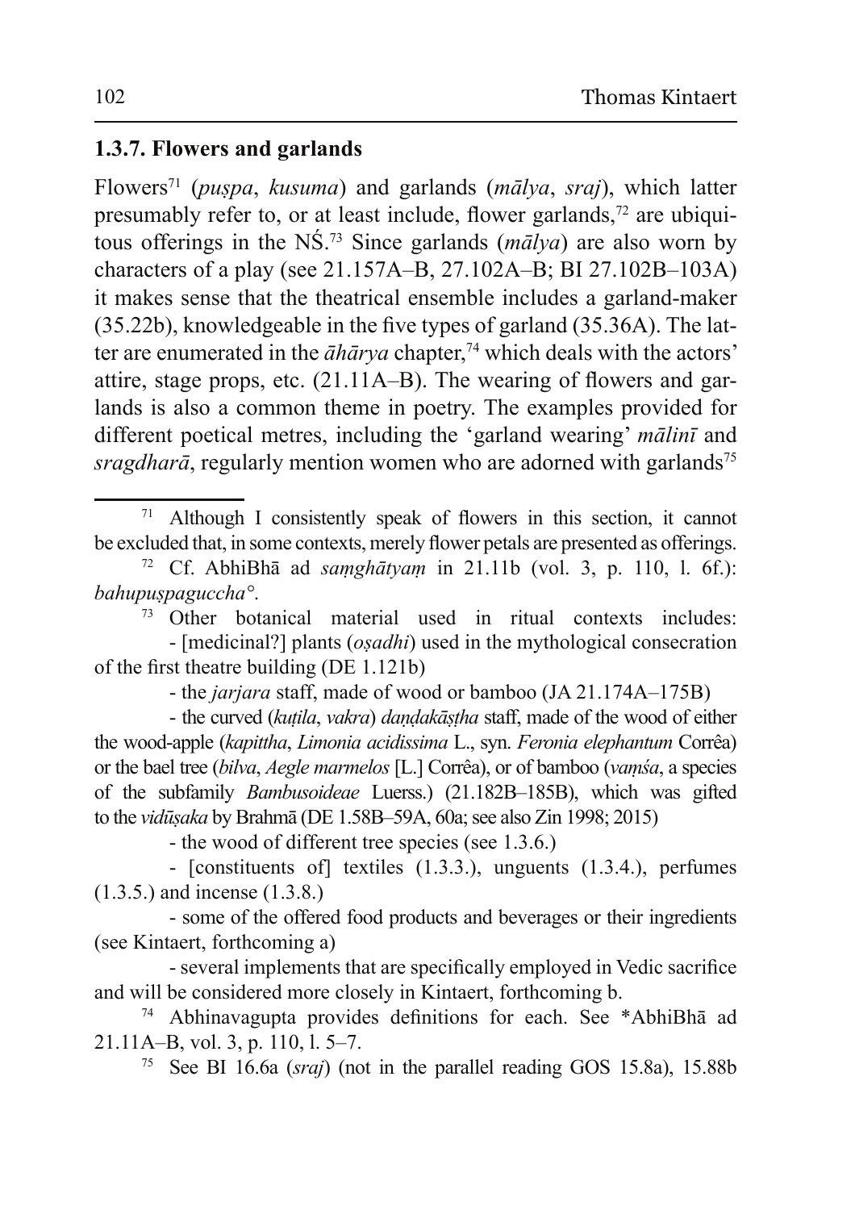### 1.3.7. Flowers and garlands

Flowers[71] (*puṣpa*, *kusuma*) and garlands (*mālya*, *sraj*), which latter presumably refer to, or at least include, flower garlands,[72] are ubiquitous offerings in the NŚ.[73] Since garlands (*mālya*) are also worn by characters of a play (see 21.157A–B, 27.102A–B; BI 27.102B–103A) it makes sense that the theatrical ensemble includes a garland-maker (35.22b), knowledgeable in the five types of garland (35.36A). The latter are enumerated in the *āhārya* chapter,[74] which deals with the actors' attire, stage props, etc. (21.11A–B). The wearing of flowers and garlands is also a common theme in poetry. The examples provided for different poetical metres, including the 'garland wearing' *mālinī* and *sragdharā*, regularly mention women who are adorned with garlands[75]

---

[71] Although I consistently speak of flowers in this section, it cannot be excluded that, in some contexts, merely flower petals are presented as offerings.

[72] Cf. AbhiBhā ad *saṃghātyaṃ* in 21.11b (vol. 3, p. 110, l. 6f.): *bahupuṣpaguccha°*.

[73] Other botanical material used in ritual contexts includes:

- [medicinal?] plants (*oṣadhi*) used in the mythological consecration of the first theatre building (DE 1.121b)
- the *jarjara* staff, made of wood or bamboo (JA 21.174A–175B)
- the curved (*kuṭila*, *vakra*) *daṇḍakāṣṭha* staff, made of the wood of either the wood-apple (*kapittha*, *Limonia acidissima* L., syn. *Feronia elephantum* Corrêa) or the bael tree (*bilva*, *Aegle marmelos* [L.] Corrêa), or of bamboo (*vaṃśa*, a species of the subfamily *Bambusoideae* Luerss.) (21.182B–185B), which was gifted to the *vidūṣaka* by Brahmā (DE 1.58B–59A, 60a; see also Zin 1998; 2015)
- the wood of different tree species (see 1.3.6.)
- [constituents of] textiles (1.3.3.), unguents (1.3.4.), perfumes (1.3.5.) and incense (1.3.8.)
- some of the offered food products and beverages or their ingredients (see Kintaert, forthcoming a)
- several implements that are specifically employed in Vedic sacrifice and will be considered more closely in Kintaert, forthcoming b.

[74] Abhinavagupta provides definitions for each. See *AbhiBhā ad 21.11A–B, vol. 3, p. 110, l. 5–7.

[75] See BI 16.6a (*sraj*) (not in the parallel reading GOS 15.8a), 15.88b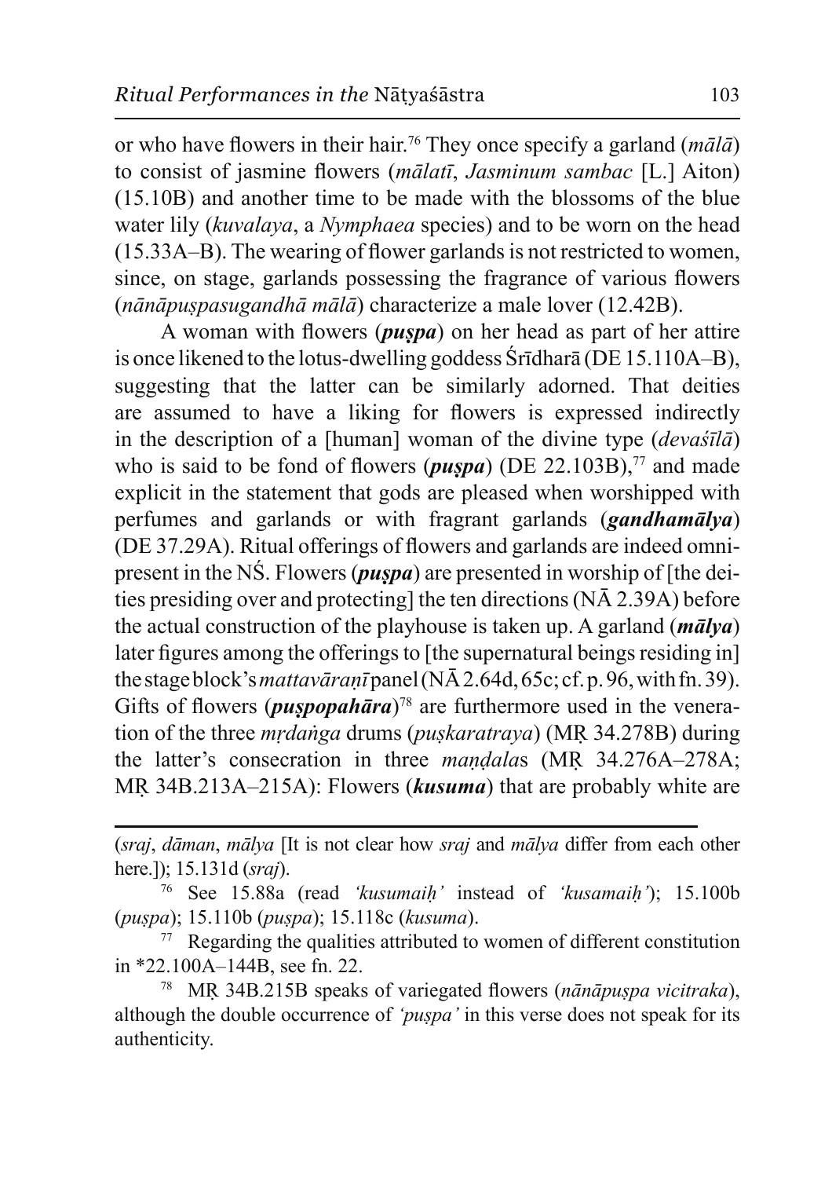or who have flowers in their hair.[76] They once specify a garland (*mālā*) to consist of jasmine flowers (*mālatī*, *Jasminum sambac* [L.] Aiton) (15.10B) and another time to be made with the blossoms of the blue water lily (*kuvalaya*, a *Nymphaea* species) and to be worn on the head (15.33A–B). The wearing of flower garlands is not restricted to women, since, on stage, garlands possessing the fragrance of various flowers (*nānāpuṣpasugandhā mālā*) characterize a male lover (12.42B).

A woman with flowers (***puṣpa***) on her head as part of her attire is once likened to the lotus-dwelling goddess Śrīdharā (DE 15.110A–B), suggesting that the latter can be similarly adorned. That deities are assumed to have a liking for flowers is expressed indirectly in the description of a [human] woman of the divine type (*devaśīlā*) who is said to be fond of flowers (***puṣpa***) (DE 22.103B),[77] and made explicit in the statement that gods are pleased when worshipped with perfumes and garlands or with fragrant garlands (***gandhamālya***) (DE 37.29A). Ritual offerings of flowers and garlands are indeed omnipresent in the NŚ. Flowers (***puṣpa***) are presented in worship of [the deities presiding over and protecting] the ten directions (NĀ 2.39A) before the actual construction of the playhouse is taken up. A garland (***mālya***) later figures among the offerings to [the supernatural beings residing in] the stage block's *mattavāraṇī* panel (NĀ 2.64d, 65c; cf. p. 96, with fn. 39). Gifts of flowers (***puṣpopahāra***)[78] are furthermore used in the veneration of the three *mṛdaṅga* drums (*puṣkaratraya*) (MṚ 34.278B) during the latter's consecration in three *maṇḍala*s (MṚ 34.276A–278A; MṚ 34B.213A–215A): Flowers (***kusuma***) that are probably white are

(*sraj*, *dāman*, *mālya* [It is not clear how *sraj* and *mālya* differ from each other here.]); 15.131d (*sraj*).

[76] See 15.88a (read *'kusumaiḥ'* instead of *'kusamaiḥ'*); 15.100b (*puṣpa*); 15.110b (*puṣpa*); 15.118c (*kusuma*).

[77] Regarding the qualities attributed to women of different constitution in *22.100A–144B, see fn. 22.

[78] MṚ 34B.215B speaks of variegated flowers (*nānāpuṣpa vicitraka*), although the double occurrence of *'puṣpa'* in this verse does not speak for its authenticity.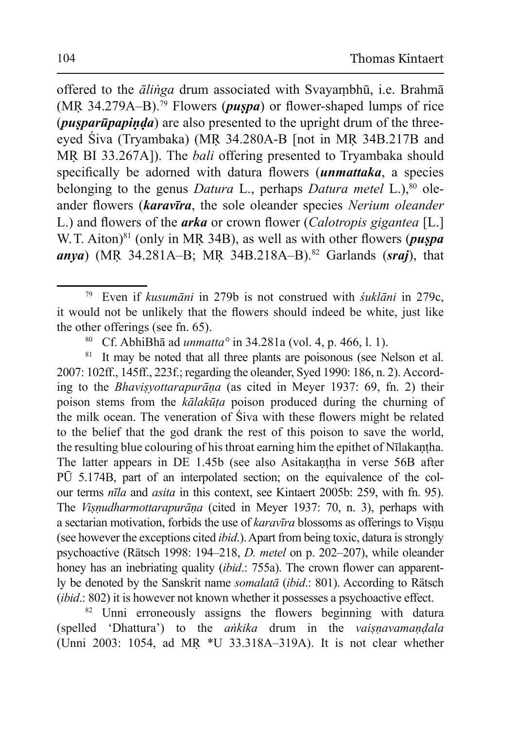offered to the *āliṅga* drum associated with Svayaṃbhū, i.e. Brahmā (MṚ 34.279A–B).[79] Flowers (***puṣpa***) or flower-shaped lumps of rice (***puṣparūpapiṇḍa***) are also presented to the upright drum of the three-eyed Śiva (Tryambaka) (MṚ 34.280A-B [not in MṚ 34B.217B and MṚ BI 33.267A]). The *bali* offering presented to Tryambaka should specifically be adorned with datura flowers (***unmattaka***, a species belonging to the genus *Datura* L., perhaps *Datura metel* L.),[80] oleander flowers (***karavīra***, the sole oleander species *Nerium oleander* L.) and flowers of the ***arka*** or crown flower (*Calotropis gigantea* [L.] W.T. Aiton)[81] (only in MṚ 34B), as well as with other flowers (***puṣpa anya***) (MṚ 34.281A–B; MṚ 34B.218A–B).[82] Garlands (***sraj***), that

---

[79] Even if *kusumāni* in 279b is not construed with *śuklāni* in 279c, it would not be unlikely that the flowers should indeed be white, just like the other offerings (see fn. 65).

[80] Cf. AbhiBhā ad *unmatta*° in 34.281a (vol. 4, p. 466, l. 1).

[81] It may be noted that all three plants are poisonous (see Nelson et al. 2007: 102ff., 145ff., 223f.; regarding the oleander, Syed 1990: 186, n. 2). According to the *Bhaviṣyottarapurāṇa* (as cited in Meyer 1937: 69, fn. 2) their poison stems from the *kālakūṭa* poison produced during the churning of the milk ocean. The veneration of Śiva with these flowers might be related to the belief that the god drank the rest of this poison to save the world, the resulting blue colouring of his throat earning him the epithet of Nīlakaṇṭha. The latter appears in DE 1.45b (see also Asitakaṇṭha in verse 56B after PŪ 5.174B, part of an interpolated section; on the equivalence of the colour terms *nīla* and *asita* in this context, see Kintaert 2005b: 259, with fn. 95). The *Viṣṇudharmottarapurāṇa* (cited in Meyer 1937: 70, n. 3), perhaps with a sectarian motivation, forbids the use of *karavīra* blossoms as offerings to Viṣṇu (see however the exceptions cited *ibid*.). Apart from being toxic, datura is strongly psychoactive (Rätsch 1998: 194–218, *D. metel* on p. 202–207), while oleander honey has an inebriating quality (*ibid*.: 755a). The crown flower can apparently be denoted by the Sanskrit name *somalatā* (*ibid*.: 801). According to Rätsch (*ibid*.: 802) it is however not known whether it possesses a psychoactive effect.

[82] Unni erroneously assigns the flowers beginning with datura (spelled 'Dhattura') to the *aṅkika* drum in the *vaiṣṇavamaṇḍala* (Unni 2003: 1054, ad MṚ *U 33.318A–319A). It is not clear whether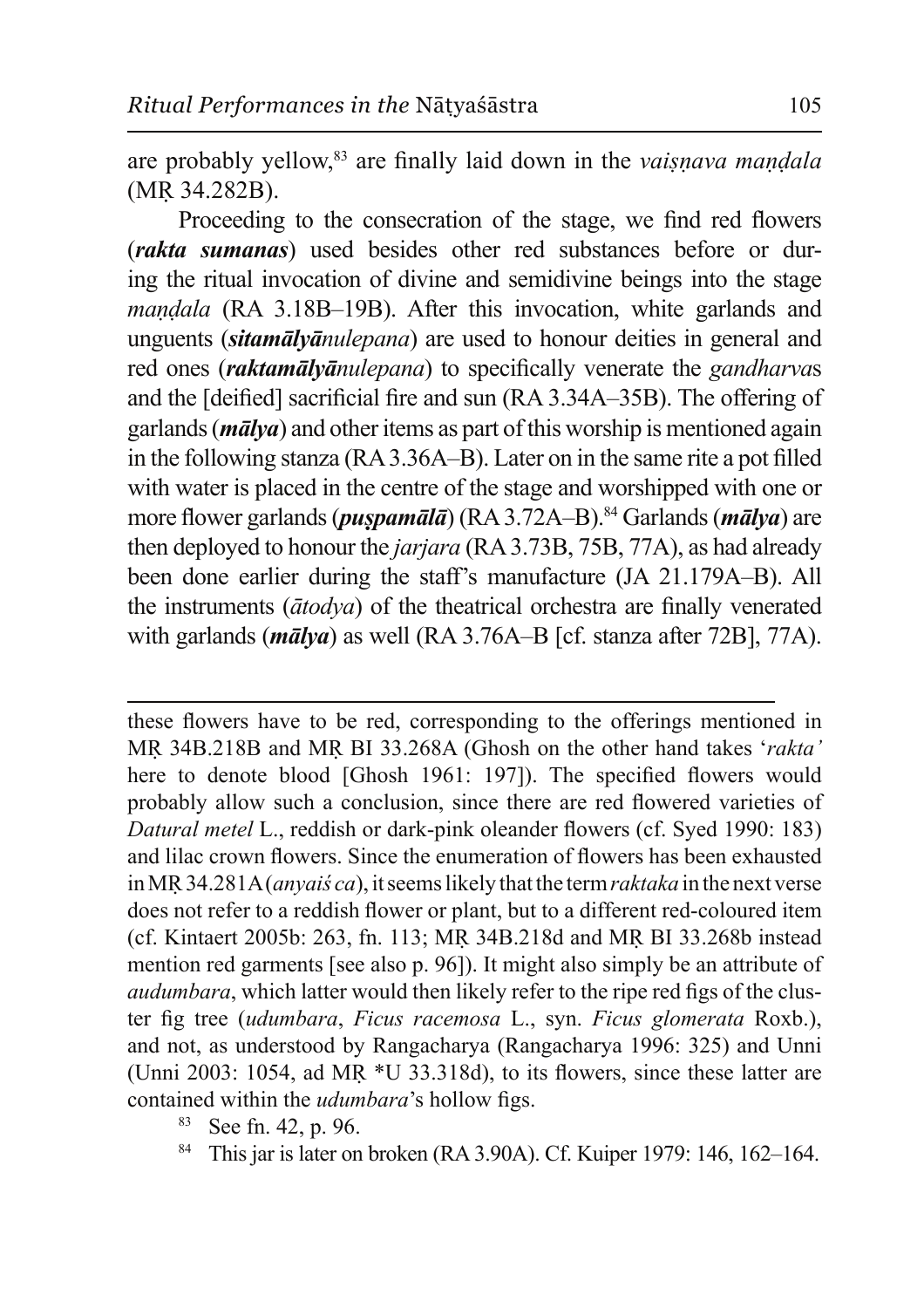are probably yellow,[83] are finally laid down in the *vaiṣṇava maṇḍala* (MṚ 34.282B).

Proceeding to the consecration of the stage, we find red flowers (***rakta sumanas***) used besides other red substances before or during the ritual invocation of divine and semidivine beings into the stage *maṇḍala* (RA 3.18B–19B). After this invocation, white garlands and unguents (***sitamālyā****nulepana*) are used to honour deities in general and red ones (***raktamālyā****nulepana*) to specifically venerate the *gandharva*s and the [deified] sacrificial fire and sun (RA 3.34A–35B). The offering of garlands (***mālya***) and other items as part of this worship is mentioned again in the following stanza (RA 3.36A–B). Later on in the same rite a pot filled with water is placed in the centre of the stage and worshipped with one or more flower garlands (***puṣpamālā***) (RA 3.72A–B).[84] Garlands (***mālya***) are then deployed to honour the *jarjara* (RA 3.73B, 75B, 77A), as had already been done earlier during the staff's manufacture (JA 21.179A–B). All the instruments (*ātodya*) of the theatrical orchestra are finally venerated with garlands (***mālya***) as well (RA 3.76A–B [cf. stanza after 72B], 77A).

---

these flowers have to be red, corresponding to the offerings mentioned in MṚ 34B.218B and MṚ BI 33.268A (Ghosh on the other hand takes '*rakta'* here to denote blood [Ghosh 1961: 197]). The specified flowers would probably allow such a conclusion, since there are red flowered varieties of *Datural metel* L., reddish or dark-pink oleander flowers (cf. Syed 1990: 183) and lilac crown flowers. Since the enumeration of flowers has been exhausted in MṚ 34.281A (*anyaiś ca*), it seems likely that the term *raktaka* in the next verse does not refer to a reddish flower or plant, but to a different red-coloured item (cf. Kintaert 2005b: 263, fn. 113; MṚ 34B.218d and MṚ BI 33.268b instead mention red garments [see also p. 96]). It might also simply be an attribute of *audumbara*, which latter would then likely refer to the ripe red figs of the cluster fig tree (*udumbara*, *Ficus racemosa* L., syn. *Ficus glomerata* Roxb.), and not, as understood by Rangacharya (Rangacharya 1996: 325) and Unni (Unni 2003: 1054, ad MṚ *U 33.318d), to its flowers, since these latter are contained within the *udumbara*'s hollow figs.

[83] See fn. 42, p. 96.

[84] This jar is later on broken (RA 3.90A). Cf. Kuiper 1979: 146, 162–164.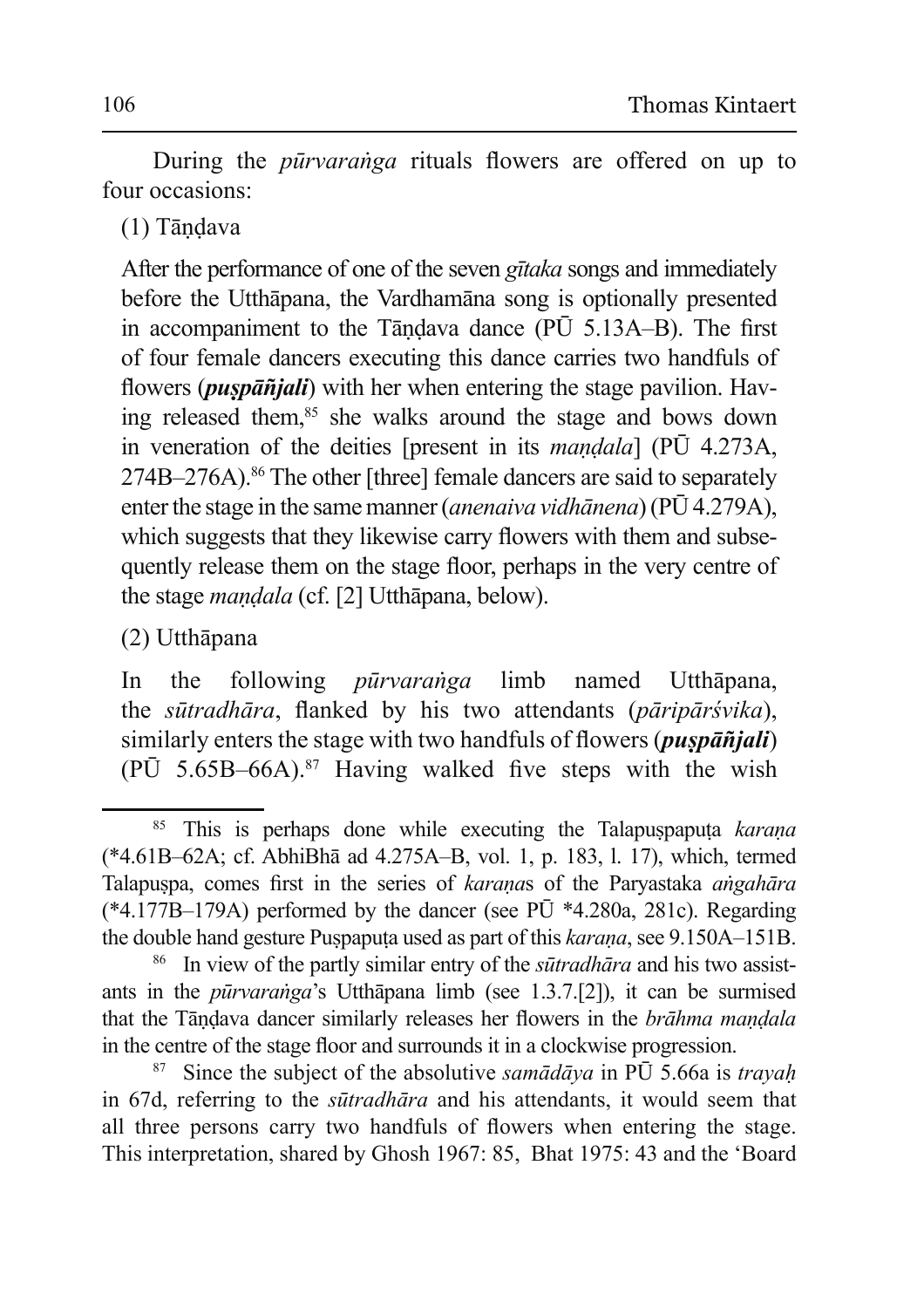During the *pūrvaraṅga* rituals flowers are offered on up to four occasions:

(1) Tāṇḍava

After the performance of one of the seven *gītaka* songs and immediately before the Utthāpana, the Vardhamāna song is optionally presented in accompaniment to the Tāṇḍava dance (PŪ 5.13A–B). The first of four female dancers executing this dance carries two handfuls of flowers (***puṣpāñjali***) with her when entering the stage pavilion. Having released them,[85] she walks around the stage and bows down in veneration of the deities [present in its *maṇḍala*] (PŪ 4.273A, 274B–276A).[86] The other [three] female dancers are said to separately enter the stage in the same manner (*anenaiva vidhānena*) (PŪ 4.279A), which suggests that they likewise carry flowers with them and subsequently release them on the stage floor, perhaps in the very centre of the stage *maṇḍala* (cf. [2] Utthāpana, below).

(2) Utthāpana

In the following *pūrvaraṅga* limb named Utthāpana, the *sūtradhāra*, flanked by his two attendants (*pāripārśvika*), similarly enters the stage with two handfuls of flowers (***puṣpāñjali***) (PŪ 5.65B–66A).[87] Having walked five steps with the wish

---

[85] This is perhaps done while executing the Talapuṣpapuṭa *karaṇa* (*4.61B–62A; cf. AbhiBhā ad 4.275A–B, vol. 1, p. 183, l. 17), which, termed Talapuṣpa, comes first in the series of *karaṇa*s of the Paryastaka *aṅgahāra* (*4.177B–179A) performed by the dancer (see PŪ *4.280a, 281c). Regarding the double hand gesture Puṣpapuṭa used as part of this *karaṇa*, see 9.150A–151B.

[86] In view of the partly similar entry of the *sūtradhāra* and his two assistants in the *pūrvaraṅga*'s Utthāpana limb (see 1.3.7.[2]), it can be surmised that the Tāṇḍava dancer similarly releases her flowers in the *brāhma maṇḍala* in the centre of the stage floor and surrounds it in a clockwise progression.

[87] Since the subject of the absolutive *samādāya* in PŪ 5.66a is *trayaḥ* in 67d, referring to the *sūtradhāra* and his attendants, it would seem that all three persons carry two handfuls of flowers when entering the stage. This interpretation, shared by Ghosh 1967: 85, Bhat 1975: 43 and the 'Board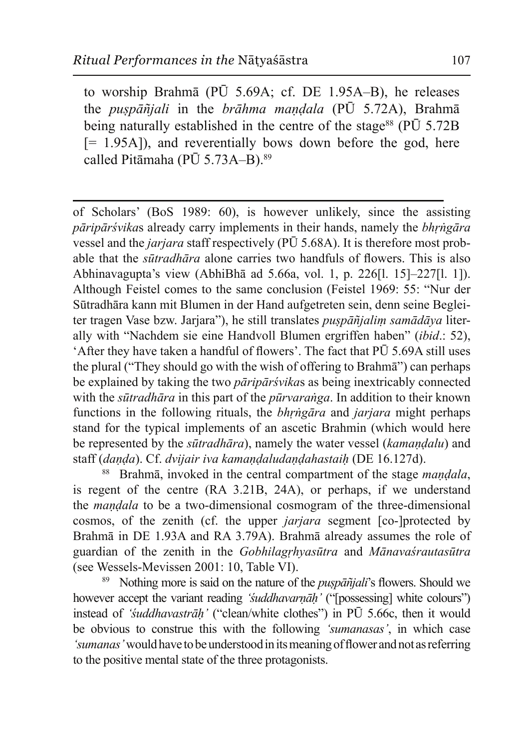to worship Brahmā (PŪ 5.69A; cf. DE 1.95A–B), he releases the *puṣpāñjali* in the *brāhma maṇḍala* (PŪ 5.72A), Brahmā being naturally established in the centre of the stage[88] (PŪ 5.72B [= 1.95A]), and reverentially bows down before the god, here called Pitāmaha (PŪ 5.73A–B).[89]

---

of Scholars' (BoS 1989: 60), is however unlikely, since the assisting *pāripārśvika*s already carry implements in their hands, namely the *bhṛṅgāra* vessel and the *jarjara* staff respectively (PŪ 5.68A). It is therefore most probable that the *sūtradhāra* alone carries two handfuls of flowers. This is also Abhinavagupta's view (AbhiBhā ad 5.66a, vol. 1, p. 226[l. 15]–227[l. 1]). Although Feistel comes to the same conclusion (Feistel 1969: 55: "Nur der Sūtradhāra kann mit Blumen in der Hand aufgetreten sein, denn seine Begleiter tragen Vase bzw. Jarjara"), he still translates *puṣpāñjaliṃ samādāya* literally with "Nachdem sie eine Handvoll Blumen ergriffen haben" (*ibid*.: 52), 'After they have taken a handful of flowers'. The fact that PŪ 5.69A still uses the plural ("They should go with the wish of offering to Brahmā") can perhaps be explained by taking the two *pāripārśvika*s as being inextricably connected with the *sūtradhāra* in this part of the *pūrvaraṅga*. In addition to their known functions in the following rituals, the *bhṛṅgāra* and *jarjara* might perhaps stand for the typical implements of an ascetic Brahmin (which would here be represented by the *sūtradhāra*), namely the water vessel (*kamaṇḍalu*) and staff (*daṇḍa*). Cf. *dvijair iva kamaṇḍaludaṇḍahastaiḥ* (DE 16.127d).

[88] Brahmā, invoked in the central compartment of the stage *maṇḍala*, is regent of the centre (RA 3.21B, 24A), or perhaps, if we understand the *maṇḍala* to be a two-dimensional cosmogram of the three-dimensional cosmos, of the zenith (cf. the upper *jarjara* segment [co-]protected by Brahmā in DE 1.93A and RA 3.79A). Brahmā already assumes the role of guardian of the zenith in the *Gobhilagṛhyasūtra* and *Mānavaśrautasūtra* (see Wessels-Mevissen 2001: 10, Table VI).

[89] Nothing more is said on the nature of the *puṣpāñjali*'s flowers. Should we however accept the variant reading *'śuddhavarṇāḥ'* ("[possessing] white colours") instead of *'śuddhavastrāḥ'* ("clean/white clothes") in PŪ 5.66c, then it would be obvious to construe this with the following *'sumanasas'*, in which case *'sumanas'* would have to be understood in its meaning of flower and not as referring to the positive mental state of the three protagonists.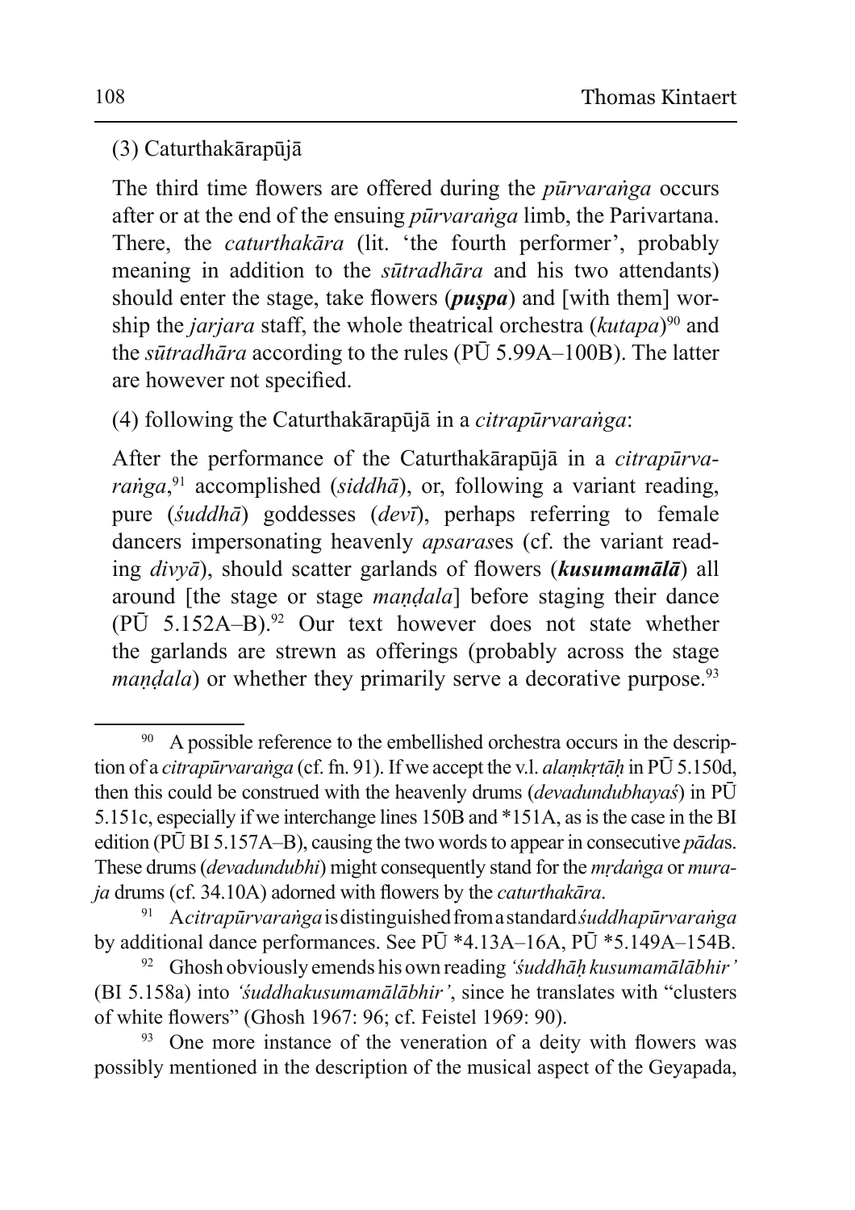(3) Caturthakārapūjā

The third time flowers are offered during the *pūrvaraṅga* occurs after or at the end of the ensuing *pūrvaraṅga* limb, the Parivartana. There, the *caturthakāra* (lit. 'the fourth performer', probably meaning in addition to the *sūtradhāra* and his two attendants) should enter the stage, take flowers (***puṣpa***) and [with them] worship the *jarjara* staff, the whole theatrical orchestra (*kutapa*)[90] and the *sūtradhāra* according to the rules (PŪ 5.99A–100B). The latter are however not specified.

(4) following the Caturthakārapūjā in a *citrapūrvaraṅga*:

After the performance of the Caturthakārapūjā in a *citrapūrvaraṅga*,[91] accomplished (*siddhā*), or, following a variant reading, pure (*śuddhā*) goddesses (*devī*), perhaps referring to female dancers impersonating heavenly *apsaras*es (cf. the variant reading *divyā*), should scatter garlands of flowers (***kusumamālā***) all around [the stage or stage *maṇḍala*] before staging their dance (PŪ 5.152A–B).[92] Our text however does not state whether the garlands are strewn as offerings (probably across the stage *maṇḍala*) or whether they primarily serve a decorative purpose.[93]

---

[90] A possible reference to the embellished orchestra occurs in the description of a *citrapūrvaraṅga* (cf. fn. 91). If we accept the v.l. *alaṃkṛtāḥ* in PŪ 5.150d, then this could be construed with the heavenly drums (*devadundubhayaś*) in PŪ 5.151c, especially if we interchange lines 150B and *151A, as is the case in the BI edition (PŪ BI 5.157A–B), causing the two words to appear in consecutive *pāda*s. These drums (*devadundubhi*) might consequently stand for the *mṛdaṅga* or *muraja* drums (cf. 34.10A) adorned with flowers by the *caturthakāra*.

[91] A *citrapūrvaraṅga* is distinguished from a standard *śuddhapūrvaraṅga* by additional dance performances. See PŪ *4.13A–16A, PŪ *5.149A–154B.

[92] Ghosh obviously emends his own reading *'śuddhāḥ kusumamālābhir'* (BI 5.158a) into *'śuddhakusumamālābhir'*, since he translates with "clusters of white flowers" (Ghosh 1967: 96; cf. Feistel 1969: 90).

[93] One more instance of the veneration of a deity with flowers was possibly mentioned in the description of the musical aspect of the Geyapada,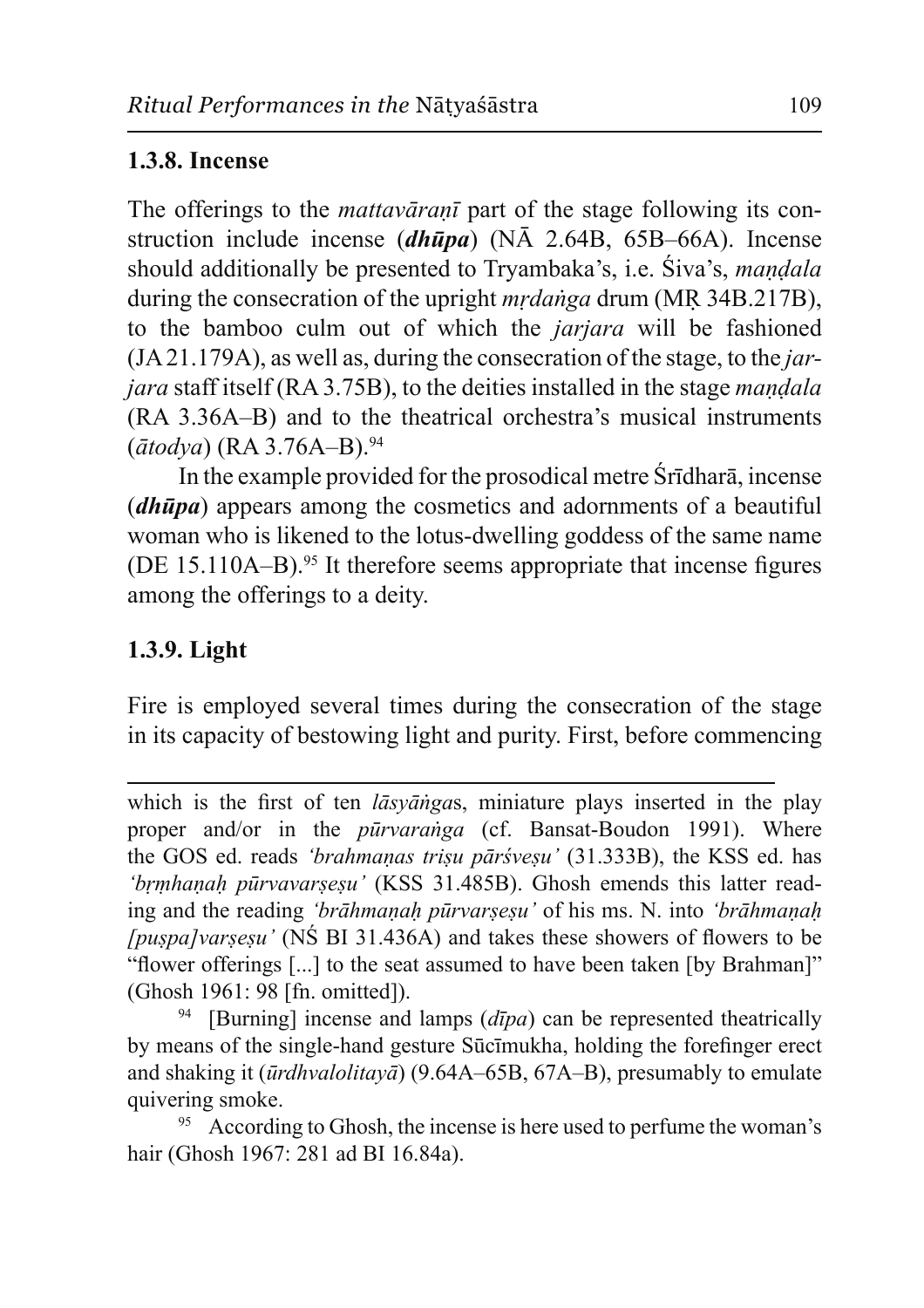### 1.3.8. Incense

The offerings to the *mattavāraṇī* part of the stage following its construction include incense (***dhūpa***) (NĀ 2.64B, 65B–66A). Incense should additionally be presented to Tryambaka's, i.e. Śiva's, *maṇḍala* during the consecration of the upright *mṛdaṅga* drum (MṚ 34B.217B), to the bamboo culm out of which the *jarjara* will be fashioned (JA 21.179A), as well as, during the consecration of the stage, to the *jarjara* staff itself (RA 3.75B), to the deities installed in the stage *maṇḍala* (RA 3.36A–B) and to the theatrical orchestra's musical instruments (*ātodya*) (RA 3.76A–B).[94]

In the example provided for the prosodical metre Śrīdharā, incense (***dhūpa***) appears among the cosmetics and adornments of a beautiful woman who is likened to the lotus-dwelling goddess of the same name (DE 15.110A–B).[95] It therefore seems appropriate that incense figures among the offerings to a deity.

### 1.3.9. Light

Fire is employed several times during the consecration of the stage in its capacity of bestowing light and purity. First, before commencing

---

which is the first of ten *lāsyāṅga*s, miniature plays inserted in the play proper and/or in the *pūrvaraṅga* (cf. Bansat-Boudon 1991). Where the GOS ed. reads *'brahmaṇas triṣu pārśveṣu'* (31.333B), the KSS ed. has *'bṛṃhaṇaḥ pūrvavarṣeṣu'* (KSS 31.485B). Ghosh emends this latter reading and the reading *'brāhmaṇaḥ pūrvarṣeṣu'* of his ms. N. into *'brāhmaṇaḥ [puṣpa]varṣeṣu'* (NŚ BI 31.436A) and takes these showers of flowers to be "flower offerings [...] to the seat assumed to have been taken [by Brahman]" (Ghosh 1961: 98 [fn. omitted]).

[94] [Burning] incense and lamps (*dīpa*) can be represented theatrically by means of the single-hand gesture Sūcīmukha, holding the forefinger erect and shaking it (*ūrdhvalolitayā*) (9.64A–65B, 67A–B), presumably to emulate quivering smoke.

[95] According to Ghosh, the incense is here used to perfume the woman's hair (Ghosh 1967: 281 ad BI 16.84a).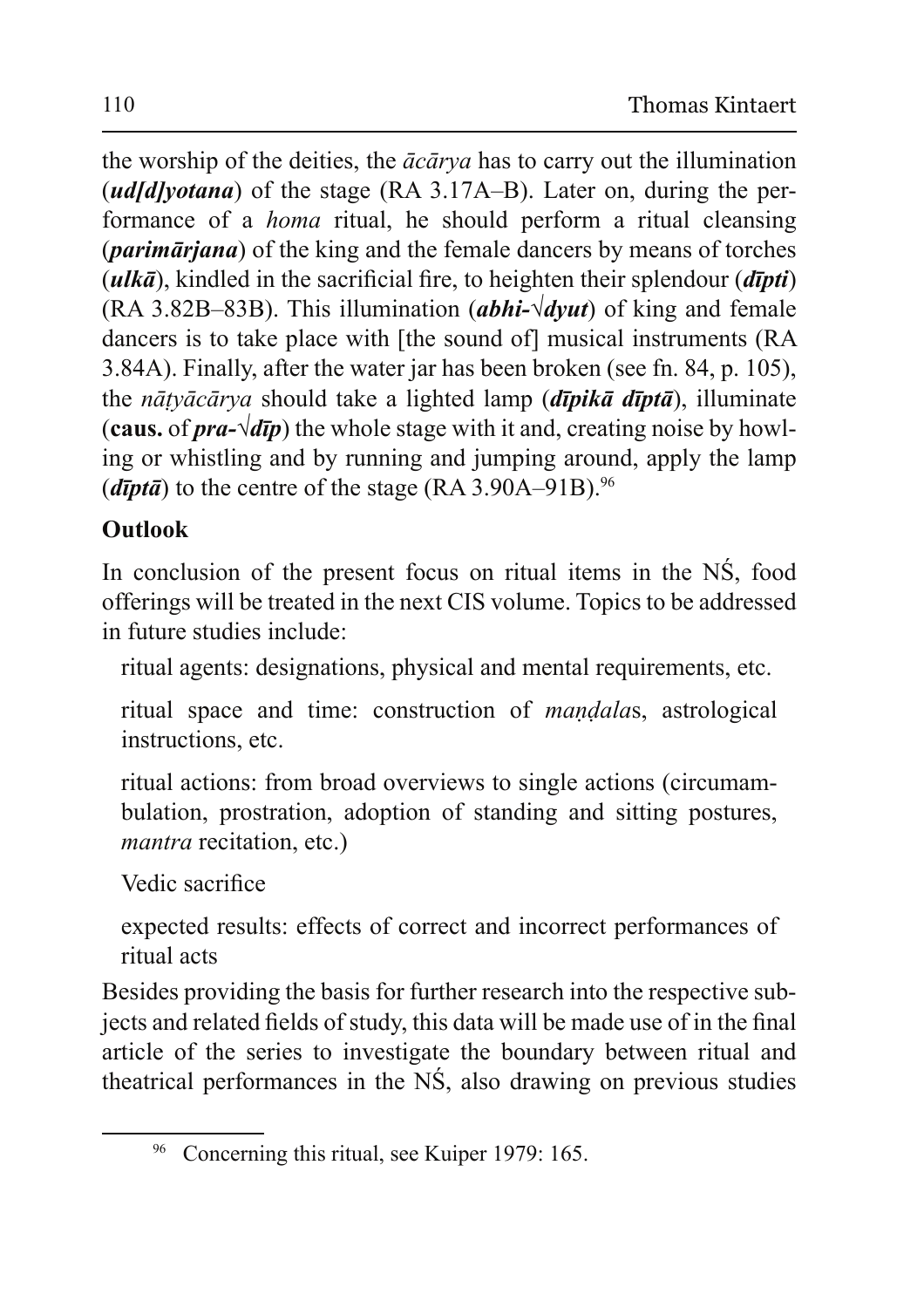the worship of the deities, the *ācārya* has to carry out the illumination (***ud[d]yotana***) of the stage (RA 3.17A–B). Later on, during the performance of a *homa* ritual, he should perform a ritual cleansing (***parimārjana***) of the king and the female dancers by means of torches (***ulkā***), kindled in the sacrificial fire, to heighten their splendour (***dīpti***) (RA 3.82B–83B). This illumination (***abhi-√dyut***) of king and female dancers is to take place with [the sound of] musical instruments (RA 3.84A). Finally, after the water jar has been broken (see fn. 84, p. 105), the *nāṭyācārya* should take a lighted lamp (***dīpikā dīptā***), illuminate (**caus.** of ***pra-√dīp***) the whole stage with it and, creating noise by howling or whistling and by running and jumping around, apply the lamp (***dīptā***) to the centre of the stage (RA 3.90A–91B).[96]

**Outlook**

In conclusion of the present focus on ritual items in the NŚ, food offerings will be treated in the next CIS volume. Topics to be addressed in future studies include:

ritual agents: designations, physical and mental requirements, etc.

ritual space and time: construction of *maṇḍala*s, astrological instructions, etc.

ritual actions: from broad overviews to single actions (circumambulation, prostration, adoption of standing and sitting postures, *mantra* recitation, etc.)

Vedic sacrifice

expected results: effects of correct and incorrect performances of ritual acts

Besides providing the basis for further research into the respective subjects and related fields of study, this data will be made use of in the final article of the series to investigate the boundary between ritual and theatrical performances in the NŚ, also drawing on previous studies

[96] Concerning this ritual, see Kuiper 1979: 165.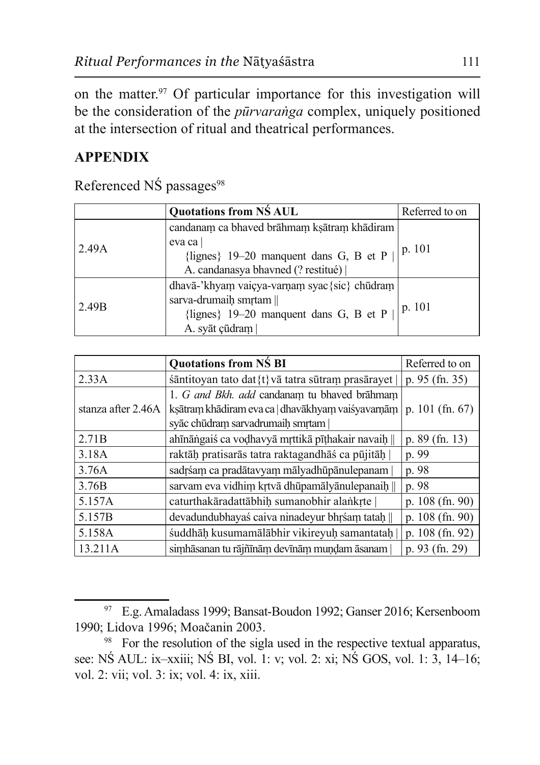on the matter.[97] Of particular importance for this investigation will be the consideration of the *pūrvaraṅga* complex, uniquely positioned at the intersection of ritual and theatrical performances.

## APPENDIX

Referenced NŚ passages[98]

| | **Quotations from NŚ AUL** | Referred to on |
|---|---|---|
| 2.49A | candanaṃ ca bhaved brāhmaṃ kṣātraṃ khādiram eva ca \| {lignes} 19–20 manquent dans G, B et P \| A. candanasya bhavned (? restitué) \| | p. 101 |
| 2.49B | dhavā-'khyaṃ vaiçya-varṇaṃ syac{sic} chūdraṃ sarva-drumaiḥ smṛtam \|\| {lignes} 19–20 manquent dans G, B et P \| A. syāt çūdraṃ \| | p. 101 |

| | **Quotations from NŚ BI** | Referred to on |
|---|---|---|
| 2.33A | śāntitoyan tato dat{t}vā tatra sūtraṃ prasārayet \| | p. 95 (fn. 35) |
| stanza after 2.46A | 1. *G and Bkh. add* candanaṃ tu bhaved brāhmaṃ kṣātraṃ khādiram eva ca \| dhavākhyaṃ vaiśyavarṇāṃ syāc chūdraṃ sarvadrumaiḥ smṛtam \| | p. 101 (fn. 67) |
| 2.71B | ahīnāṅgaiś ca voḍhavyā mṛttikā pīṭhakair navaiḥ \|\| | p. 89 (fn. 13) |
| 3.18A | raktāḥ pratisarās tatra raktagandhāś ca pūjitāḥ \| | p. 99 |
| 3.76A | sadṛśaṃ ca pradātavyaṃ mālyadhūpānulepanam \| | p. 98 |
| 3.76B | sarvam eva vidhiṃ kṛtvā dhūpamālyānulepanaiḥ \|\| | p. 98 |
| 5.157A | caturthakāradattābhiḥ sumanobhir alaṅkṛte \| | p. 108 (fn. 90) |
| 5.157B | devadundubhayaś caiva ninadeyur bhṛśaṃ tataḥ \|\| | p. 108 (fn. 90) |
| 5.158A | śuddhāḥ kusumamālābhir vikireyuḥ samantataḥ \| | p. 108 (fn. 92) |
| 13.211A | siṃhāsanan tu rājñīnāṃ devīnāṃ muṇḍam āsanam \| | p. 93 (fn. 29) |

[97] E.g. Amaladass 1999; Bansat-Boudon 1992; Ganser 2016; Kersenboom 1990; Lidova 1996; Moačanin 2003.

[98] For the resolution of the sigla used in the respective textual apparatus, see: NŚ AUL: ix–xxiii; NŚ BI, vol. 1: v; vol. 2: xi; NŚ GOS, vol. 1: 3, 14–16; vol. 2: vii; vol. 3: ix; vol. 4: ix, xiii.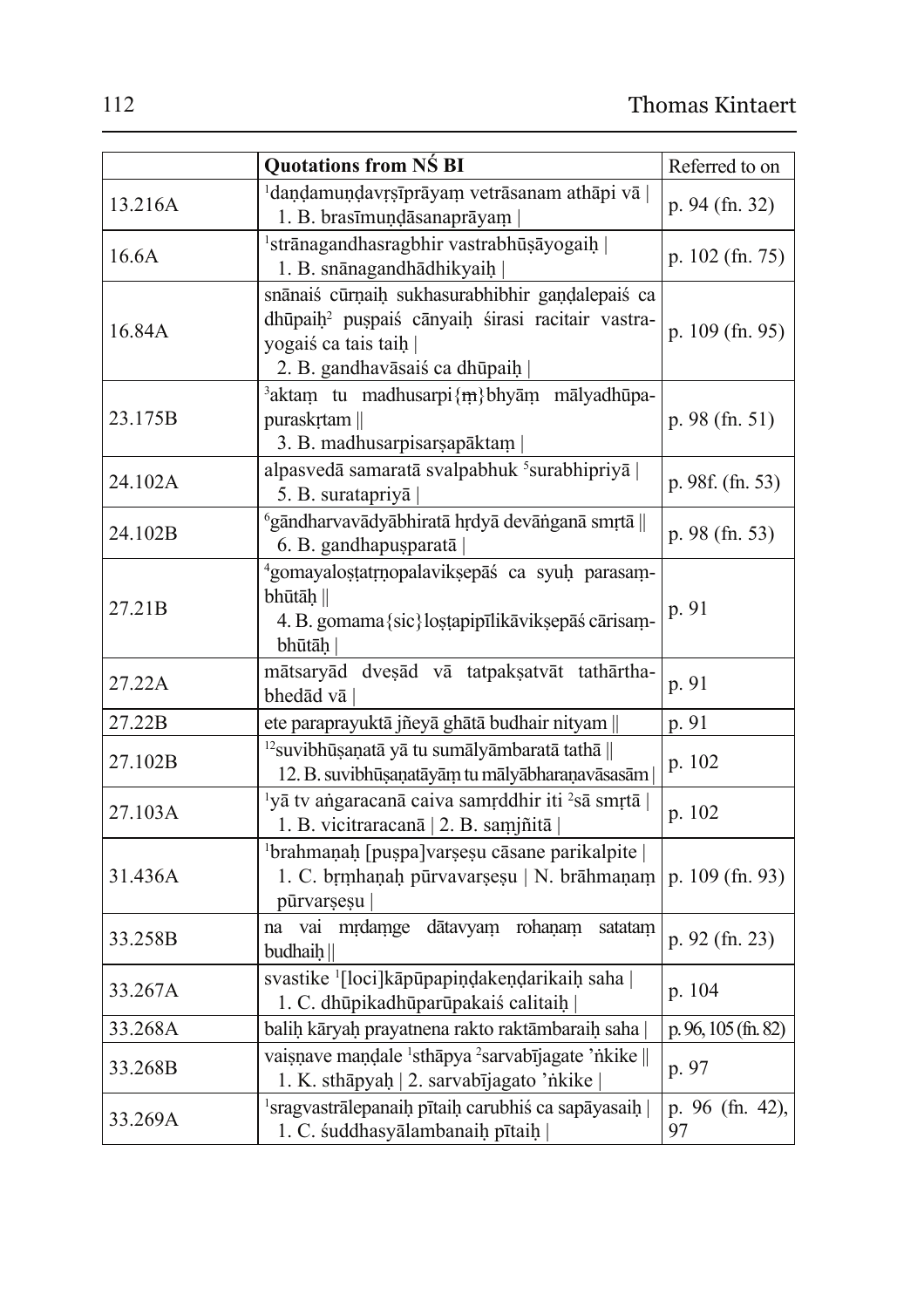| | Quotations from NŚ BI | Referred to on |
|---|---|---|
| 13.216A | [1]daṇḍamuṇḍavṛṣīprāyaṃ vetrāsanam athāpi vā \| 1. B. brasīmuṇḍāsanaprāyaṃ \| | p. 94 (fn. 32) |
| 16.6A | [1]strānagandhasragbhir vastrabhūṣāyogaiḥ \| 1. B. snānagandhādhikyaiḥ \| | p. 102 (fn. 75) |
| 16.84A | snānaiś cūrṇaiḥ sukhasurabhibhir gaṇḍalepaiś ca dhūpaiḥ[2] puṣpaiś cānyaiḥ śirasi racitair vastrayogaiś ca tais taiḥ \| 2. B. gandhavāsaiś ca dhūpaiḥ \| | p. 109 (fn. 95) |
| 23.175B | [3]aktaṃ tu madhusarpi{ṃ}bhyāṃ mālyadhūpapuraskṛtam ‖ 3. B. madhusarpisarṣapāktaṃ \| | p. 98 (fn. 51) |
| 24.102A | alpasvedā samaratā svalpabhuk [5]surabhipriyā \| 5. B. suratapriyā \| | p. 98f. (fn. 53) |
| 24.102B | [6]gāndharvavādyābhiratā hṛdyā devāṅganā smṛtā ‖ 6. B. gandhapuṣparatā \| | p. 98 (fn. 53) |
| 27.21B | [4]gomayaloṣṭatṛṇopalavikṣepāś ca syuḥ parasaṃbhūtāḥ ‖ 4. B. gomama{sic}loṣṭapipīlikāvikṣepāś cārisaṃbhūtāḥ \| | p. 91 |
| 27.22A | mātsaryād dveṣād vā tatpakṣatvāt tathārthabhedād vā \| | p. 91 |
| 27.22B | ete paraprayuktā jñeyā ghātā budhair nityam ‖ | p. 91 |
| 27.102B | [12]suvibhūṣaṇatā yā tu sumālyāmbaratā tathā ‖ 12. B. suvibhūṣaṇatāyāṃ tu mālyābharaṇavāsasām \| | p. 102 |
| 27.103A | [1]yā tv aṅgaracanā caiva samṛddhir iti [2]sā smṛtā \| 1. B. vicitraracanā \| 2. B. saṃjñitā \| | p. 102 |
| 31.436A | [1]brahmaṇaḥ [puṣpa]varṣeṣu cāsane parikalpite \| 1. C. bṛṃhaṇaḥ pūrvavarṣeṣu \| N. brāhmaṇaṃ pūrvarṣeṣu \| | p. 109 (fn. 93) |
| 33.258B | na vai mṛdaṃge dātavyaṃ rohaṇaṃ satataṃ budhaiḥ ‖ | p. 92 (fn. 23) |
| 33.267A | svastike [1][loci]kāpūpapiṇḍakeṇḍarikaiḥ saha \| 1. C. dhūpikadhūparūpakaiś calitaiḥ \| | p. 104 |
| 33.268A | baliḥ kāryaḥ prayatnena rakto raktāmbaraiḥ saha \| | p. 96, 105 (fn. 82) |
| 33.268B | vaiṣṇave maṇḍale [1]sthāpya [2]sarvabījagate 'ṅkike ‖ 1. K. sthāpyaḥ \| 2. sarvabījagato 'ṅkike \| | p. 97 |
| 33.269A | [1]sragvastrālepanaiḥ pītaiḥ carubhiś ca sapāyasaiḥ \| 1. C. śuddhasyālambanaiḥ pītaiḥ \| | p. 96 (fn. 42), 97 |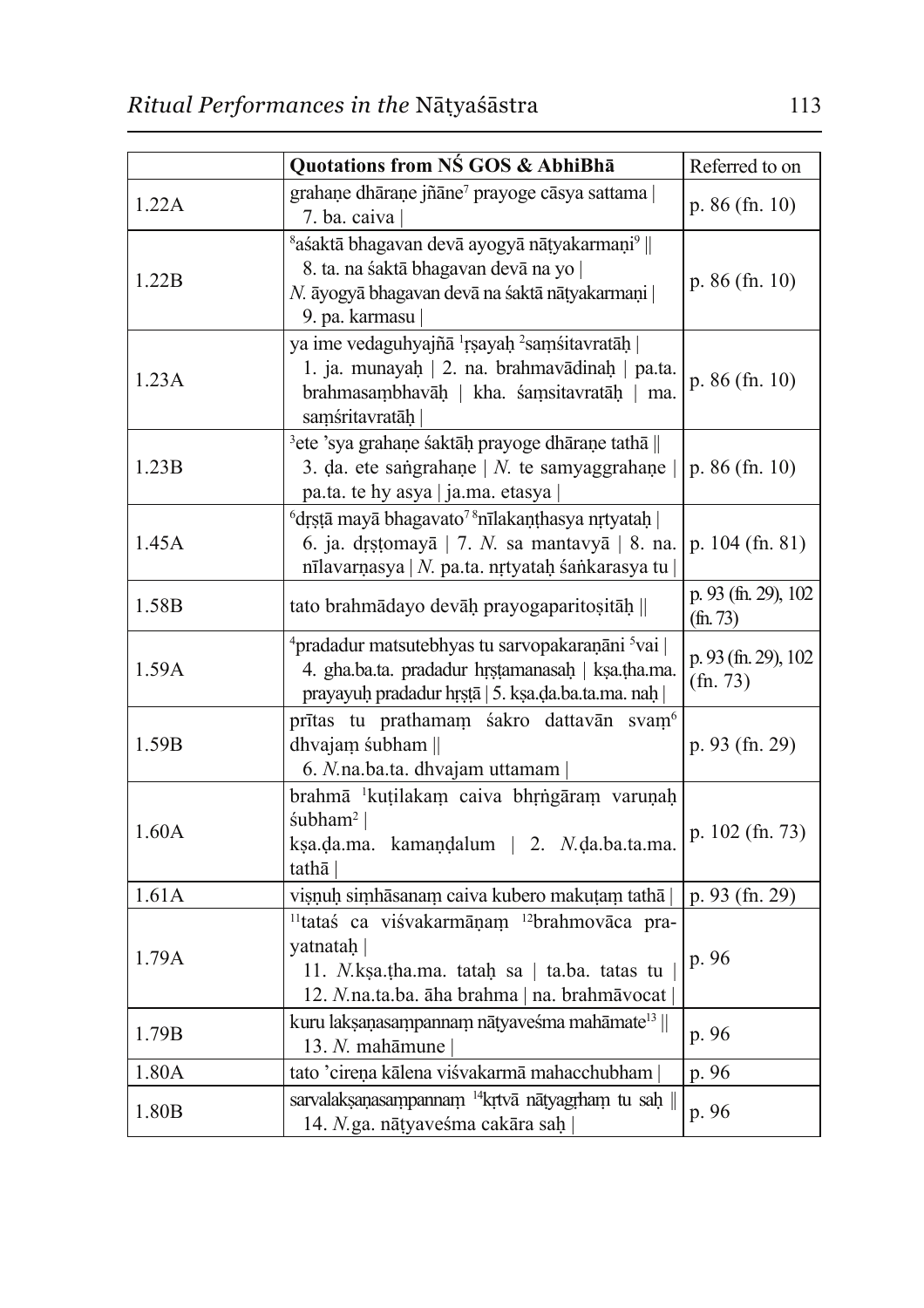| | Quotations from NŚ GOS & AbhiBhā | Referred to on |
|---|---|---|
| 1.22A | grahaṇe dhāraṇe jñāne[7] prayoge cāsya sattama \| 7. ba. caiva \| | p. 86 (fn. 10) |
| 1.22B | [8]aśaktā bhagavan devā ayogyā nāṭyakarmaṇi[9] \|\| 8. ta. na śaktā bhagavan devā na yo \| *N.* āyogyā bhagavan devā na śaktā nāṭyakarmaṇi \| 9. pa. karmasu \| | p. 86 (fn. 10) |
| 1.23A | ya ime vedaguhyajñā [1]ṛṣayaḥ [2]saṃśitavratāḥ \| 1. ja. munayaḥ \| 2. na. brahmavādinaḥ \| pa.ta. brahmasaṃbhavāḥ \| kha. śaṃsitavratāḥ \| ma. saṃśritavratāḥ \| | p. 86 (fn. 10) |
| 1.23B | [3]ete 'sya grahaṇe śaktāḥ prayoge dhāraṇe tathā \|\| 3. ḍa. ete saṅgrahaṇe \| *N.* te samyaggrahaṇe \| pa.ta. te hy asya \| ja.ma. etasya \| | p. 86 (fn. 10) |
| 1.45A | [6]dṛṣṭā mayā bhagavato[7] [8]nīlakaṇṭhasya nṛtyataḥ \| 6. ja. dṛṣṭomayā \| 7. *N.* sa mantavyā \| 8. na. nīlavarṇasya \| *N.* pa.ta. nṛtyataḥ śaṅkarasya tu \| | p. 104 (fn. 81) |
| 1.58B | tato brahmādayo devāḥ prayogaparitoṣitāḥ \|\| | p. 93 (fn. 29), 102 (fn. 73) |
| 1.59A | [4]pradadur matsutebhyas tu sarvopakaraṇāni [5]vai \| 4. gha.ba.ta. pradadur hṛṣṭamanasaḥ \| kṣa.ṭha.ma. prayayuḥ pradadur hṛṣṭā \| 5. kṣa.ḍa.ba.ta.ma. naḥ \| | p. 93 (fn. 29), 102 (fn. 73) |
| 1.59B | prītas tu prathamaṃ śakro dattavān svaṃ[6] dhvajaṃ śubham \|\| 6. *N.*na.ba.ta. dhvajam uttamam \| | p. 93 (fn. 29) |
| 1.60A | brahmā [1]kuṭilakaṃ caiva bhṛṅgāraṃ varuṇaḥ śubham[2] \| kṣa.ḍa.ma. kamaṇḍalum \| 2. *N.*ḍa.ba.ta.ma. tathā \| | p. 102 (fn. 73) |
| 1.61A | viṣṇuḥ siṃhāsanaṃ caiva kubero makuṭaṃ tathā \| | p. 93 (fn. 29) |
| 1.79A | [11]tataś ca viśvakarmāṇaṃ [12]brahmovāca prayatnataḥ \| 11. *N.*kṣa.ṭha.ma. tataḥ sa \| ta.ba. tatas tu \| 12. *N.*na.ta.ba. āha brahma \| na. brahmāvocat \| | p. 96 |
| 1.79B | kuru lakṣaṇasampannaṃ nāṭyaveśma mahāmate[13] \|\| 13. *N.* mahāmune \| | p. 96 |
| 1.80A | tato 'cireṇa kālena viśvakarmā mahacchubham \| | p. 96 |
| 1.80B | sarvalakṣaṇasampannaṃ [14]kṛtvā nāṭyagṛhaṃ tu saḥ \|\| 14. *N.*ga. nāṭyaveśma cakāra saḥ \| | p. 96 |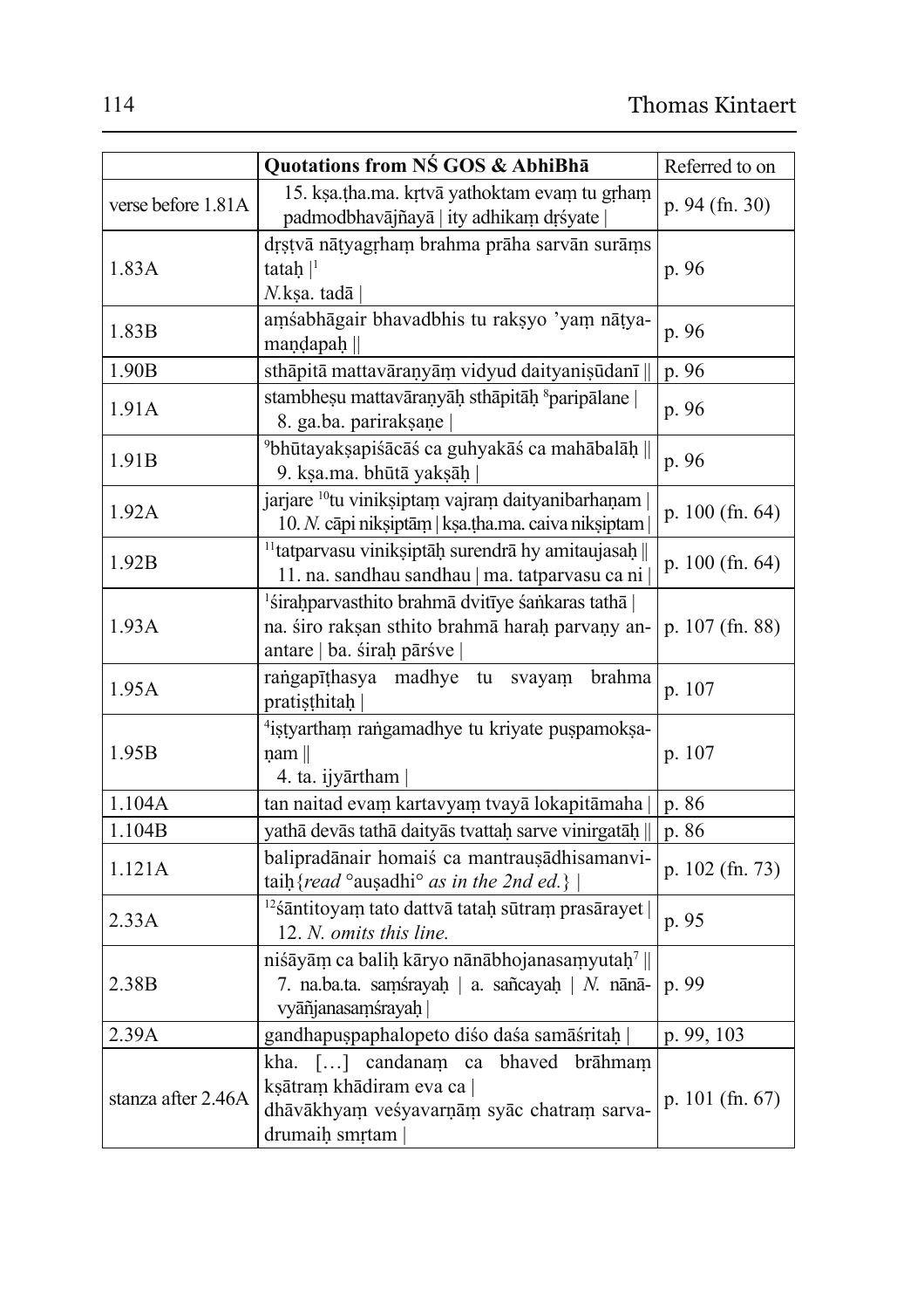| | Quotations from NŚ GOS & AbhiBhā | Referred to on |
|---|---|---|
| verse before 1.81A | 15. kṣa.ṭha.ma. kṛtvā yathoktam evaṃ tu gṛhaṃ padmodbhavājñayā \| ity adhikaṃ dṛśyate \| | p. 94 (fn. 30) |
| 1.83A | dṛṣṭvā nāṭyagṛhaṃ brahma prāha sarvān surāṃs tataḥ \|[1] *N.*kṣa. tadā \| | p. 96 |
| 1.83B | aṃśabhāgair bhavadbhis tu rakṣyo 'yaṃ nāṭya-maṇḍapaḥ \|\| | p. 96 |
| 1.90B | sthāpitā mattavāraṇyāṃ vidyud daityaniṣūdanī \|\| | p. 96 |
| 1.91A | stambheṣu mattavāraṇyāḥ sthāpitāḥ [8]paripālane \| 8. ga.ba. parirakṣaṇe \| | p. 96 |
| 1.91B | [9]bhūtayakṣapiśācāś ca guhyakāś ca mahābalāḥ \|\| 9. kṣa.ma. bhūtā yakṣāḥ \| | p. 96 |
| 1.92A | jarjare [10]tu vinikṣiptaṃ vajraṃ daityanibarhaṇam \| 10. *N.* cāpi nikṣiptāṃ \| kṣa.ṭha.ma. caiva nikṣiptam \| | p. 100 (fn. 64) |
| 1.92B | [11]tatparvasu vinikṣiptāḥ surendrā hy amitaujasaḥ \|\| 11. na. sandhau sandhau \| ma. tatparvasu ca ni \| | p. 100 (fn. 64) |
| 1.93A | [1]śiraḥparvasthito brahmā dvitīye śaṅkaras tathā \| na. śiro rakṣan sthito brahmā haraḥ parvaṇy antare \| ba. śiraḥ pārśve \| | p. 107 (fn. 88) |
| 1.95A | raṅgapīṭhasya madhye tu svayaṃ brahma pratiṣṭhitaḥ \| | p. 107 |
| 1.95B | [4]iṣṭyarthaṃ raṅgamadhye tu kriyate puṣpamokṣaṇam \|\| 4. ta. ijyārtham \| | p. 107 |
| 1.104A | tan naitad evaṃ kartavyaṃ tvayā lokapitāmaha \| | p. 86 |
| 1.104B | yathā devās tathā daityās tvattaḥ sarve vinirgatāḥ \|\| | p. 86 |
| 1.121A | balipradānair homaiś ca mantrauṣādhisamanvitaiḥ{*read* °auṣadhi° *as in the 2nd ed.*} \| | p. 102 (fn. 73) |
| 2.33A | [12]śāntitoyaṃ tato dattvā tataḥ sūtraṃ prasārayet \| 12. *N. omits this line.* | p. 95 |
| 2.38B | niśāyāṃ ca baliḥ kāryo nānābhojanasaṃyutaḥ[7] \|\| 7. na.ba.ta. saṃśrayaḥ \| a. sañcayaḥ \| *N.* nānāvyāñjanasaṃśrayaḥ \| | p. 99 |
| 2.39A | gandhapuṣpaphalopeto diśo daśa samāśritaḥ \| | p. 99, 103 |
| stanza after 2.46A | kha. […] candanaṃ ca bhaved brāhmaṃ kṣātraṃ khādiram eva ca \| dhāvākhyaṃ veśyavarṇāṃ syāc chatraṃ sarvadrumaiḥ smṛtam \| | p. 101 (fn. 67) |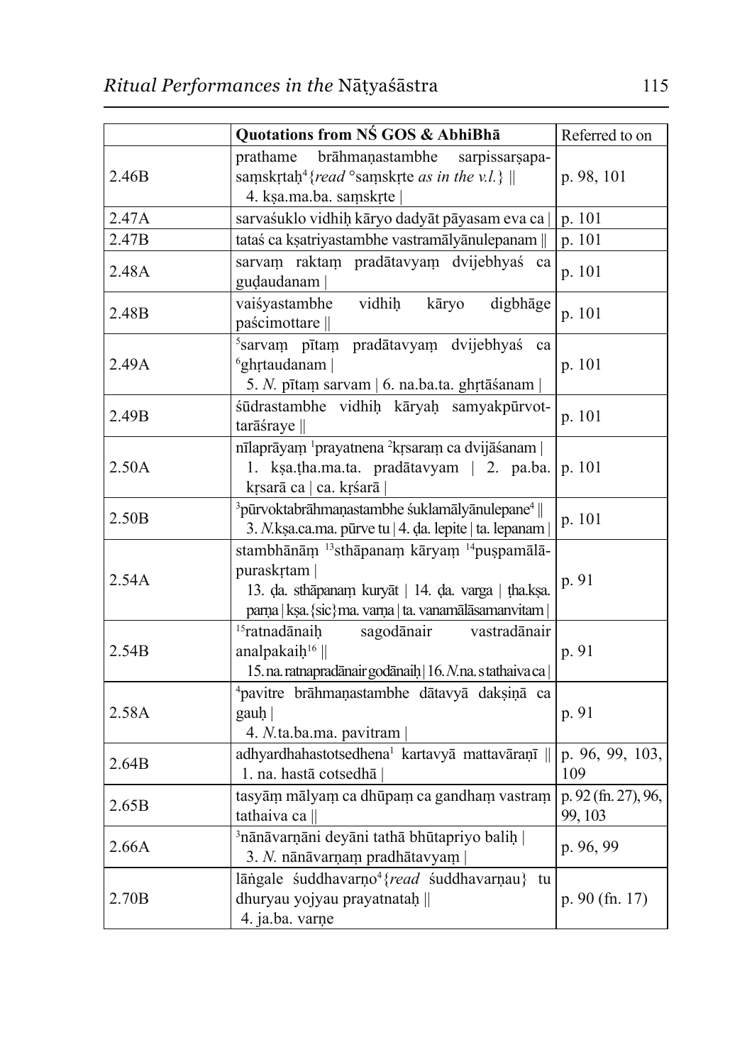| | Quotations from NŚ GOS & AbhiBhā | Referred to on |
|---|---|---|
| 2.46B | prathame brāhmaṇastambhe sarpissarṣapa-saṃskṛtaḥ[4]{*read* °saṃskṛte *as in the v.l.*} \|\|<br>4. kṣa.ma.ba. saṃskṛte \| | p. 98, 101 |
| 2.47A | sarvaśuklo vidhiḥ kāryo dadyāt pāyasam eva ca \| | p. 101 |
| 2.47B | tataś ca kṣatriyastambhe vastramālyānulepanam \|\| | p. 101 |
| 2.48A | sarvaṃ raktaṃ pradātavyaṃ dvijebhyaś ca guḍaudanam \| | p. 101 |
| 2.48B | vaiśyastambhe vidhiḥ kāryo digbhāge paścimottare \|\| | p. 101 |
| 2.49A | [5]sarvaṃ pītaṃ pradātavyaṃ dvijebhyaś ca [6]ghṛtaudanam \|<br>5. *N.* pītaṃ sarvam \| 6. na.ba.ta. ghṛtāśanam \| | p. 101 |
| 2.49B | śūdrastambhe vidhiḥ kāryaḥ samyakpūrvottarāśraye \|\| | p. 101 |
| 2.50A | nīlaprāyaṃ [1]prayatnena [2]kṛsaraṃ ca dvijāśanam \|<br>1. kṣa.ṭha.ma.ta. pradātavyam \| 2. pa.ba. kṛsarā ca \| ca. kṛśarā \| | p. 101 |
| 2.50B | [3]pūrvoktabrāhmaṇastambhe śuklamālyānulepane[4] \|\|<br>3. *N.*kṣa.ca.ma. pūrve tu \| 4. ḍa. lepite \| ta. lepanam \| | p. 101 |
| 2.54A | stambhānāṃ [13]sthāpanaṃ kāryaṃ [14]puṣpamālā-puraskṛtam \|<br>13. ḍa. sthāpanaṃ kuryāt \| 14. ḍa. varga \| ṭha.kṣa. parṇa \| kṣa.{sic}ma. varṇa \| ta. vanamālāsamanvitam \| | p. 91 |
| 2.54B | [15]ratnadānaiḥ sagodānair vastradānair analpakaiḥ[16] \|\|<br>15. na. ratnapradānair godānaiḥ \| 16. *N.*na. s tathaiva ca \| | p. 91 |
| 2.58A | [4]pavitre brāhmaṇastambhe dātavyā dakṣiṇā ca gauḥ \|<br>4. *N.*ta.ba.ma. pavitram \| | p. 91 |
| 2.64B | adhyardhahastotsedhena[1] kartavyā mattavāraṇī \|\|<br>1. na. hastā cotsedhā \| | p. 96, 99, 103, 109 |
| 2.65B | tasyāṃ mālyaṃ ca dhūpaṃ ca gandhaṃ vastraṃ tathaiva ca \|\| | p. 92 (fn. 27), 96, 99, 103 |
| 2.66A | [3]nānāvarṇāni deyāni tathā bhūtapriyo baliḥ \|<br>3. *N.* nānāvarṇaṃ pradhātavyaṃ \| | p. 96, 99 |
| 2.70B | lāṅgale śuddhavarṇo[4]{*read* śuddhavarṇau} tu dhuryau yojyau prayatnataḥ \|\|<br>4. ja.ba. varṇe | p. 90 (fn. 17) |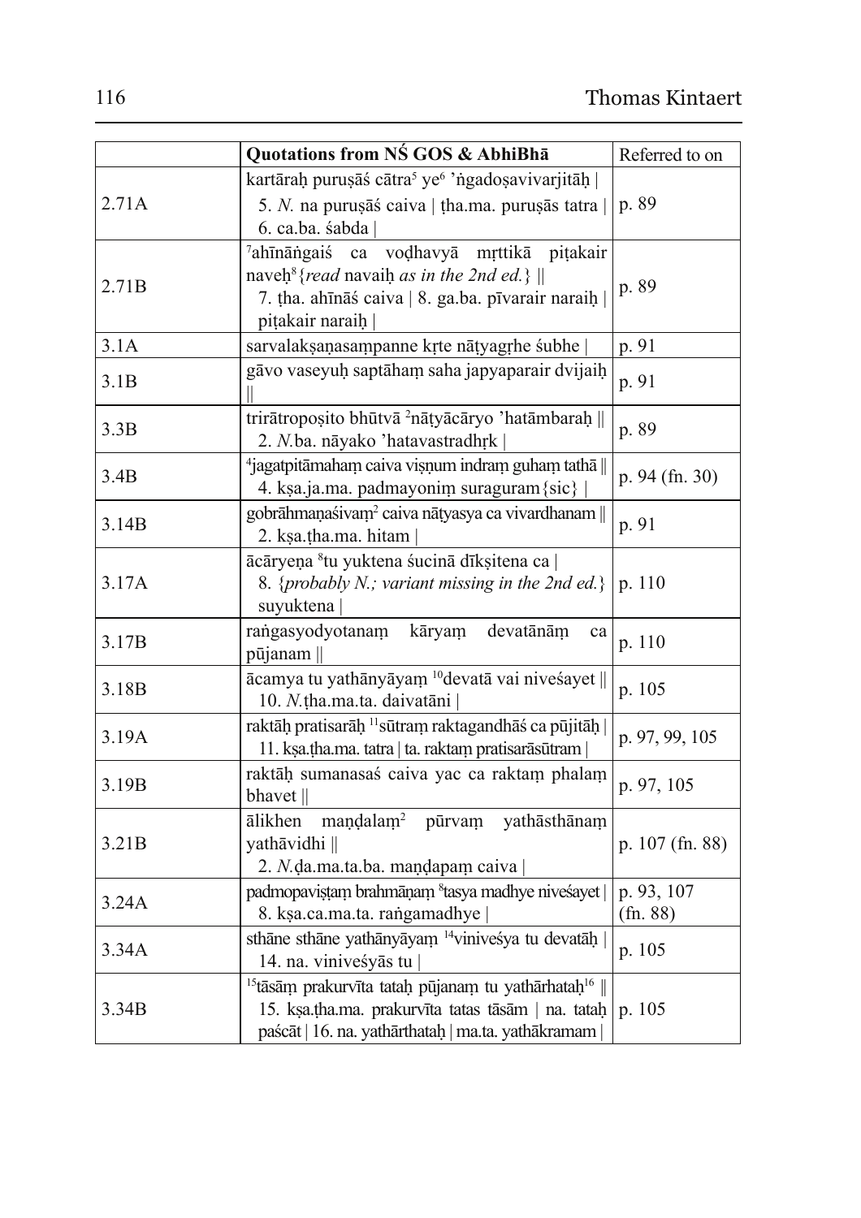| | Quotations from NŚ GOS & AbhiBhā | Referred to on |
|---|---|---|
| 2.71A | kartāraḥ puruṣāś cātra[5] ye[6] 'ṅgadoṣavivarjitāḥ \| 5. *N.* na puruṣāś caiva \| ṭha.ma. puruṣās tatra \| 6. ca.ba. śabda \| | p. 89 |
| 2.71B | [7]ahīnāṅgaiś ca voḍhavyā mṛttikā piṭakair naveḥ[8] {*read* navaiḥ *as in the 2nd ed.*} \|\| 7. ṭha. ahīnāś caiva \| 8. ga.ba. pīvarair naraiḥ \| piṭakair naraiḥ \| | p. 89 |
| 3.1A | sarvalakṣaṇasaṃpanne kṛte nāṭyagṛhe śubhe \| | p. 91 |
| 3.1B | gāvo vaseyuḥ saptāhaṃ saha japyaparair dvijaiḥ \|\| | p. 91 |
| 3.3B | trirātropoṣito bhūtvā [2]nāṭyācāryo 'hatāmbaraḥ \|\| 2. *N.*ba. nāyako 'hatavastradhṛk \| | p. 89 |
| 3.4B | [4]jagatpitāmahaṃ caiva viṣṇum indraṃ guhaṃ tathā \|\| 4. kṣa.ja.ma. padmayoniṃ suraguram{sic} \| | p. 94 (fn. 30) |
| 3.14B | gobrāhmaṇaśivaṃ[2] caiva nāṭyasya ca vivardhanam \|\| 2. kṣa.ṭha.ma. hitam \| | p. 91 |
| 3.17A | ācāryeṇa [8]tu yuktena śucinā dīkṣitena ca \| 8. {*probably N.; variant missing in the 2nd ed.*} suyuktena \| | p. 110 |
| 3.17B | raṅgasyodyotanaṃ kāryaṃ devatānāṃ ca pūjanam \|\| | p. 110 |
| 3.18B | ācamya tu yathānyāyaṃ [10]devatā vai niveśayet \|\| 10. *N.*ṭha.ma.ta. daivatāni \| | p. 105 |
| 3.19A | raktāḥ pratisarāḥ [11]sūtraṃ raktagandhāś ca pūjitāḥ \| 11. kṣa.ṭha.ma. tatra \| ta. raktaṃ pratisarāsūtram \| | p. 97, 99, 105 |
| 3.19B | raktāḥ sumanasaś caiva yac ca raktaṃ phalaṃ bhavet \|\| | p. 97, 105 |
| 3.21B | ālikhen maṇḍalaṃ[2] pūrvaṃ yathāsthānaṃ yathāvidhi \|\| 2. *N.*ḍa.ma.ta.ba. maṇḍapaṃ caiva \| | p. 107 (fn. 88) |
| 3.24A | padmopaviṣṭaṃ brahmāṇaṃ [8]tasya madhye niveśayet \| 8. kṣa.ca.ma.ta. raṅgamadhye \| | p. 93, 107 (fn. 88) |
| 3.34A | sthāne sthāne yathānyāyaṃ [14]viniveśya tu devatāḥ \| 14. na. viniveśyās tu \| | p. 105 |
| 3.34B | [15]tāsāṃ prakurvīta tataḥ pūjanaṃ tu yathārhataḥ[16] \|\| 15. kṣa.ṭha.ma. prakurvīta tatas tāsām \| na. tataḥ paścāt \| 16. na. yathārthataḥ \| ma.ta. yathākramam \| | p. 105 |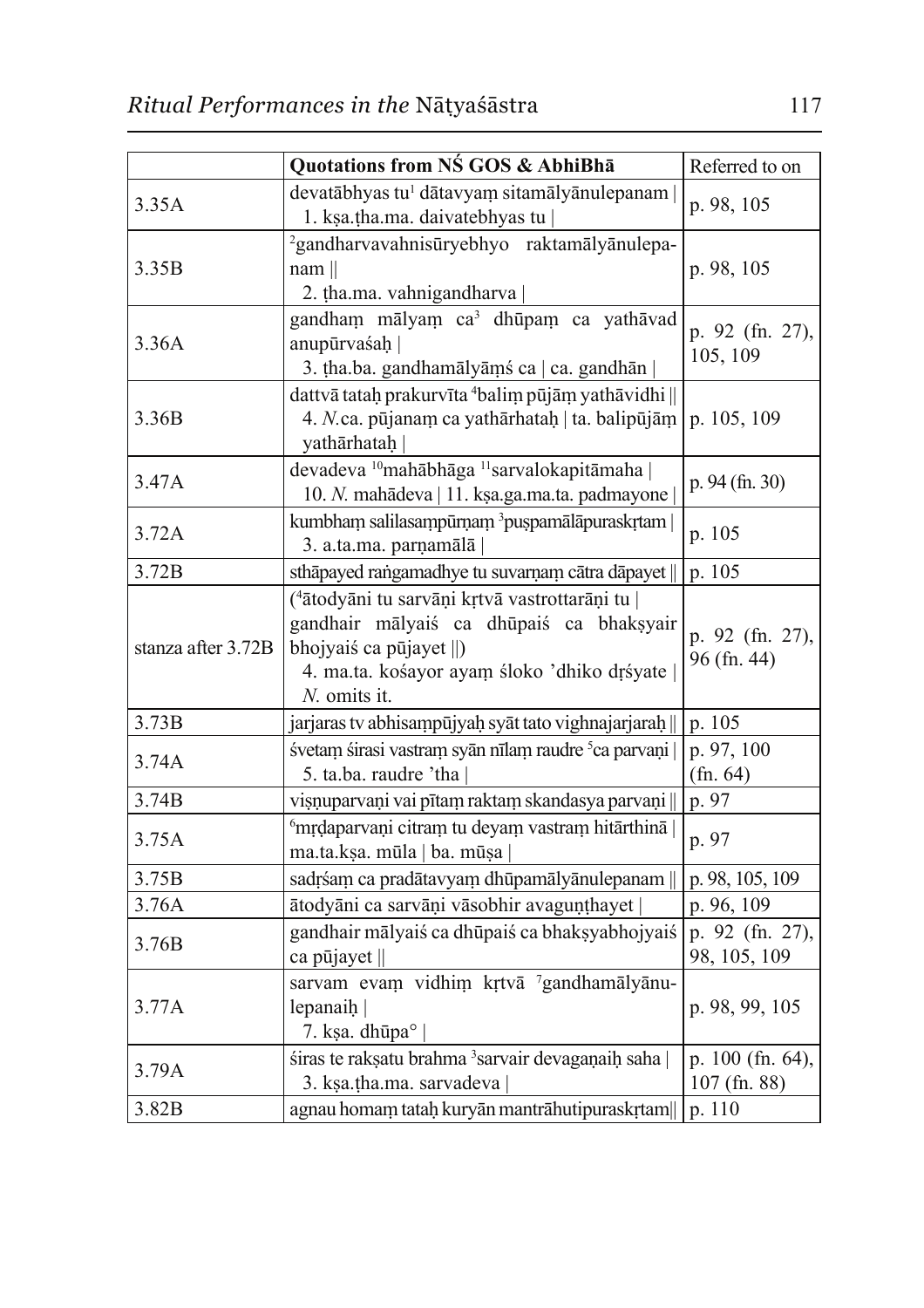| | Quotations from NŚ GOS & AbhiBhā | Referred to on |
|---|---|---|
| 3.35A | devatābhyas tu[1] dātavyaṃ sitamālyānulepanam \|<br>1. kṣa.ṭha.ma. daivatebhyas tu \| | p. 98, 105 |
| 3.35B | [2]gandharvavahnisūryebhyo raktamālyānulepanam \|\|<br>2. ṭha.ma. vahnigandharva \| | p. 98, 105 |
| 3.36A | gandhaṃ mālyaṃ ca[3] dhūpaṃ ca yathāvad anupūrvaśaḥ \|<br>3. ṭha.ba. gandhamālyāṃś ca \| ca. gandhān \| | p. 92 (fn. 27), 105, 109 |
| 3.36B | dattvā tataḥ prakurvīta [4]baliṃ pūjāṃ yathāvidhi \|\|<br>4. *N*.ca. pūjanaṃ ca yathārhataḥ \| ta. balipūjāṃ yathārhataḥ \| | p. 105, 109 |
| 3.47A | devadeva [10]mahābhāga [11]sarvalokapitāmaha \|<br>10. *N.* mahādeva \| 11. kṣa.ga.ma.ta. padmayone \| | p. 94 (fn. 30) |
| 3.72A | kumbhaṃ salilasampūrṇaṃ [3]puṣpamālāpuraskṛtam \|<br>3. a.ta.ma. parṇamālā \| | p. 105 |
| 3.72B | sthāpayed raṅgamadhye tu suvarṇaṃ cātra dāpayet \|\| | p. 105 |
| stanza after 3.72B | ([4]ātodyāni tu sarvāṇi kṛtvā vastrottarāṇi tu \|<br>gandhair mālyaiś ca dhūpaiś ca bhakṣyair bhojyaiś ca pūjayet \|\|)<br>4. ma.ta. kośayor ayaṃ śloko 'dhiko dṛśyate \|<br>*N.* omits it. | p. 92 (fn. 27), 96 (fn. 44) |
| 3.73B | jarjaras tv abhisampūjyaḥ syāt tato vighnajarjaraḥ \|\| | p. 105 |
| 3.74A | śvetaṃ śirasi vastraṃ syān nīlaṃ raudre [5]ca parvaṇi \|<br>5. ta.ba. raudre 'tha \| | p. 97, 100 (fn. 64) |
| 3.74B | viṣṇuparvaṇi vai pītaṃ raktaṃ skandasya parvaṇi \|\| | p. 97 |
| 3.75A | [6]mṛḍaparvaṇi citraṃ tu deyaṃ vastraṃ hitārthinā \|<br>ma.ta.kṣa. mūla \| ba. mūṣa \| | p. 97 |
| 3.75B | sadṛśaṃ ca pradātavyaṃ dhūpamālyānulepanam \|\| | p. 98, 105, 109 |
| 3.76A | ātodyāni ca sarvāṇi vāsobhir avaguṇṭhayet \| | p. 96, 109 |
| 3.76B | gandhair mālyaiś ca dhūpaiś ca bhakṣyabhojyaiś ca pūjayet \|\| | p. 92 (fn. 27), 98, 105, 109 |
| 3.77A | sarvam evaṃ vidhiṃ kṛtvā [7]gandhamālyānulepanaiḥ \|<br>7. kṣa. dhūpa° \| | p. 98, 99, 105 |
| 3.79A | śiras te rakṣatu brahma [3]sarvair devagaṇaiḥ saha \|<br>3. kṣa.ṭha.ma. sarvadeva \| | p. 100 (fn. 64), 107 (fn. 88) |
| 3.82B | agnau homaṃ tataḥ kuryān mantrāhutipuraskṛtam\|\| | p. 110 |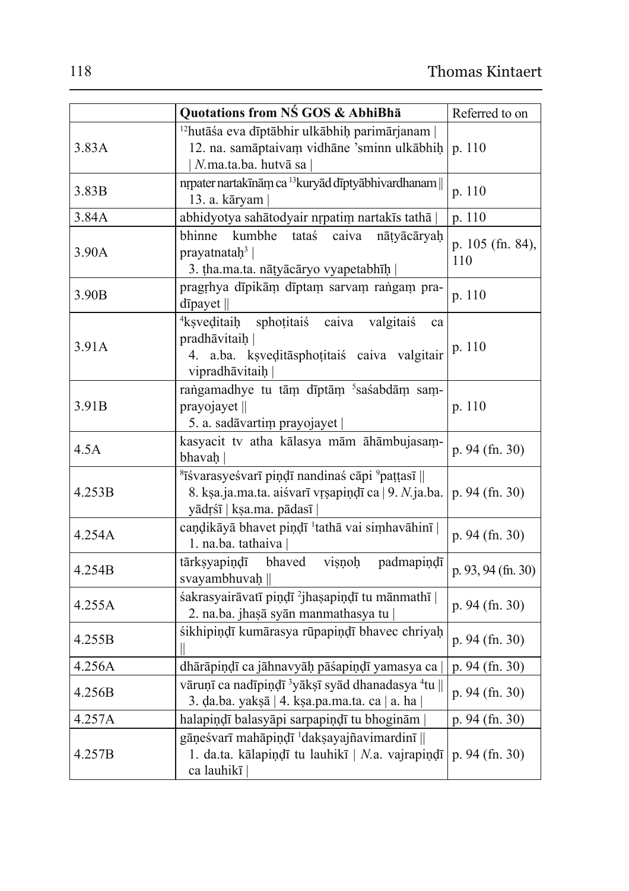| | Quotations from NŚ GOS & AbhiBhā | Referred to on |
|---|---|---|
| 3.83A | [12]hutāśa eva dīptābhir ulkābhiḥ parimārjanam \| 12. na. samāptaivaṃ vidhāne 'sminn ulkābhiḥ \| *N*.ma.ta.ba. hutvā sa \| | p. 110 |
| 3.83B | nṛpater nartakīnāṃ ca [13]kuryād dīptyābhivardhanam \|\| 13. a. kāryam \| | p. 110 |
| 3.84A | abhidyotya sahātodyair nṛpatiṃ nartakīs tathā \| | p. 110 |
| 3.90A | bhinne kumbhe tataś caiva nāṭyācāryaḥ prayatnataḥ[3] \| 3. ṭha.ma.ta. nāṭyācāryo vyapetabhīḥ \| | p. 105 (fn. 84), 110 |
| 3.90B | pragṛhya dīpikāṃ dīptaṃ sarvaṃ raṅgaṃ pradīpayet \|\| | p. 110 |
| 3.91A | [4]kṣveḍitaiḥ sphoṭitaiś caiva valgitaiś ca pradhāvitaiḥ \| 4. a.ba. kṣveḍitāsphoṭitaiś caiva valgitair vipradhāvitaiḥ \| | p. 110 |
| 3.91B | raṅgamadhye tu tāṃ dīptāṃ [5]saśabdāṃ samprayojayet \|\| 5. a. sadāvartiṃ prayojayet \| | p. 110 |
| 4.5A | kasyacit tv atha kālasya mām āhāmbujasaṃbhavaḥ \| | p. 94 (fn. 30) |
| 4.253B | [8]īśvarasyeśvarī piṇḍī nandinaś cāpi [9]paṭṭasī \|\| 8. kṣa.ja.ma.ta. aiśvarī vṛṣapiṇḍī ca \| 9. *N*.ja.ba. yādṛśī \| kṣa.ma. pādasī \| | p. 94 (fn. 30) |
| 4.254A | caṇḍikāyā bhavet piṇḍī [1]tathā vai siṃhavāhinī \| 1. na.ba. tathaiva \| | p. 94 (fn. 30) |
| 4.254B | tārkṣyapiṇḍī bhaved viṣṇoḥ padmapiṇḍī svayambhuvaḥ \|\| | p. 93, 94 (fn. 30) |
| 4.255A | śakrasyairāvatī piṇḍī [2]jhaṣapiṇḍī tu mānmathī \| 2. na.ba. jhaṣā syān manmathasya tu \| | p. 94 (fn. 30) |
| 4.255B | śikhipiṇḍī kumārasya rūpapiṇḍī bhavec chriyaḥ \|\| | p. 94 (fn. 30) |
| 4.256A | dhārāpiṇḍī ca jāhnavyāḥ pāśapiṇḍī yamasya ca \| | p. 94 (fn. 30) |
| 4.256B | vāruṇī ca nadīpiṇḍī [3]yākṣī syād dhanadasya [4]tu \|\| 3. ḍa.ba. yakṣā \| 4. kṣa.pa.ma.ta. ca \| a. ha \| | p. 94 (fn. 30) |
| 4.257A | halapiṇḍī balasyāpi sarpapiṇḍī tu bhoginām \| | p. 94 (fn. 30) |
| 4.257B | gāṇeśvarī mahāpiṇḍī [1]dakṣayajñavimardinī \|\| 1. da.ta. kālapiṇḍī tu lauhikī \| *N*.a. vajrapiṇḍī ca lauhikī \| | p. 94 (fn. 30) |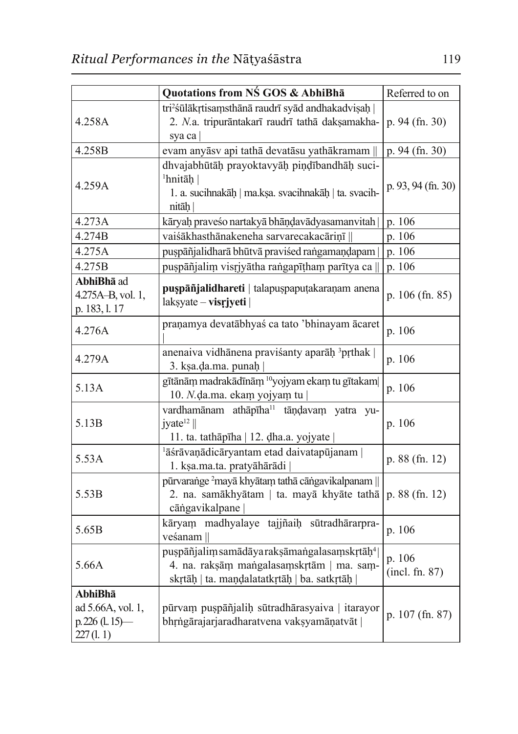| | Quotations from NŚ GOS & AbhiBhā | Referred to on |
|---|---|---|
| 4.258A | tri[2]śūlākṛtisaṃsthānā raudrī syād andhakadviṣaḥ \| 2. *N*.a. tripurāntakarī raudrī tathā dakṣamakhasya ca \| | p. 94 (fn. 30) |
| 4.258B | evam anyāsv api tathā devatāsu yathākramam \|\| | p. 94 (fn. 30) |
| 4.259A | dhvajabhūtāḥ prayoktavyāḥ piṇḍībandhāḥ suci[1]hnitāḥ \| 1. a. sucihnakāḥ \| ma.kṣa. svacihnakāḥ \| ta. svacihnitāḥ \| | p. 93, 94 (fn. 30) |
| 4.273A | kāryaḥ praveśo nartakyā bhāṇḍavādyasamanvitah \| | p. 106 |
| 4.274B | vaiśākhasthānakeneha sarvarecakacāriṇī \|\| | p. 106 |
| 4.275A | puṣpāñjalidharā bhūtvā praviśed raṅgamaṇḍapam \| | p. 106 |
| 4.275B | puṣpāñjaliṃ visṛjyātha raṅgapīṭhaṃ parītya ca \|\| | p. 106 |
| **AbhiBhā** ad 4.275A–B, vol. 1, p. 183, l. 17 | **puṣpāñjalidhareti** \| talapuṣpapuṭakaraṇam anena lakṣyate – **visṛjyeti** \| | p. 106 (fn. 85) |
| 4.276A | praṇamya devatābhyaś ca tato 'bhinayam ācaret \| | p. 106 |
| 4.279A | anenaiva vidhānena praviśanty aparāḥ [3]pṛthak \| 3. kṣa.ḍa.ma. punaḥ \| | p. 106 |
| 5.13A | gītānāṃ madrakādīnāṃ [10]yojyam ekaṃ tu gītakam\| 10. *N*.ḍa.ma. ekaṃ yojyaṃ tu \| | p. 106 |
| 5.13B | vardhamānam athāpīha[11] tāṇḍavaṃ yatra yujyate[12] \|\| 11. ta. tathāpīha \| 12. ḍha.a. yojyate \| | p. 106 |
| 5.53A | [1]āśrāvaṇādicāryantam etad daivatapūjanam \| 1. kṣa.ma.ta. pratyāhārādi \| | p. 88 (fn. 12) |
| 5.53B | pūrvaraṅge [2]mayā khyātaṃ tathā cāṅgavikalpanam \|\| 2. na. samākhyātam \| ta. mayā khyāte tathā cāṅgavikalpane \| | p. 88 (fn. 12) |
| 5.65B | kāryaṃ madhyalaye tajjñaiḥ sūtradhārarpraveśanam \|\| | p. 106 |
| 5.66A | puṣpāñjaliṃ samādāya rakṣāmaṅgalasaṃskṛtāḥ[4]\| 4. na. rakṣāṃ maṅgalasaṃskṛtām \| ma. saṃskṛtāḥ \| ta. maṇḍalatatkṛtāḥ \| ba. satkṛtāḥ \| | p. 106 (incl. fn. 87) |
| **AbhiBhā** ad 5.66A, vol. 1, p. 226 (l. 15)—227 (l. 1) | pūrvaṃ puṣpāñjaliḥ sūtradhārasyaiva \| itarayor bhṛṅgārajarjaradharatvena vakṣyamāṇatvāt \| | p. 107 (fn. 87) |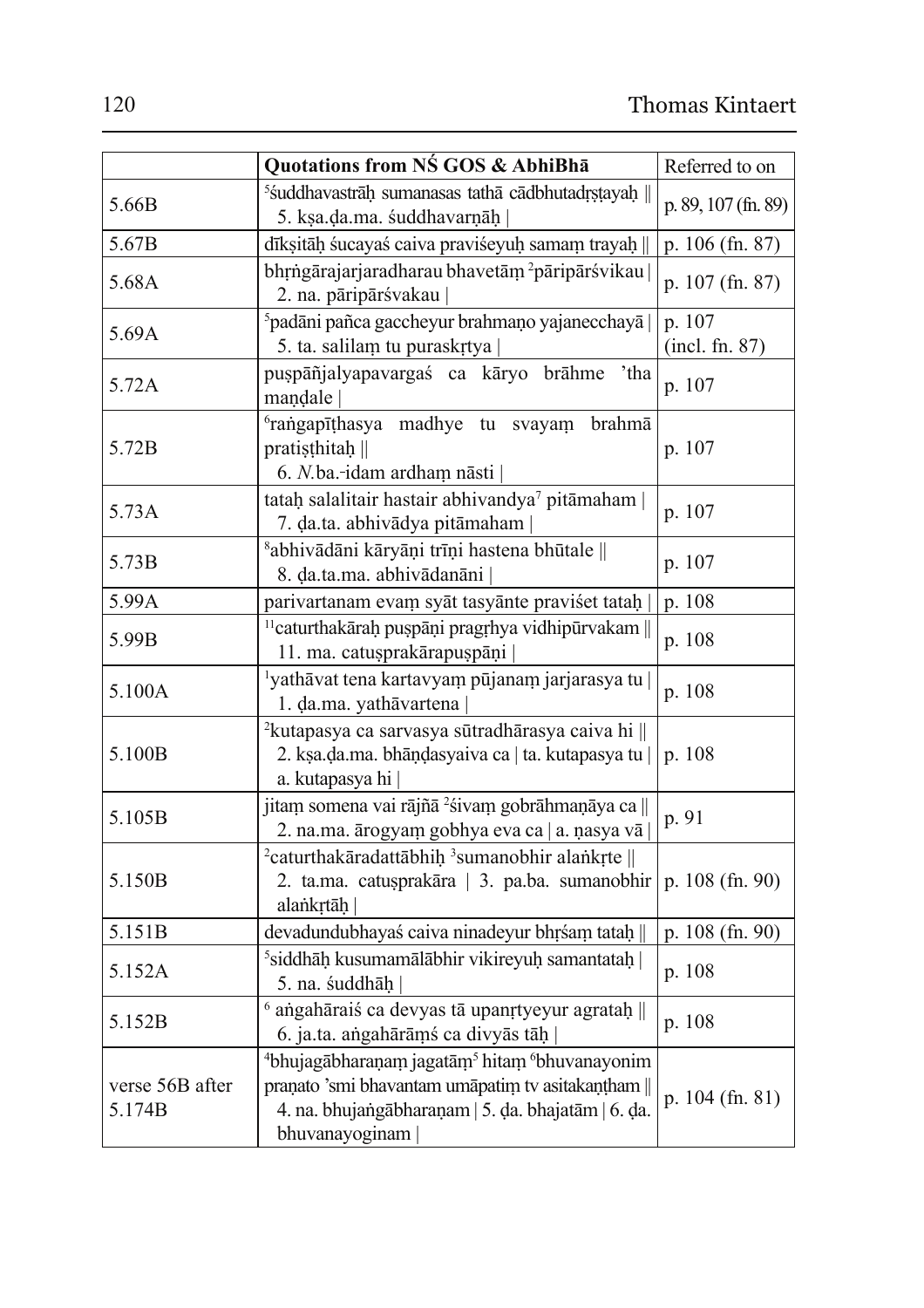| | Quotations from NŚ GOS & AbhiBhā | Referred to on |
|---|---|---|
| 5.66B | [5]śuddhavastrāḥ sumanasas tathā cādbhutadṛṣṭayaḥ ‖ 5. kṣa.ḍa.ma. śuddhavarṇāḥ \| | p. 89, 107 (fn. 89) |
| 5.67B | dīkṣitāḥ śucayaś caiva praviśeyuḥ samaṃ trayaḥ ‖ | p. 106 (fn. 87) |
| 5.68A | bhṛṅgārajarjaradharau bhavetāṃ [2]pāripārśvikau \| 2. na. pāripārśvakau \| | p. 107 (fn. 87) |
| 5.69A | [5]padāni pañca gaccheyur brahmaṇo yajanecchayā \| 5. ta. salilaṃ tu puraskṛtya \| | p. 107 (incl. fn. 87) |
| 5.72A | puṣpāñjalyapavargaś ca kāryo brāhme 'tha maṇḍale \| | p. 107 |
| 5.72B | [6]raṅgapīṭhasya madhye tu svayaṃ brahmā pratiṣṭhitaḥ ‖ 6. *N*.ba.-idam ardhaṃ nāsti \| | p. 107 |
| 5.73A | tataḥ salalitair hastair abhivandya[7] pitāmaham \| 7. ḍa.ta. abhivādya pitāmaham \| | p. 107 |
| 5.73B | [8]abhivādāni kāryāṇi trīṇi hastena bhūtale ‖ 8. ḍa.ta.ma. abhivādanāni \| | p. 107 |
| 5.99A | parivartanam evaṃ syāt tasyānte praviśet tataḥ \| | p. 108 |
| 5.99B | [11]caturthakāraḥ puṣpāṇi pragṛhya vidhipūrvakam ‖ 11. ma. catuṣprakārapuṣpāṇi \| | p. 108 |
| 5.100A | [1]yathāvat tena kartavyaṃ pūjanaṃ jarjarasya tu \| 1. ḍa.ma. yathāvartena \| | p. 108 |
| 5.100B | [2]kutapasya ca sarvasya sūtradhārasya caiva hi ‖ 2. kṣa.ḍa.ma. bhāṇḍasyaiva ca \| ta. kutapasya tu \| a. kutapasya hi \| | p. 108 |
| 5.105B | jitaṃ somena vai rājñā [2]śivaṃ gobrāhmaṇāya ca ‖ 2. na.ma. ārogyaṃ gobhya eva ca \| a. ṇasya vā \| | p. 91 |
| 5.150B | [2]caturthakāradattābhiḥ [3]sumanobhir alaṅkṛte ‖ 2. ta.ma. catuṣprakāra \| 3. pa.ba. sumanobhir alaṅkṛtāḥ \| | p. 108 (fn. 90) |
| 5.151B | devadundubhayaś caiva ninadeyur bhṛśaṃ tataḥ ‖ | p. 108 (fn. 90) |
| 5.152A | [5]siddhāḥ kusumamālābhir vikireyuḥ samantataḥ \| 5. na. śuddhāḥ \| | p. 108 |
| 5.152B | [6] aṅgahāraiś ca devyas tā upanṛtyeyur agrataḥ ‖ 6. ja.ta. aṅgahārāṃś ca divyās tāḥ \| | p. 108 |
| verse 56B after 5.174B | [4]bhujagābharaṇaṃ jagatāṃ[5] hitaṃ [6]bhuvanayonim praṇato 'smi bhavantam umāpatiṃ tv asitakaṇṭham ‖ 4. na. bhujaṅgābharaṇam \| 5. ḍa. bhajatām \| 6. ḍa. bhuvanayoginam \| | p. 104 (fn. 81) |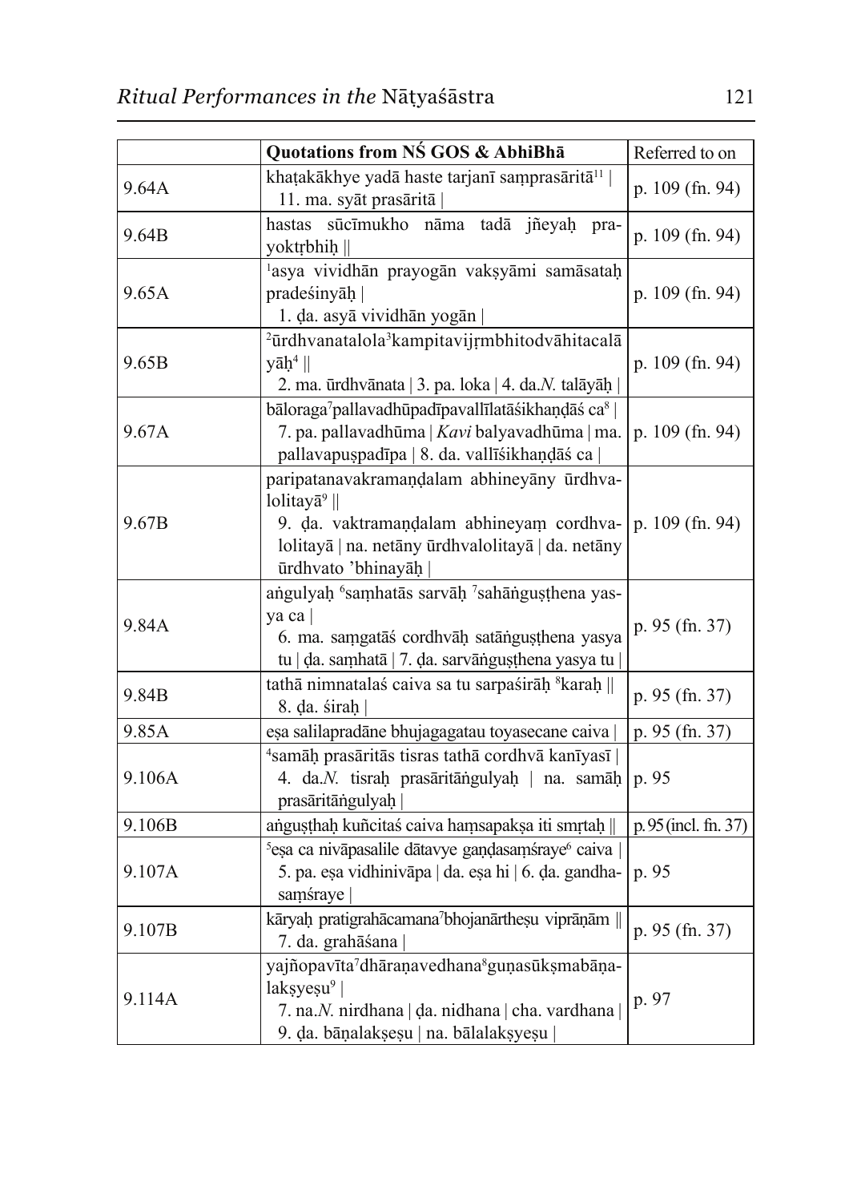| | Quotations from NŚ GOS & AbhiBhā | Referred to on |
|---|---|---|
| 9.64A | khaṭakākhye yadā haste tarjanī saṃprasāritā[11] \| 11. ma. syāt prasāritā \| | p. 109 (fn. 94) |
| 9.64B | hastas sūcīmukho nāma tadā jñeyaḥ prayoktṛbhiḥ \|\| | p. 109 (fn. 94) |
| 9.65A | [1]asya vividhān prayogān vakṣyāmi samāsataḥ pradeśinyāḥ \| 1. ḍa. asyā vividhān yogān \| | p. 109 (fn. 94) |
| 9.65B | [2]ūrdhvanatalola[3]kampitavijṛmbhitodvāhitacalāyāḥ[4] \|\| 2. ma. ūrdhvānata \| 3. pa. loka \| 4. da.*N.* talāyāḥ \| | p. 109 (fn. 94) |
| 9.67A | bāloraga[7]pallavadhūpadīpavallīlatāśikhaṇḍāś ca[8] \| 7. pa. pallavadhūma \| *Kavi* balyavadhūma \| ma. pallavapuṣpadīpa \| 8. da. vallīśikhaṇḍāś ca \| | p. 109 (fn. 94) |
| 9.67B | paripatanavakramaṇḍalam abhineyāny ūrdhvalolitayā[9] \|\| 9. ḍa. vaktramaṇḍalam abhineyaṃ cordhvalolitayā \| na. netāny ūrdhvalolitayā \| da. netāny ūrdhvato 'bhinayāḥ \| | p. 109 (fn. 94) |
| 9.84A | aṅgulyaḥ [6]saṃhatās sarvāḥ [7]sahāṅguṣṭhena yasya ca \| 6. ma. saṃgatāś cordhvāḥ satāṅguṣṭhena yasya tu \| ḍa. saṃhatā \| 7. ḍa. sarvāṅguṣṭhena yasya tu \| | p. 95 (fn. 37) |
| 9.84B | tathā nimnatalaś caiva sa tu sarpaśirāḥ [8]karaḥ \|\| 8. ḍa. śiraḥ \| | p. 95 (fn. 37) |
| 9.85A | eṣa salilapradāne bhujagagatau toyasecane caiva \| | p. 95 (fn. 37) |
| 9.106A | [4]samāḥ prasāritās tisras tathā cordhvā kanīyasī \| 4. da.*N.* tisraḥ prasāritāṅgulyaḥ \| na. samāḥ prasāritāṅgulyaḥ \| | p. 95 |
| 9.106B | aṅguṣṭhaḥ kuñcitaś caiva haṃsapakṣa iti smṛtaḥ \|\| | p. 95 (incl. fn. 37) |
| 9.107A | [5]eṣa ca nivāpasalile dātavye gaṇḍasaṃśraye[6] caiva \| 5. pa. eṣa vidhinivāpa \| da. eṣa hi \| 6. ḍa. gandhasaṃśraye \| | p. 95 |
| 9.107B | kāryaḥ pratigrahācamana[7]bhojanārtheṣu viprāṇām \|\| 7. da. grahāśana \| | p. 95 (fn. 37) |
| 9.114A | yajñopavīta[7]dhāraṇavedhana[8]guṇasūkṣmabāṇalakṣyeṣu[9] \| 7. na.*N.* nirdhana \| ḍa. nidhana \| cha. vardhana \| 9. ḍa. bāṇalakṣeṣu \| na. bālalakṣyeṣu \| | p. 97 |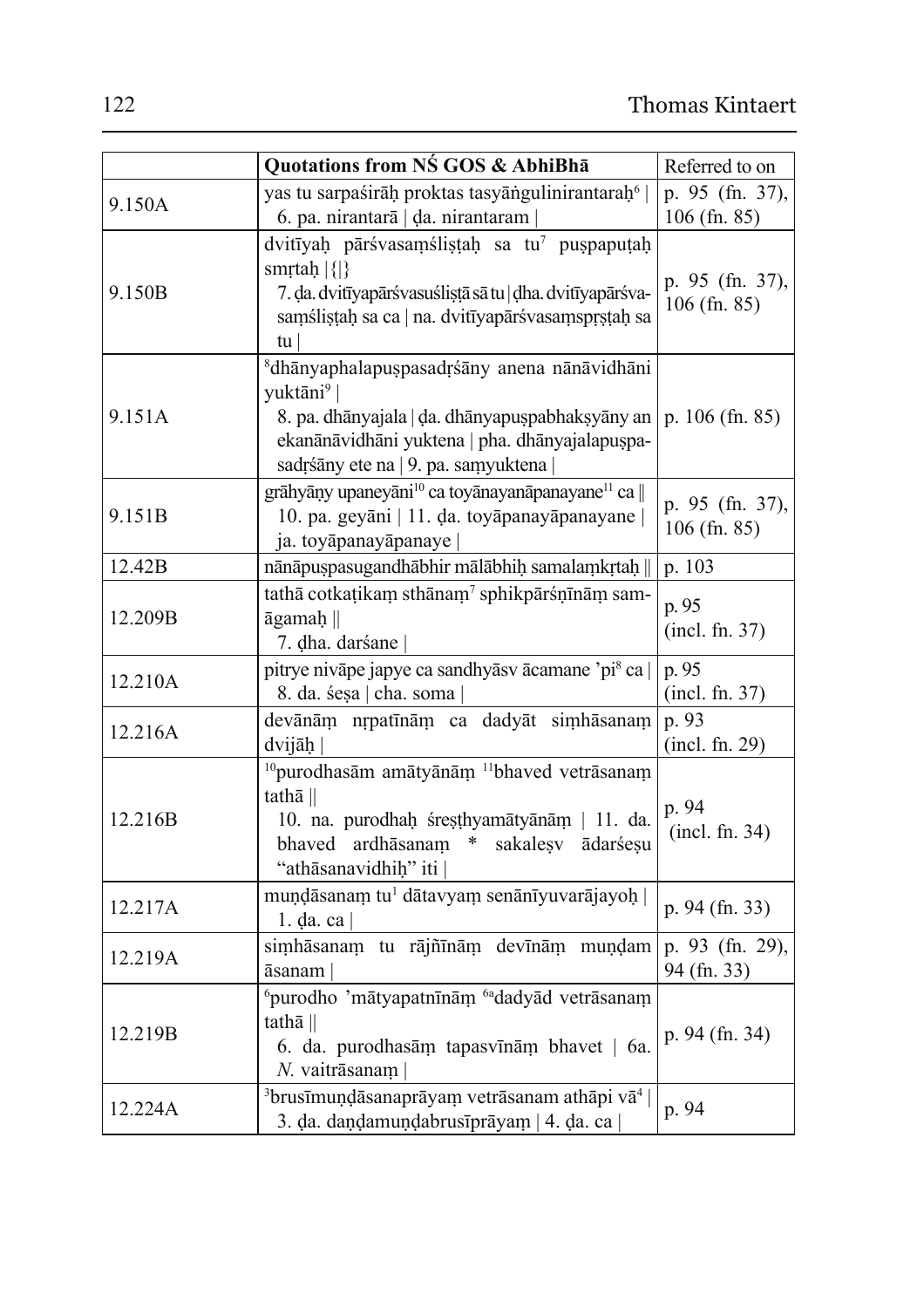| | Quotations from NŚ GOS & AbhiBhā | Referred to on |
|---|---|---|
| 9.150A | yas tu sarpaśirāḥ proktas tasyāṅgulinirantaraḥ[6] \| 6. pa. nirantarā \| ḍa. nirantaram \| | p. 95 (fn. 37), 106 (fn. 85) |
| 9.150B | dvitīyaḥ pārśvasaṃśliṣṭaḥ sa tu[7] puṣpapuṭaḥ smṛtaḥ \|{\|} 7. ḍa. dvitīyapārśvasuśliṣṭā sā tu \| ḍha. dvitīyapārśvasaṃśliṣṭaḥ sa ca \| na. dvitīyapārśvasaṃspṛṣṭaḥ sa tu \| | p. 95 (fn. 37), 106 (fn. 85) |
| 9.151A | [8]dhānyaphalapuṣpasadṛśāny anena nānāvidhāni yuktāni[9] \| 8. pa. dhānyajala \| ḍa. dhānyapuṣpabhakṣyāny an ekanānāvidhāni yuktena \| pha. dhānyajalapuṣpasadṛśāny ete na \| 9. pa. saṃyuktena \| | p. 106 (fn. 85) |
| 9.151B | grāhyāṇy upaneyāni[10] ca toyānayanāpanayane[11] ca ‖ 10. pa. geyāni \| 11. ḍa. toyāpanayāpanayane \| ja. toyāpanayāpanaye \| | p. 95 (fn. 37), 106 (fn. 85) |
| 12.42B | nānāpuṣpasugandhābhir mālābhiḥ samalaṃkṛtaḥ ‖ | p. 103 |
| 12.209B | tathā cotkaṭikaṃ sthānaṃ[7] sphikpārṣṇīnāṃ samāgamaḥ ‖ 7. ḍha. darśane \| | p. 95 (incl. fn. 37) |
| 12.210A | pitrye nivāpe japye ca sandhyāsv ācamane 'pi[8] ca \| 8. da. śeṣa \| cha. soma \| | p. 95 (incl. fn. 37) |
| 12.216A | devānāṃ nṛpatīnāṃ ca dadyāt siṃhāsanaṃ dvijāḥ \| | p. 93 (incl. fn. 29) |
| 12.216B | [10]purodhasām amātyānāṃ [11]bhaved vetrāsanaṃ tathā ‖ 10. na. purodhaḥ śreṣṭhyamātyānāṃ \| 11. da. bhaved ardhāsanaṃ * sakaleṣv ādarśeṣu "athāsanavidhiḥ" iti \| | p. 94 (incl. fn. 34) |
| 12.217A | muṇḍāsanaṃ tu[1] dātavyaṃ senānīyuvarājayoḥ \| 1. ḍa. ca \| | p. 94 (fn. 33) |
| 12.219A | siṃhāsanaṃ tu rājñīnāṃ devīnāṃ muṇḍam āsanam \| | p. 93 (fn. 29), 94 (fn. 33) |
| 12.219B | [6]purodho 'mātyapatnīnāṃ [6a]dadyād vetrāsanaṃ tathā ‖ 6. da. purodhasāṃ tapasvīnāṃ bhavet \| 6a. *N.* vaitrāsanaṃ \| | p. 94 (fn. 34) |
| 12.224A | [3]brusīmuṇḍāsanaprāyaṃ vetrāsanam athāpi vā[4] \| 3. ḍa. daṇḍamuṇḍabrusīprāyaṃ \| 4. ḍa. ca \| | p. 94 |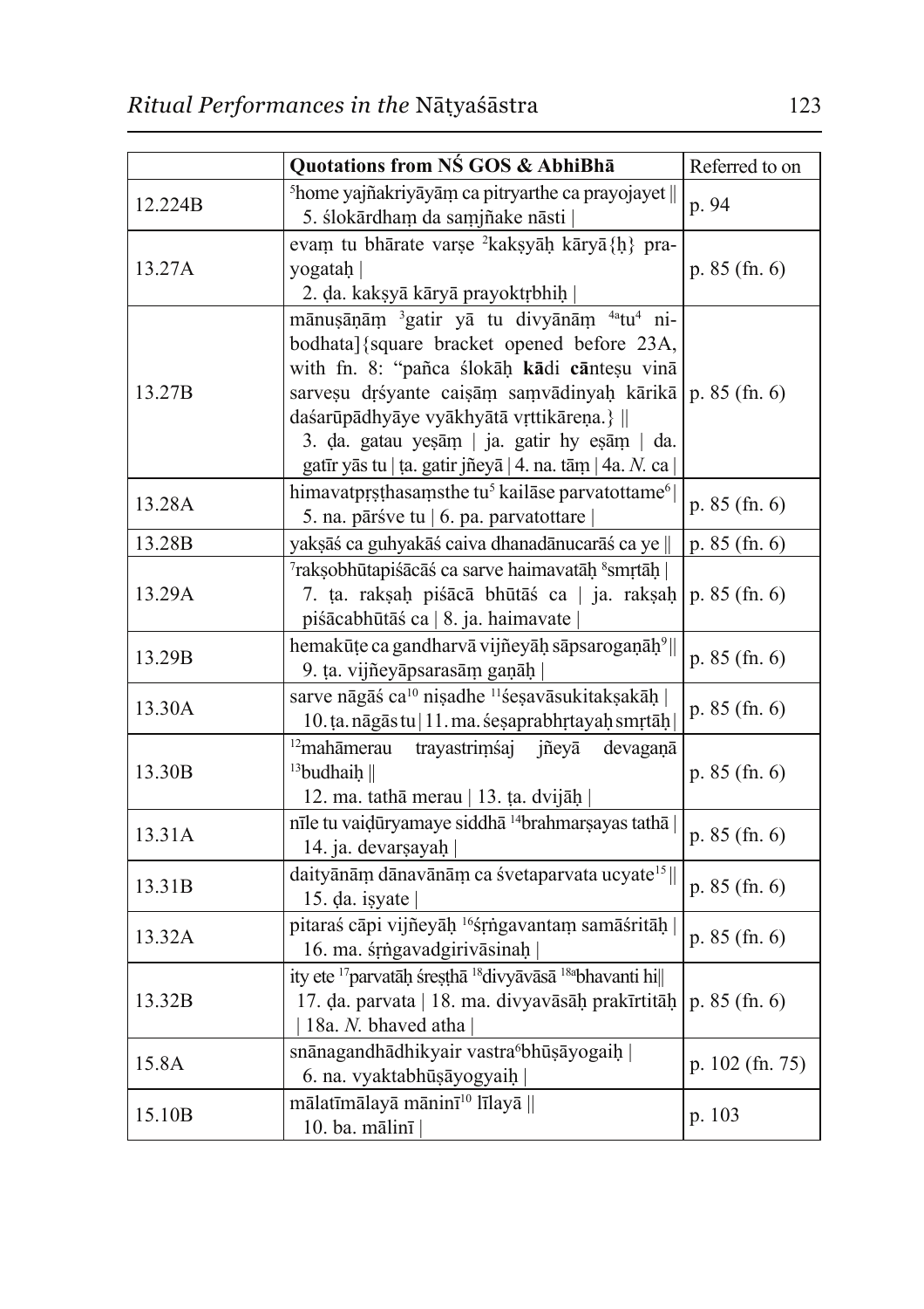| | Quotations from NŚ GOS & AbhiBhā | Referred to on |
|---|---|---|
| 12.224B | [5]home yajñakriyāyāṃ ca pitryarthe ca prayojayet ‖ 5. ślokārdhaṃ da saṃjñake nāsti \| | p. 94 |
| 13.27A | evaṃ tu bhārate varṣe [2]kakṣyāḥ kāryā{ḥ} prayogataḥ \| 2. ḍa. kakṣyā kāryā prayoktṛbhiḥ \| | p. 85 (fn. 6) |
| 13.27B | mānuṣāṇāṃ [3]gatir yā tu divyānāṃ [4a]tu[4] nibodhata]{square bracket opened before 23A, with fn. 8: "pañca ślokāḥ **kā**di **cā**nteṣu vinā sarveṣu dṛśyante caiṣāṃ saṃvādinyaḥ kārikā daśarūpādhyāye vyākhyātā vṛttikāreṇa.} ‖ 3. ḍa. gatau yeṣāṃ \| ja. gatir hy eṣāṃ \| da. gatīr yās tu \| ṭa. gatir jñeyā \| 4. na. tāṃ \| 4a. *N.* ca \| | p. 85 (fn. 6) |
| 13.28A | himavatpṛṣṭhasaṃsthe tu[5] kailāse parvatottame[6] \| 5. na. pārśve tu \| 6. pa. parvatottare \| | p. 85 (fn. 6) |
| 13.28B | yakṣāś ca guhyakāś caiva dhanadānucarāś ca ye ‖ | p. 85 (fn. 6) |
| 13.29A | [7]rakṣobhūtapiśācāś ca sarve haimavatāḥ [8]smṛtāḥ \| 7. ṭa. rakṣaḥ piśācā bhūtāś ca \| ja. rakṣaḥ piśācabhūtāś ca \| 8. ja. haimavate \| | p. 85 (fn. 6) |
| 13.29B | hemakūṭe ca gandharvā vijñeyāḥ sāpsarogaṇāḥ[9] ‖ 9. ṭa. vijñeyāpsarasāṃ gaṇāḥ \| | p. 85 (fn. 6) |
| 13.30A | sarve nāgāś ca[10] niṣadhe [11]śeṣavāsukitakṣakāḥ \| 10. ṭa. nāgās tu \| 11. ma. śeṣaprabhṛtayaḥ smṛtāḥ \| | p. 85 (fn. 6) |
| 13.30B | [12]mahāmerau trayastriṃśaj jñeyā devagaṇā [13]budhaiḥ ‖ 12. ma. tathā merau \| 13. ṭa. dvijāḥ \| | p. 85 (fn. 6) |
| 13.31A | nīle tu vaiḍūryamaye siddhā [14]brahmarṣayas tathā \| 14. ja. devarṣayaḥ \| | p. 85 (fn. 6) |
| 13.31B | daityānāṃ dānavānāṃ ca śvetaparvata ucyate[15] ‖ 15. ḍa. iṣyate \| | p. 85 (fn. 6) |
| 13.32A | pitaraś cāpi vijñeyāḥ [16]śṛṅgavantaṃ samāśritāḥ \| 16. ma. śṛṅgavadgirivāsinaḥ \| | p. 85 (fn. 6) |
| 13.32B | ity ete [17]parvatāḥ śreṣṭhā [18]divyāvāsā [18a]bhavanti hi‖ 17. ḍa. parvata \| 18. ma. divyavāsāḥ prakīrtitāḥ \| 18a. *N.* bhaved atha \| | p. 85 (fn. 6) |
| 15.8A | snānagandhādhikyair vastra[6]bhūṣāyogaiḥ \| 6. na. vyaktabhūṣāyogyaiḥ \| | p. 102 (fn. 75) |
| 15.10B | mālatīmālayā māninī[10] līlayā ‖ 10. ba. mālinī \| | p. 103 |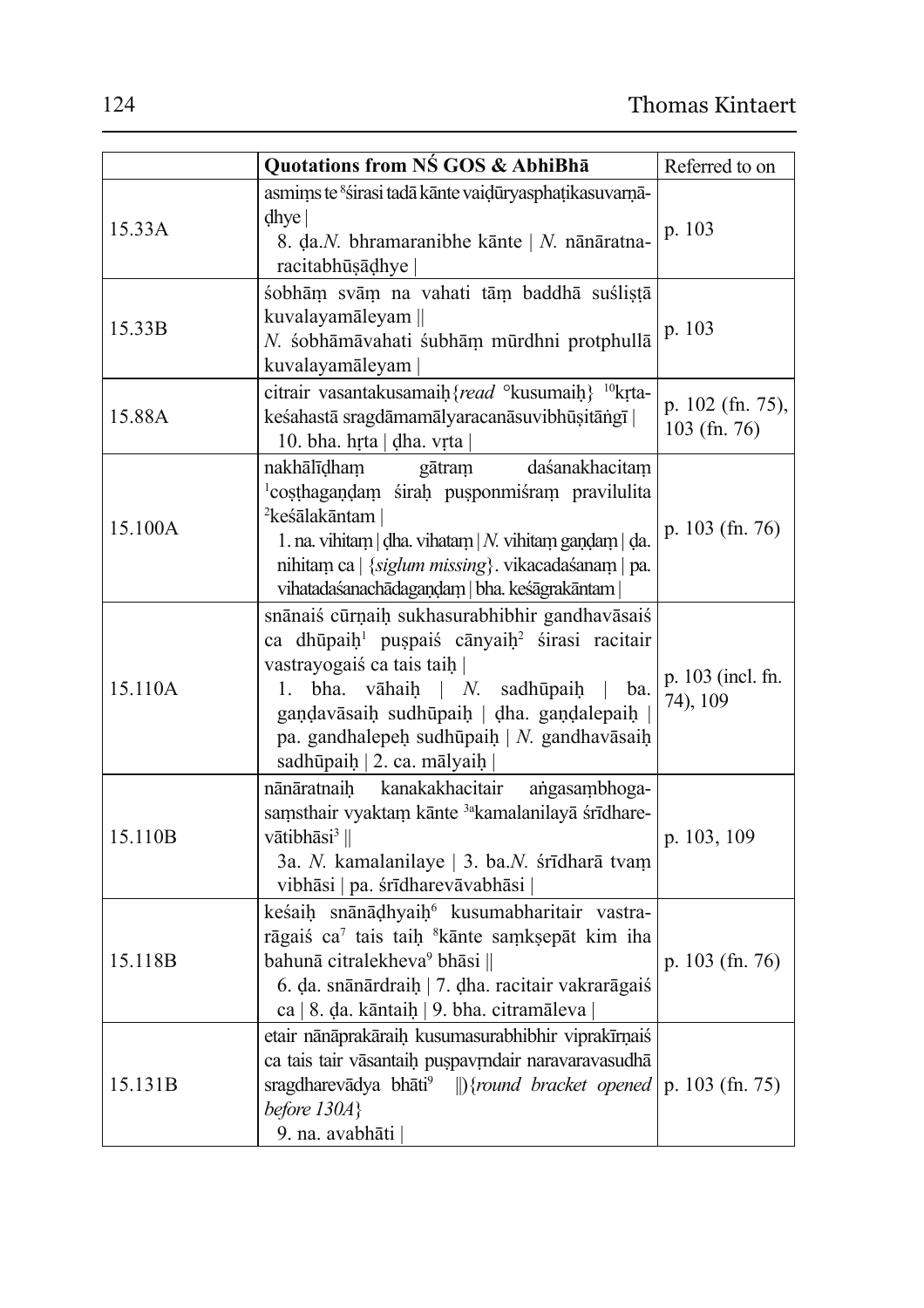| | Quotations from NŚ GOS & AbhiBhā | Referred to on |
|---|---|---|
| 15.33A | asmiṃs te [8]śirasi tadā kānte vaiḍūryasphaṭikasuvarṇāḍhye \| <br> 8. ḍa.*N.* bhramaranibhe kānte \| *N.* nānāratnaracitabhūṣāḍhye \| | p. 103 |
| 15.33B | śobhāṃ svāṃ na vahati tāṃ baddhā suśliṣṭā kuvalayamāleyam \|\| <br> *N.* śobhāmāvahati śubhāṃ mūrdhni protphullā kuvalayamāleyam \| | p. 103 |
| 15.88A | citrair vasantakusamaiḥ{*read* °kusumaiḥ} [10]kṛtakeśahastā sragdāmamālyaracanāsuvibhūṣitāṅgī \| <br> 10. bha. hṛta \| ḍha. vṛta \| | p. 102 (fn. 75), 103 (fn. 76) |
| 15.100A | nakhālīḍhaṃ gātraṃ daśanakhacitaṃ [1]coṣṭhagaṇḍaṃ śiraḥ puṣponmiśraṃ pravilulita [2]keśālakāntam \| <br> 1. na. vihitaṃ \| ḍha. vihataṃ \| *N.* vihitaṃ gaṇḍaṃ \| ḍa. nihitaṃ ca \| {*siglum missing*}. vikacadaśanaṃ \| pa. vihatadaśanachādagaṇḍaṃ \| bha. keśāgrakāntam \| | p. 103 (fn. 76) |
| 15.110A | snānaiś cūrṇaiḥ sukhasurabhibhir gandhavāsaiś ca dhūpaiḥ[1] puṣpaiś cānyaiḥ[2] śirasi racitair vastrayogaiś ca tais taiḥ \| <br> 1. bha. vāhaiḥ \| *N.* sadhūpaiḥ \| ba. gaṇḍavāsaiḥ sudhūpaiḥ \| ḍha. gaṇḍalepaiḥ \| pa. gandhalepeḥ sudhūpaiḥ \| *N.* gandhavāsaiḥ sadhūpaiḥ \| 2. ca. mālyaiḥ \| | p. 103 (incl. fn. 74), 109 |
| 15.110B | nānāratnaiḥ kanakakhacitair aṅgasaṃbhogasaṃsthair vyaktaṃ kānte [3a]kamalanilayā śrīdharevātibhāsi[3] \|\| <br> 3a. *N.* kamalanilaye \| 3. ba.*N.* śrīdharā tvaṃ vibhāsi \| pa. śrīdharevāvabhāsi \| | p. 103, 109 |
| 15.118B | keśaiḥ snānāḍhyaiḥ[6] kusumabharitair vastrarāgaiś ca[7] tais taiḥ [8]kānte saṃkṣepāt kim iha bahunā citralekheva[9] bhāsi \|\| <br> 6. ḍa. snānārdraiḥ \| 7. ḍha. racitair vakrarāgaiś ca \| 8. ḍa. kāntaiḥ \| 9. bha. citramāleva \| | p. 103 (fn. 76) |
| 15.131B | etair nānāprakāraiḥ kusumasurabhibhir viprakīrṇaiś ca tais tair vāsantaiḥ puṣpavṛndair naravaravasudhā sragdharevādya bhāti[9] \|\|){*round bracket opened before 130A*} <br> 9. na. avabhāti \| | p. 103 (fn. 75) |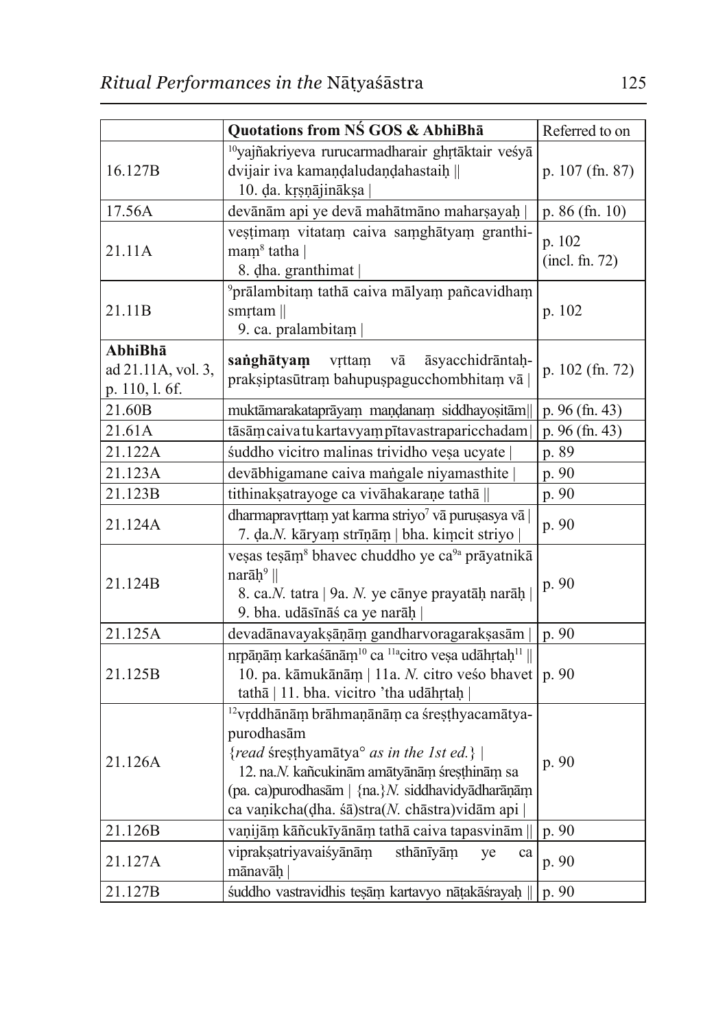| | Quotations from NŚ GOS & AbhiBhā | Referred to on |
|---|---|---|
| 16.127B | [10]yajñakriyeva rurucarmadharair ghṛtāktair veśyā dvijair iva kamaṇḍaludaṇḍahastaiḥ ‖ 10. ḍa. kṛṣṇājinākṣa \| | p. 107 (fn. 87) |
| 17.56A | devānām api ye devā mahātmāno maharṣayaḥ \| | p. 86 (fn. 10) |
| 21.11A | veṣṭimaṃ vitataṃ caiva saṃghātyaṃ granthimaṃ[8] tatha \| 8. ḍha. granthimat \| | p. 102 (incl. fn. 72) |
| 21.11B | [9]prālambitaṃ tathā caiva mālyaṃ pañcavidhaṃ smṛtam ‖ 9. ca. pralambitaṃ \| | p. 102 |
| **AbhiBhā** ad 21.11A, vol. 3, p. 110, l. 6f. | **saṅghātyaṃ** vṛttaṃ vā āsyacchidrāntaḥprakṣiptasūtraṃ bahupuṣpagucchombhitaṃ vā \| | p. 102 (fn. 72) |
| 21.60B | muktāmarakataprāyaṃ maṇḍanaṃ siddhayoṣitām‖ | p. 96 (fn. 43) |
| 21.61A | tāsāṃ caiva tu kartavyaṃ pītavastraparicchadam\| | p. 96 (fn. 43) |
| 21.122A | śuddho vicitro malinas trividho veṣa ucyate \| | p. 89 |
| 21.123A | devābhigamane caiva maṅgale niyamasthite \| | p. 90 |
| 21.123B | tithinakṣatrayoge ca vivāhakaraṇe tathā ‖ | p. 90 |
| 21.124A | dharmapravṛttaṃ yat karma striyo[7] vā puruṣasya vā \| 7. ḍa.*N.* kāryaṃ strīṇāṃ \| bha. kiṃcit striyo \| | p. 90 |
| 21.124B | veṣas teṣāṃ[8] bhavec chuddho ye ca[9a] prāyatnikā narāḥ[9] ‖ 8. ca.*N.* tatra \| 9a. *N.* ye cānye prayatāḥ narāḥ \| 9. bha. udāsīnāś ca ye narāḥ \| | p. 90 |
| 21.125A | devadānavayakṣāṇāṃ gandharvoragarakṣasām \| | p. 90 |
| 21.125B | nṛpāṇāṃ karkaśānāṃ[10] ca [11a]citro veṣa udāhṛtaḥ[11] ‖ 10. pa. kāmukānāṃ \| 11a. *N.* citro veśo bhavet tathā \| 11. bha. vicitro 'tha udāhṛtaḥ \| | p. 90 |
| 21.126A | [12]vṛddhānāṃ brāhmaṇānāṃ ca śreṣṭhyacamātyapurodhasām {*read* śreṣṭhyamātya° *as in the 1st ed.*} \| 12. na.*N.* kañcukinām amātyānāṃ śreṣṭhināṃ sa (pa. ca)purodhasām \| {na.}*N.* siddhavidyādharāṇāṃ ca vaṇikcha(ḍha. śā)stra(*N.* chāstra)vidām api \| | p. 90 |
| 21.126B | vaṇijāṃ kāñcukīyānāṃ tathā caiva tapasvinām ‖ | p. 90 |
| 21.127A | viprakṣatriyavaiśyānāṃ sthānīyāṃ ye ca mānavāḥ \| | p. 90 |
| 21.127B | śuddho vastravidhis teṣāṃ kartavyo nāṭakāśrayaḥ ‖ | p. 90 |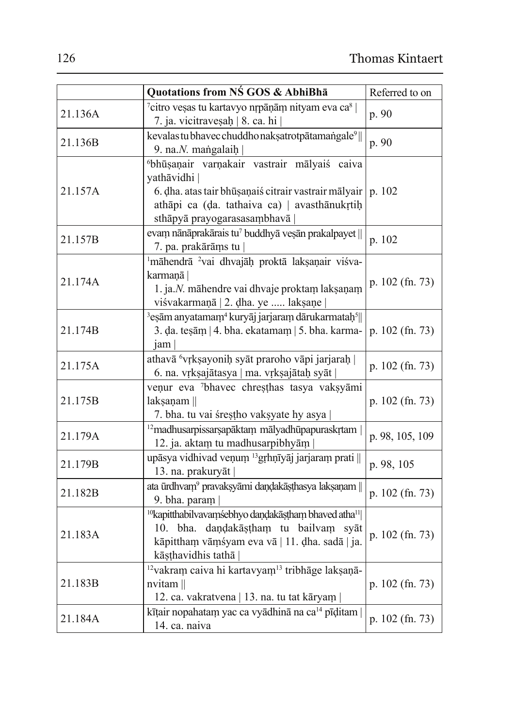| | Quotations from NŚ GOS & AbhiBhā | Referred to on |
|---|---|---|
| 21.136A | [7]citro veṣas tu kartavyo nṛpāṇāṃ nityam eva ca[8] \| 7. ja. vicitraveṣaḥ \| 8. ca. hi \| | p. 90 |
| 21.136B | kevalas tu bhavec chuddho nakṣatrotpātamaṅgale[9] \|\| 9. na.*N.* maṅgalaiḥ \| | p. 90 |
| 21.157A | [6]bhūṣaṇair varṇakair vastrair mālyaiś caiva yathāvidhi \| 6. ḍha. atas tair bhūṣaṇaiś citrair vastrair mālyair athāpi ca (ḍa. tathaiva ca) \| avasthānukṛtiḥ sthāpyā prayogarasasaṃbhavā \| | p. 102 |
| 21.157B | evaṃ nānāprakārais tu[7] buddhyā veṣān prakalpayet \|\| 7. pa. prakārāṃs tu \| | p. 102 |
| 21.174A | [1]māhendrā [2]vai dhvajāḥ proktā lakṣaṇair viśvakarmaṇā \| 1. ja.*N.* māhendre vai dhvaje proktaṃ lakṣaṇaṃ viśvakarmaṇā \| 2. ḍha. ye ..... lakṣaṇe \| | p. 102 (fn. 73) |
| 21.174B | [3]eṣām anyatamaṃ[4] kuryāj jarjaraṃ dārukarmataḥ[5]\|\| 3. ḍa. teṣāṃ \| 4. bha. ekatamaṃ \| 5. bha. karmajam \| | p. 102 (fn. 73) |
| 21.175A | athavā [6]vṛkṣayoniḥ syāt praroho vāpi jarjaraḥ \| 6. na. vṛkṣajātasya \| ma. vṛkṣajātaḥ syāt \| | p. 102 (fn. 73) |
| 21.175B | veṇur eva [7]bhavec chreṣṭhas tasya vakṣyāmi lakṣaṇam \|\| 7. bha. tu vai śreṣṭho vakṣyate hy asya \| | p. 102 (fn. 73) |
| 21.179A | [12]madhusarpissarṣapāktaṃ mālyadhūpapuraskṛtam \| 12. ja. aktaṃ tu madhusarpibhyāṃ \| | p. 98, 105, 109 |
| 21.179B | upāsya vidhivad veṇuṃ [13]gṛhṇīyāj jarjaraṃ prati \|\| 13. na. prakuryāt \| | p. 98, 105 |
| 21.182B | ata ūrdhvaṃ[9] pravakṣyāmi daṇḍakāṣṭhasya lakṣaṇam \|\| 9. bha. paraṃ \| | p. 102 (fn. 73) |
| 21.183A | [10]kapitthabilvavaṃśebhyo daṇḍakāṣṭhaṃ bhaved atha[11]\| 10. bha. daṇḍakāṣṭhaṃ tu bailvaṃ syāt kāpitthaṃ vāṃśyam eva vā \| 11. ḍha. sadā \| ja. kāṣṭhavidhis tathā \| | p. 102 (fn. 73) |
| 21.183B | [12]vakraṃ caiva hi kartavyaṃ[13] tribhāge lakṣaṇānvitam \|\| 12. ca. vakratvena \| 13. na. tu tat kāryaṃ \| | p. 102 (fn. 73) |
| 21.184A | kīṭair nopahataṃ yac ca vyādhinā na ca[14] pīḍitam \| 14. ca. naiva | p. 102 (fn. 73) |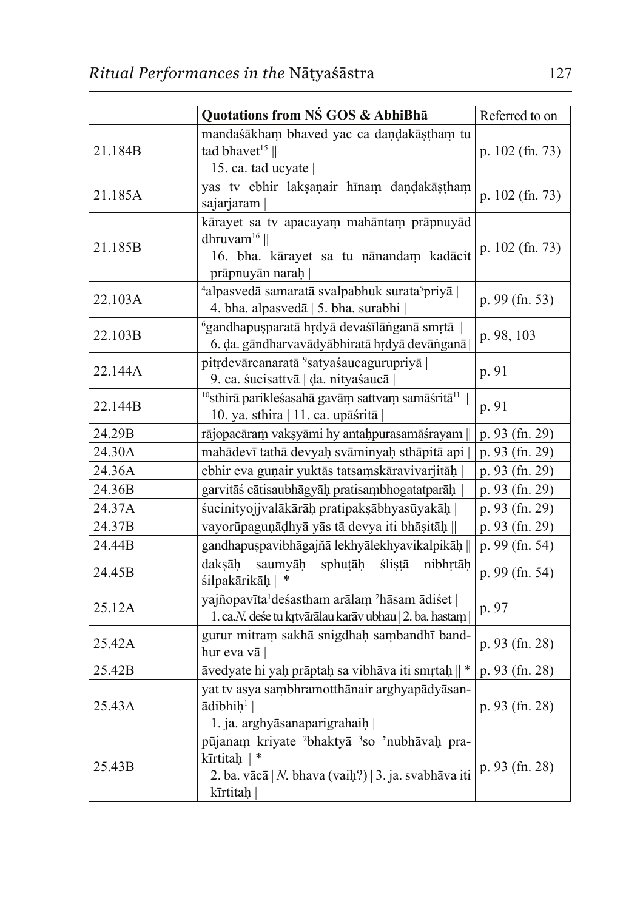| | Quotations from NŚ GOS & AbhiBhā | Referred to on |
|---|---|---|
| 21.184B | mandaśākhaṃ bhaved yac ca daṇḍakāṣṭhaṃ tu tad bhavet[15] ‖<br>15. ca. tad ucyate \| | p. 102 (fn. 73) |
| 21.185A | yas tv ebhir lakṣaṇair hīnaṃ daṇḍakāṣṭhaṃ sajarjaram \| | p. 102 (fn. 73) |
| 21.185B | kārayet sa tv apacayaṃ mahāntaṃ prāpnuyād dhruvam[16] ‖<br>16. bha. kārayet sa tu nānandaṃ kadācit prāpnuyān naraḥ \| | p. 102 (fn. 73) |
| 22.103A | [4]alpasvedā samaratā svalpabhuk surata[5]priyā \|<br>4. bha. alpasvedā \| 5. bha. surabhi \| | p. 99 (fn. 53) |
| 22.103B | [6]gandhapuṣparatā hṛdyā devaśīlāṅganā smṛtā ‖<br>6. ḍa. gāndharvavādyābhiratā hṛdyā devāṅganā \| | p. 98, 103 |
| 22.144A | pitṛdevārcanaratā [9]satyaśaucagurupriyā \|<br>9. ca. śucisattvā \| ḍa. nityaśaucā \| | p. 91 |
| 22.144B | [10]sthirā parikleśasahā gavāṃ sattvaṃ samāśritā[11] ‖<br>10. ya. sthira \| 11. ca. upāśritā \| | p. 91 |
| 24.29B | rājopacāraṃ vakṣyāmi hy antaḥpurasamāśrayam ‖ | p. 93 (fn. 29) |
| 24.30A | mahādevī tathā devyaḥ svāminyaḥ sthāpitā api \| | p. 93 (fn. 29) |
| 24.36A | ebhir eva guṇair yuktās tatsaṃskāravivarjitāḥ \| | p. 93 (fn. 29) |
| 24.36B | garvitāś cātisaubhāgyāḥ pratisaṃbhogatatparāḥ ‖ | p. 93 (fn. 29) |
| 24.37A | śucinityojjvalākārāḥ pratipakṣābhyasūyakāḥ \| | p. 93 (fn. 29) |
| 24.37B | vayorūpaguṇāḍhyā yās tā devya iti bhāṣitāḥ ‖ | p. 93 (fn. 29) |
| 24.44B | gandhapuṣpavibhāgajñā lekhyālekhyavikalpikāḥ ‖ | p. 99 (fn. 54) |
| 24.45B | dakṣāḥ saumyāḥ sphuṭāḥ śliṣṭā nibhṛtāḥ śilpakārikāḥ ‖ * | p. 99 (fn. 54) |
| 25.12A | yajñopavīta[1]deśastham arālaṃ [2]hāsam ādiśet \|<br>1. ca.*N.* deśe tu kṛtvārālau karāv ubhau \| 2. ba. hastaṃ \| | p. 97 |
| 25.42A | gurur mitraṃ sakhā snigdhaḥ saṃbandhī bandhur eva vā \| | p. 93 (fn. 28) |
| 25.42B | āvedyate hi yaḥ prāptaḥ sa vibhāva iti smṛtaḥ ‖ * | p. 93 (fn. 28) |
| 25.43A | yat tv asya saṃbhramotthānair arghyapādyāsanādibhiḥ[1] \|<br>1. ja. arghyāsanaparigrahaiḥ \| | p. 93 (fn. 28) |
| 25.43B | pūjanaṃ kriyate [2]bhaktyā [3]so 'nubhāvaḥ prakīrtitaḥ ‖ *<br>2. ba. vācā \| *N.* bhava (vaiḥ?) \| 3. ja. svabhāva iti kīrtitaḥ \| | p. 93 (fn. 28) |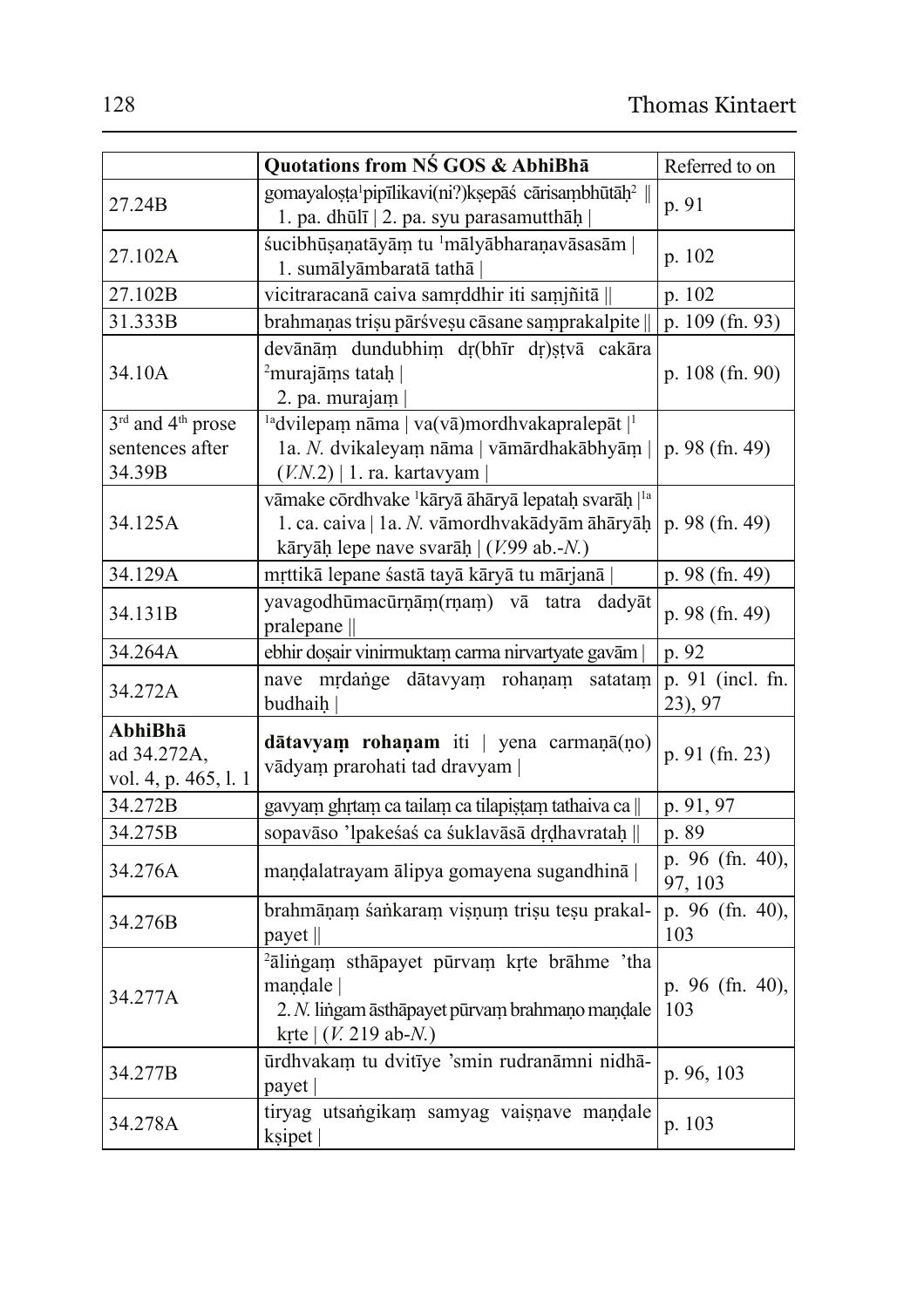| | Quotations from NŚ GOS & AbhiBhā | Referred to on |
|---|---|---|
| 27.24B | gomayaloṣṭa[1]pipīlikavi(ni?)kṣepāś cārisaṃbhūtāḥ[2] ‖ 1. pa. dhūlī \| 2. pa. syu parasamutthāḥ \| | p. 91 |
| 27.102A | śucibhūṣaṇatāyāṃ tu [1]mālyābharaṇavāsasām \| 1. sumālyāmbaratā tathā \| | p. 102 |
| 27.102B | vicitraracanā caiva samṛddhir iti saṃjñitā ‖ | p. 102 |
| 31.333B | brahmaṇas triṣu pārśveṣu cāsane saṃprakalpite ‖ | p. 109 (fn. 93) |
| 34.10A | devānāṃ dundubhiṃ dṛ(bhīr dṛ)ṣṭvā cakāra [2]murajāṃs tataḥ \| 2. pa. murajaṃ \| | p. 108 (fn. 90) |
| 3rd and 4th prose sentences after 34.39B | [1a]dvilepaṃ nāma \| va(vā)mordhvakapralepāt \|[1] 1a. *N.* dvikaleyaṃ nāma \| vāmārdhakābhyāṃ \| (*V.N.*2) \| 1. ra. kartavyam \| | p. 98 (fn. 49) |
| 34.125A | vāmake cordhvake [1]kāryā āhāryā lepataḥ svarāḥ \|[1a] 1. ca. caiva \| 1a. *N.* vāmordhvakādyām āhāryāḥ kāryāḥ lepe nave svarāḥ \| (*V.*99 ab.-*N.*) | p. 98 (fn. 49) |
| 34.129A | mṛttikā lepane śastā tayā kāryā tu mārjanā \| | p. 98 (fn. 49) |
| 34.131B | yavagodhūmacūrṇāṃ(rṇaṃ) vā tatra dadyāt pralepane ‖ | p. 98 (fn. 49) |
| 34.264A | ebhir doṣair vinirmuktaṃ carma nirvartyate gavām \| | p. 92 |
| 34.272A | nave mṛdaṅge dātavyaṃ rohaṇaṃ satataṃ budhaiḥ \| | p. 91 (incl. fn. 23), 97 |
| **AbhiBhā** ad 34.272A, vol. 4, p. 465, l. 1 | **dātavyaṃ rohaṇam** iti \| yena carmaṇā(ṇo) vādyaṃ prarohati tad dravyam \| | p. 91 (fn. 23) |
| 34.272B | gavyaṃ ghṛtaṃ ca tailaṃ ca tilapiṣṭaṃ tathaiva ca ‖ | p. 91, 97 |
| 34.275B | sopavāso 'lpakeśaś ca śuklavāsā dṛḍhavrataḥ ‖ | p. 89 |
| 34.276A | maṇḍalatrayam ālipya gomayena sugandhinā \| | p. 96 (fn. 40), 97, 103 |
| 34.276B | brahmāṇaṃ śaṅkaraṃ viṣṇuṃ triṣu teṣu prakalpayet ‖ | p. 96 (fn. 40), 103 |
| 34.277A | [2]āliṅgaṃ sthāpayet pūrvaṃ kṛte brāhme 'tha maṇḍale \| 2. *N.* liṅgam āsthāpayet pūrvaṃ brahmaṇo maṇḍale kṛte \| (*V.* 219 ab-*N.*) | p. 96 (fn. 40), 103 |
| 34.277B | ūrdhvakaṃ tu dvitīye 'smin rudranāmni nidhāpayet \| | p. 96, 103 |
| 34.278A | tiryag utsaṅgikaṃ samyag vaiṣṇave maṇḍale kṣipet \| | p. 103 |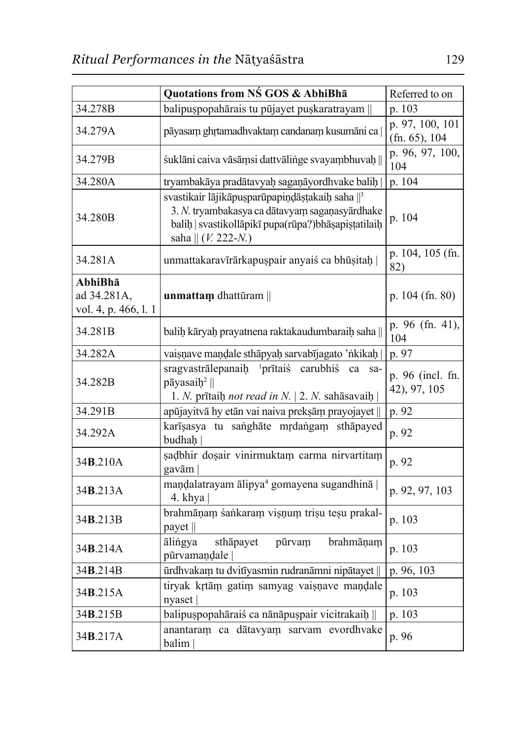| | Quotations from NŚ GOS & AbhiBhā | Referred to on |
|---|---|---|
| 34.278B | balipuṣpopahārais tu pūjayet puṣkaratrayam \|\| | p. 103 |
| 34.279A | pāyasaṃ ghṛtamadhvaktaṃ candanaṃ kusumāni ca \| | p. 97, 100, 101 (fn. 65), 104 |
| 34.279B | śuklāni caiva vāsāṃsi dattvāliṅge svayaṃbhuvaḥ \|\| | p. 96, 97, 100, 104 |
| 34.280A | tryambakāya pradātavyaḥ sagaṇāyordhvake baliḥ \| | p. 104 |
| 34.280B | svastikair lājikāpuṣparūpapiṇḍāṣṭakaiḥ saha \|\|[3] 3. *N.* tryambakasya ca dātavyaṃ sagaṇasyārdhake baliḥ \| svastikollāpikī pupa(rūpa?)bhāṣapiṣṭatilaiḥ saha \|\| (*V.* 222-*N.*) | p. 104 |
| 34.281A | unmattakaravīrārkapuṣpair anyaiś ca bhūṣitaḥ \| | p. 104, 105 (fn. 82) |
| **AbhiBhā** ad 34.281A, vol. 4, p. 466, l. 1 | **unmattaṃ** dhattūram \|\| | p. 104 (fn. 80) |
| 34.281B | baliḥ kāryaḥ prayatnena raktakaudumbaraiḥ saha \|\| | p. 96 (fn. 41), 104 |
| 34.282A | vaiṣṇave maṇḍale sthāpyaḥ sarvabījagato 'ṅkikaḥ \| | p. 97 |
| 34.282B | sragvastrālepanaiḥ [1]prītaiś carubhiś ca sapāyasaiḥ[2] \|\| 1. *N.* prītaiḥ *not read in N.* \| 2. *N.* sahāsavaiḥ \| | p. 96 (incl. fn. 42), 97, 105 |
| 34.291B | apūjayitvā hy etān vai naiva prekṣāṃ prayojayet \|\| | p. 92 |
| 34.292A | karīṣasya tu saṅghāte mṛdaṅgaṃ sthāpayed budhaḥ \| | p. 92 |
| 34**B**.210A | ṣaḍbhir doṣair vinirmuktaṃ carma nirvartitaṃ gavām \| | p. 92 |
| 34**B**.213A | maṇḍalatrayam ālipya[4] gomayena sugandhinā \| 4. khya \| | p. 92, 97, 103 |
| 34**B**.213B | brahmāṇaṃ śaṅkaraṃ viṣṇuṃ triṣu teṣu prakalpayet \|\| | p. 103 |
| 34**B**.214A | āliṅgya sthāpayet pūrvaṃ brahmāṇaṃ pūrvamaṇḍale \| | p. 103 |
| 34**B**.214B | ūrdhvakaṃ tu dvitīyasmin rudranāmni nipātayet \|\| | p. 96, 103 |
| 34**B**.215A | tiryak kṛtāṃ gatiṃ samyag vaiṣṇave maṇḍale nyaset \| | p. 103 |
| 34**B**.215B | balipuṣpopahāraiś ca nānāpuṣpair vicitrakaiḥ \|\| | p. 103 |
| 34**B**.217A | anantaraṃ ca dātavyaṃ sarvam evordhvake balim \| | p. 96 |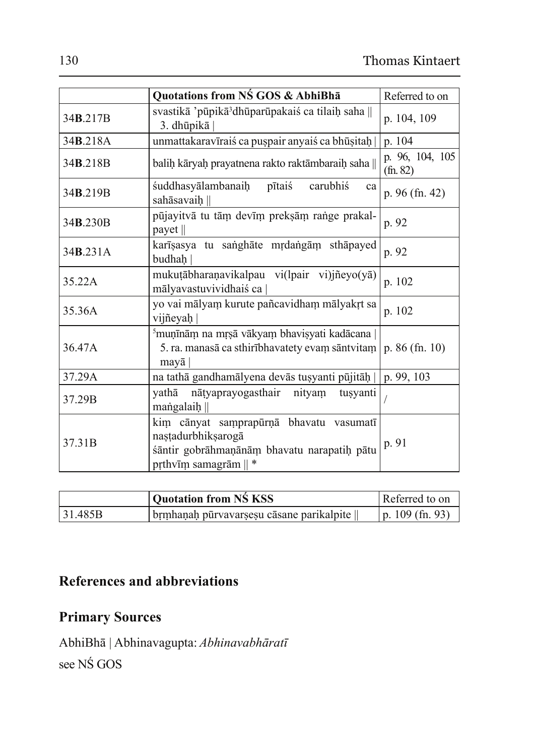| | Quotations from NŚ GOS & AbhiBhā | Referred to on |
|---|---|---|
| 34**B**.217B | svastikā 'pūpikā[3]dhūparūpakaiś ca tilaiḥ saha ‖ 3. dhūpikā \| | p. 104, 109 |
| 34**B**.218A | unmattakaravīraiś ca puṣpair anyaiś ca bhūṣitaḥ \| | p. 104 |
| 34**B**.218B | baliḥ kāryaḥ prayatnena rakto raktāmbaraiḥ saha ‖ | p. 96, 104, 105 (fn. 82) |
| 34**B**.219B | śuddhasyālambanaiḥ pītaiś carubhiś ca sahāsavaiḥ ‖ | p. 96 (fn. 42) |
| 34**B**.230B | pūjayitvā tu tāṃ devīṃ prekṣāṃ raṅge prakalpayet ‖ | p. 92 |
| 34**B**.231A | karīṣasya tu saṅghāte mṛdaṅgāṃ sthāpayed budhaḥ \| | p. 92 |
| 35.22A | mukuṭābharaṇavikalpau vi(lpair vi)jñeyo(yā) mālyavastuvividhaiś ca \| | p. 102 |
| 35.36A | yo vai mālyaṃ kurute pañcavidhaṃ mālyakṛt sa vijñeyaḥ \| | p. 102 |
| 36.47A | [5]muṇīnāṃ na mṛṣā vākyaṃ bhaviṣyati kadācana \| 5. ra. manasā ca sthirībhavatety evaṃ sāntvitaṃ mayā \| | p. 86 (fn. 10) |
| 37.29A | na tathā gandhamālyena devās tuṣyanti pūjitāḥ \| | p. 99, 103 |
| 37.29B | yathā nāṭyaprayogasthair nityaṃ tuṣyanti maṅgalaiḥ ‖ | / |
| 37.31B | kiṃ cānyat saṃprapūrṇā bhavatu vasumatī naṣṭadurbhikṣarogā śāntir gobrāhmaṇānāṃ bhavatu narapatiḥ pātu pṛthvīṃ samagrām ‖ * | p. 91 |

| | Quotation from NŚ KSS | Referred to on |
|---|---|---|
| 31.485B | bṛṃhaṇaḥ pūrvavarṣeṣu cāsane parikalpite ‖ | p. 109 (fn. 93) |

## References and abbreviations

### Primary Sources

AbhiBhā | Abhinavagupta: *Abhinavabhāratī*
see NŚ GOS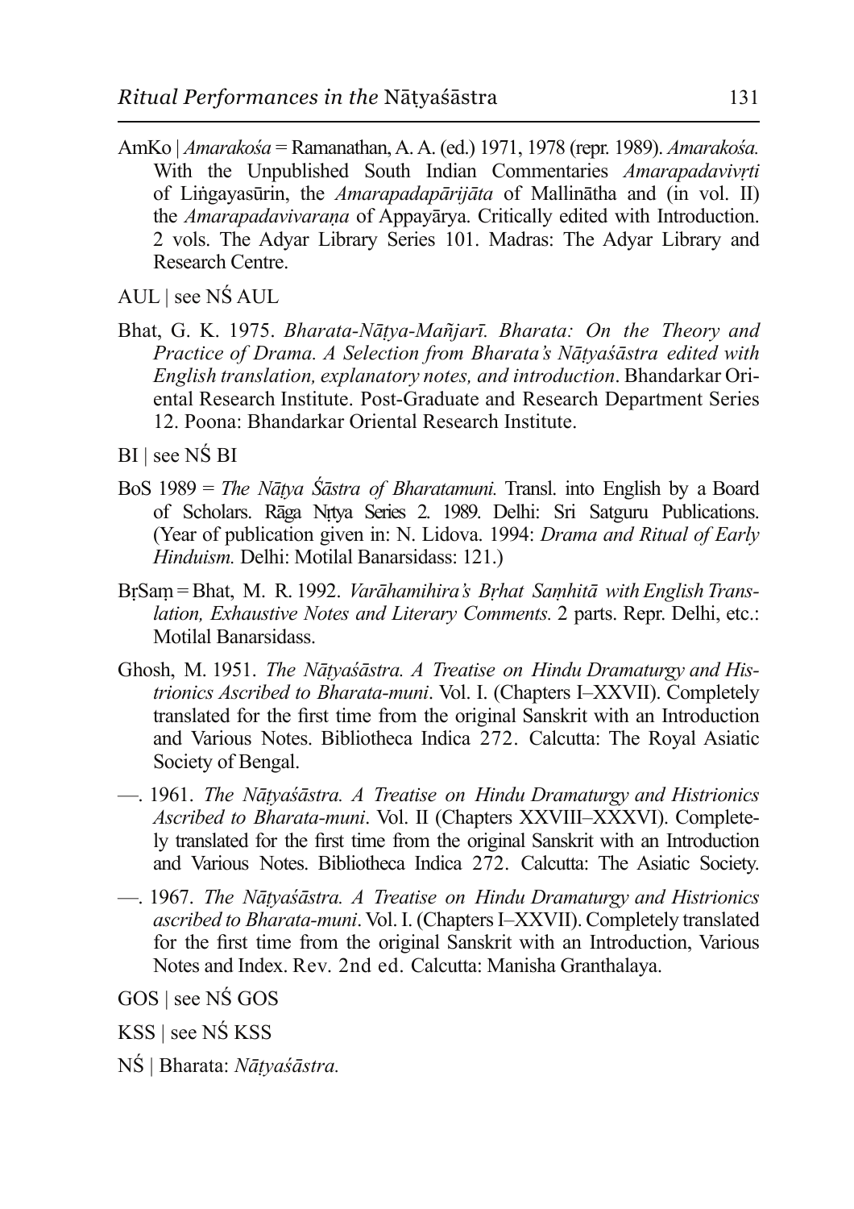AmKo | *Amarakośa* = Ramanathan, A. A. (ed.) 1971, 1978 (repr. 1989). *Amarakośa.* With the Unpublished South Indian Commentaries *Amarapadavivṛti* of Liṅgayasūrin, the *Amarapadapārijāta* of Mallinātha and (in vol. II) the *Amarapadavivaraṇa* of Appayārya. Critically edited with Introduction. 2 vols. The Adyar Library Series 101. Madras: The Adyar Library and Research Centre.

AUL | see NŚ AUL

Bhat, G. K. 1975. *Bharata-Nāṭya-Mañjarī. Bharata: On the Theory and Practice of Drama. A Selection from Bharata's Nāṭyaśāstra edited with English translation, explanatory notes, and introduction*. Bhandarkar Oriental Research Institute. Post-Graduate and Research Department Series 12. Poona: Bhandarkar Oriental Research Institute.

BI | see NŚ BI

BoS 1989 = *The Nāṭya Śāstra of Bharatamuni.* Transl. into English by a Board of Scholars. Rāga Nṛtya Series 2. 1989. Delhi: Sri Satguru Publications. (Year of publication given in: N. Lidova. 1994: *Drama and Ritual of Early Hinduism.* Delhi: Motilal Banarsidass: 121.)

BṛSaṃ = Bhat, M. R. 1992. *Varāhamihira's Bṛhat Saṃhitā with English Translation, Exhaustive Notes and Literary Comments.* 2 parts. Repr. Delhi, etc.: Motilal Banarsidass.

Ghosh, M. 1951. *The Nāṭyaśāstra. A Treatise on Hindu Dramaturgy and Histrionics Ascribed to Bharata-muni*. Vol. I. (Chapters I–XXVII). Completely translated for the first time from the original Sanskrit with an Introduction and Various Notes. Bibliotheca Indica 272. Calcutta: The Royal Asiatic Society of Bengal.

—. 1961. *The Nāṭyaśāstra. A Treatise on Hindu Dramaturgy and Histrionics Ascribed to Bharata-muni*. Vol. II (Chapters XXVIII–XXXVI). Completely translated for the first time from the original Sanskrit with an Introduction and Various Notes. Bibliotheca Indica 272. Calcutta: The Asiatic Society.

—. 1967. *The Nāṭyaśāstra. A Treatise on Hindu Dramaturgy and Histrionics ascribed to Bharata-muni*. Vol. I. (Chapters I–XXVII). Completely translated for the first time from the original Sanskrit with an Introduction, Various Notes and Index. Rev. 2nd ed. Calcutta: Manisha Granthalaya.

GOS | see NŚ GOS

KSS | see NŚ KSS

NŚ | Bharata: *Nāṭyaśāstra.*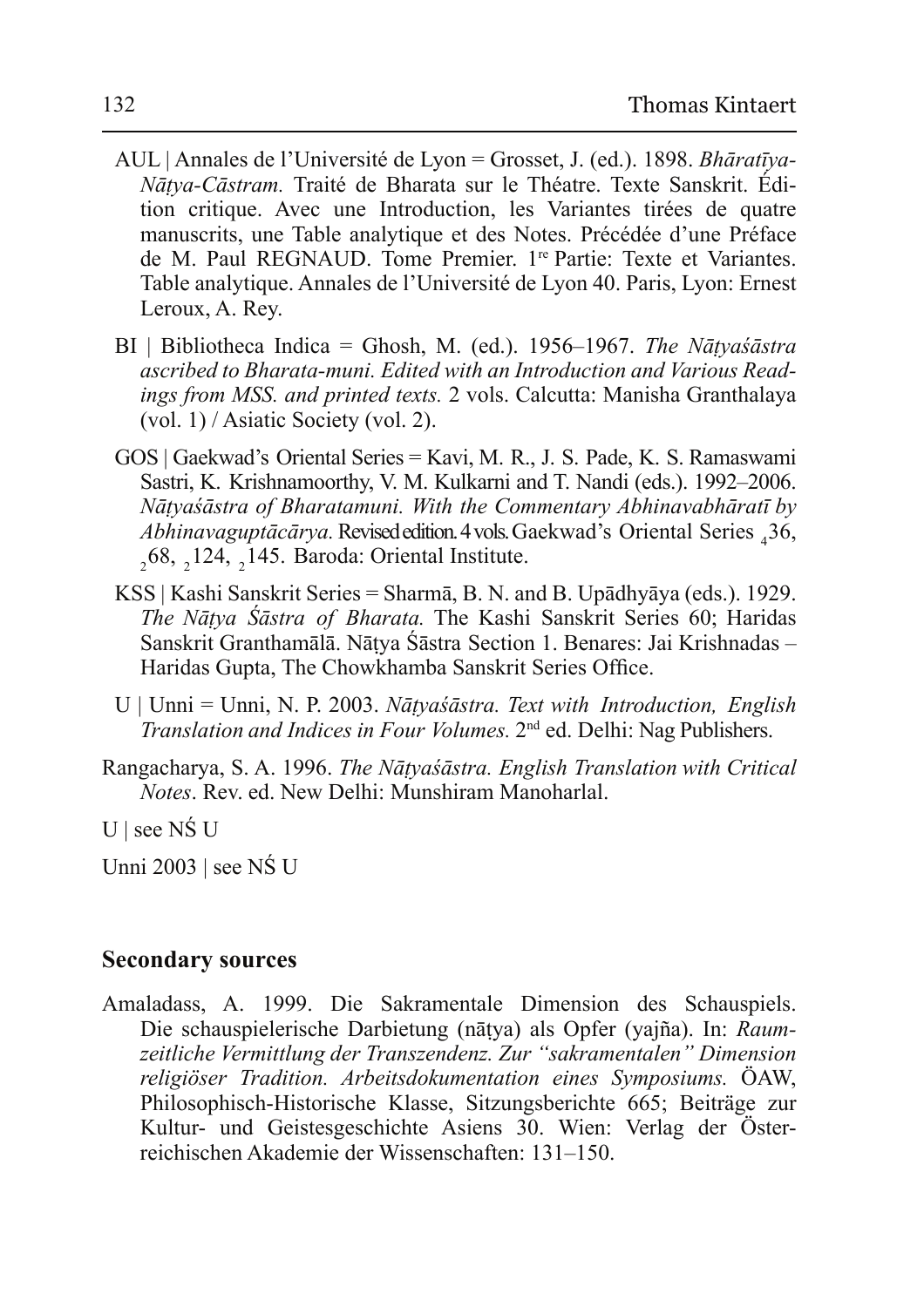AUL | Annales de l'Université de Lyon = Grosset, J. (ed.). 1898. *Bhāratīya-Nāṭya-Cāstram.* Traité de Bharata sur le Théatre. Texte Sanskrit. Édition critique. Avec une Introduction, les Variantes tirées de quatre manuscrits, une Table analytique et des Notes. Précédée d'une Préface de M. Paul REGNAUD. Tome Premier. 1re Partie: Texte et Variantes. Table analytique. Annales de l'Université de Lyon 40. Paris, Lyon: Ernest Leroux, A. Rey.

BI | Bibliotheca Indica = Ghosh, M. (ed.). 1956–1967. *The Nāṭyaśāstra ascribed to Bharata-muni. Edited with an Introduction and Various Readings from MSS. and printed texts.* 2 vols. Calcutta: Manisha Granthalaya (vol. 1) / Asiatic Society (vol. 2).

GOS | Gaekwad's Oriental Series = Kavi, M. R., J. S. Pade, K. S. Ramaswami Sastri, K. Krishnamoorthy, V. M. Kulkarni and T. Nandi (eds.). 1992–2006. *Nāṭyaśāstra of Bharatamuni. With the Commentary Abhinavabhāratī by Abhinavaguptācārya.* Revised edition. 4 vols. Gaekwad's Oriental Series $_4$36, $_2$68, $_2$124, $_2$145. Baroda: Oriental Institute.

KSS | Kashi Sanskrit Series = Sharmā, B. N. and B. Upādhyāya (eds.). 1929. *The Nāṭya Śāstra of Bharata.* The Kashi Sanskrit Series 60; Haridas Sanskrit Granthamālā. Nāṭya Śāstra Section 1. Benares: Jai Krishnadas – Haridas Gupta, The Chowkhamba Sanskrit Series Office.

U | Unni = Unni, N. P. 2003. *Nāṭyaśāstra. Text with Introduction, English Translation and Indices in Four Volumes.* 2nd ed. Delhi: Nag Publishers.

Rangacharya, S. A. 1996. *The Nāṭyaśāstra. English Translation with Critical Notes*. Rev. ed. New Delhi: Munshiram Manoharlal.

U | see NŚ U

Unni 2003 | see NŚ U

## Secondary sources

Amaladass, A. 1999. Die Sakramentale Dimension des Schauspiels. Die schauspielerische Darbietung (nāṭya) als Opfer (yajña). In: *Raumzeitliche Vermittlung der Transzendenz. Zur "sakramentalen" Dimension religiöser Tradition. Arbeitsdokumentation eines Symposiums.* ÖAW, Philosophisch-Historische Klasse, Sitzungsberichte 665; Beiträge zur Kultur- und Geistesgeschichte Asiens 30. Wien: Verlag der Österreichischen Akademie der Wissenschaften: 131–150.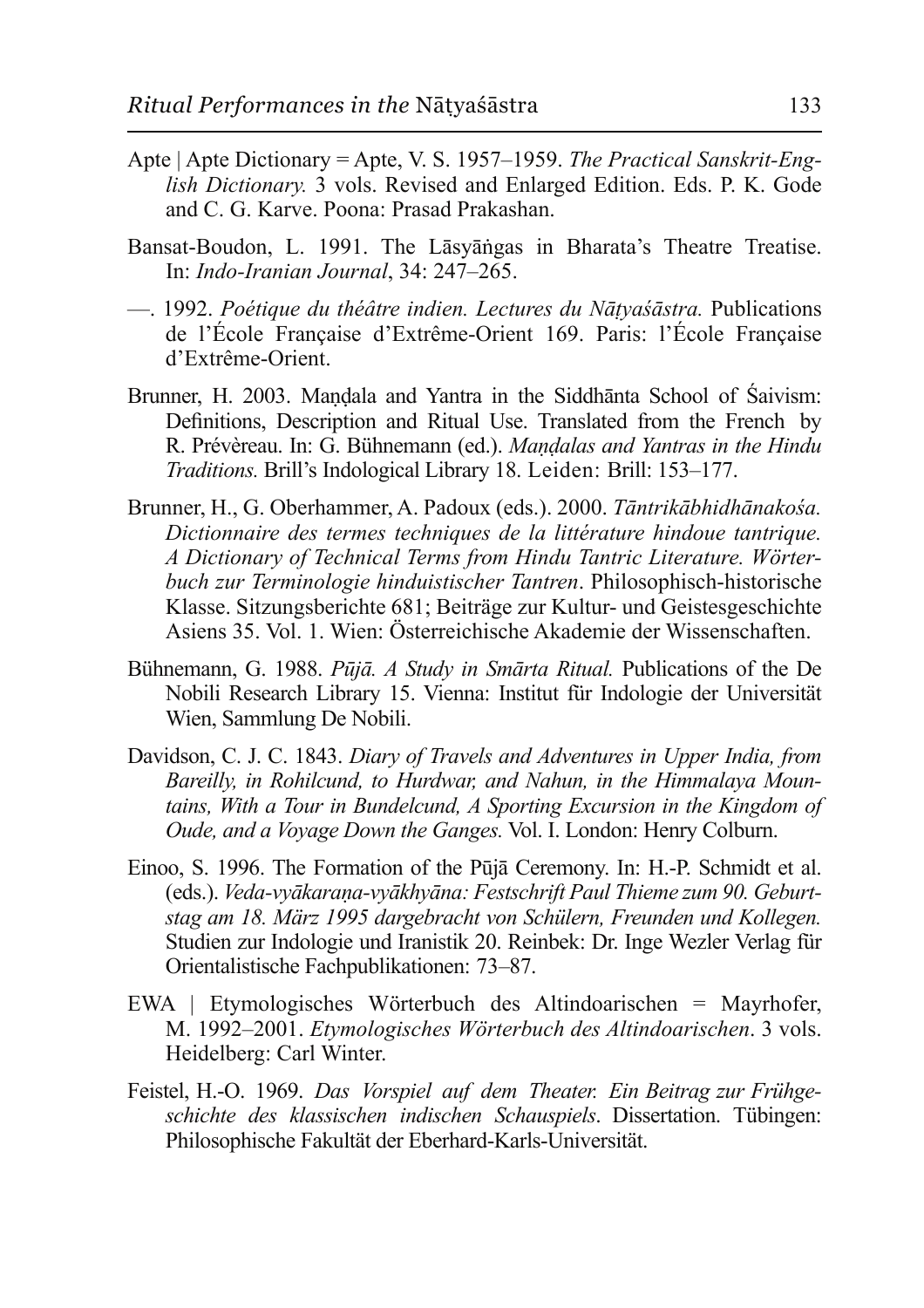Apte | Apte Dictionary = Apte, V. S. 1957–1959. *The Practical Sanskrit-English Dictionary.* 3 vols. Revised and Enlarged Edition. Eds. P. K. Gode and C. G. Karve. Poona: Prasad Prakashan.

Bansat-Boudon, L. 1991. The Lāsyāṅgas in Bharata's Theatre Treatise. In: *Indo-Iranian Journal*, 34: 247–265.

—. 1992. *Poétique du théâtre indien. Lectures du Nāṭyaśāstra.* Publications de l'École Française d'Extrême-Orient 169. Paris: l'École Française d'Extrême-Orient.

Brunner, H. 2003. Maṇḍala and Yantra in the Siddhānta School of Śaivism: Definitions, Description and Ritual Use. Translated from the French by R. Prévèreau. In: G. Bühnemann (ed.). *Maṇḍalas and Yantras in the Hindu Traditions.* Brill's Indological Library 18. Leiden: Brill: 153–177.

Brunner, H., G. Oberhammer, A. Padoux (eds.). 2000. *Tāntrikābhidhānakośa. Dictionnaire des termes techniques de la littérature hindoue tantrique. A Dictionary of Technical Terms from Hindu Tantric Literature. Wörterbuch zur Terminologie hinduistischer Tantren*. Philosophisch-historische Klasse. Sitzungsberichte 681; Beiträge zur Kultur- und Geistesgeschichte Asiens 35. Vol. 1. Wien: Österreichische Akademie der Wissenschaften.

Bühnemann, G. 1988. *Pūjā. A Study in Smārta Ritual.* Publications of the De Nobili Research Library 15. Vienna: Institut für Indologie der Universität Wien, Sammlung De Nobili.

Davidson, C. J. C. 1843. *Diary of Travels and Adventures in Upper India, from Bareilly, in Rohilcund, to Hurdwar, and Nahun, in the Himmalaya Mountains, With a Tour in Bundelcund, A Sporting Excursion in the Kingdom of Oude, and a Voyage Down the Ganges.* Vol. I. London: Henry Colburn.

Einoo, S. 1996. The Formation of the Pūjā Ceremony. In: H.-P. Schmidt et al. (eds.). *Veda-vyākaraṇa-vyākhyāna: Festschrift Paul Thieme zum 90. Geburtstag am 18. März 1995 dargebracht von Schülern, Freunden und Kollegen.* Studien zur Indologie und Iranistik 20. Reinbek: Dr. Inge Wezler Verlag für Orientalistische Fachpublikationen: 73–87.

EWA | Etymologisches Wörterbuch des Altindoarischen = Mayrhofer, M. 1992–2001. *Etymologisches Wörterbuch des Altindoarischen*. 3 vols. Heidelberg: Carl Winter.

Feistel, H.-O. 1969. *Das Vorspiel auf dem Theater. Ein Beitrag zur Frühgeschichte des klassischen indischen Schauspiels*. Dissertation. Tübingen: Philosophische Fakultät der Eberhard-Karls-Universität.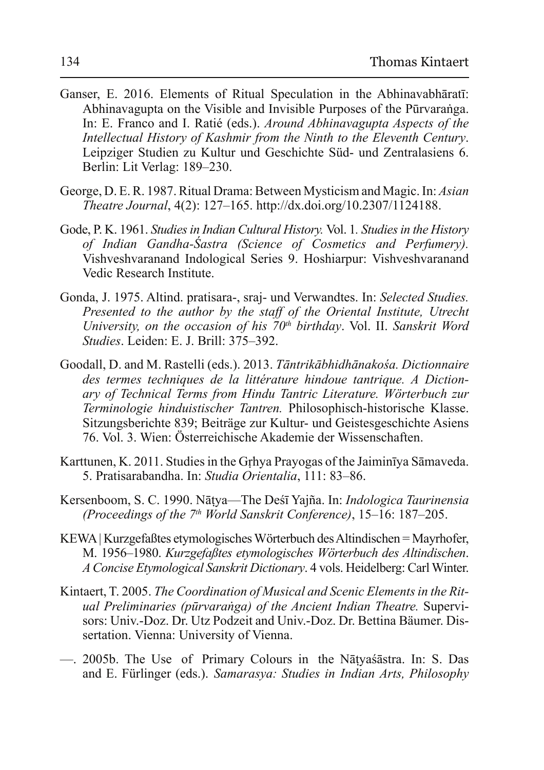Ganser, E. 2016. Elements of Ritual Speculation in the Abhinavabhāratī: Abhinavagupta on the Visible and Invisible Purposes of the Pūrvaraṅga. In: E. Franco and I. Ratié (eds.). *Around Abhinavagupta Aspects of the Intellectual History of Kashmir from the Ninth to the Eleventh Century*. Leipziger Studien zu Kultur und Geschichte Süd- und Zentralasiens 6. Berlin: Lit Verlag: 189–230.

George, D. E. R. 1987. Ritual Drama: Between Mysticism and Magic. In: *Asian Theatre Journal*, 4(2): 127–165. http://dx.doi.org/10.2307/1124188.

Gode, P. K. 1961. *Studies in Indian Cultural History.* Vol. 1. *Studies in the History of Indian Gandha-Śastra (Science of Cosmetics and Perfumery).* Vishveshvaranand Indological Series 9. Hoshiarpur: Vishveshvaranand Vedic Research Institute.

Gonda, J. 1975. Altind. pratisara-, sraj- und Verwandtes. In: *Selected Studies. Presented to the author by the staff of the Oriental Institute, Utrecht University, on the occasion of his 70th birthday*. Vol. II. *Sanskrit Word Studies*. Leiden: E. J. Brill: 375–392.

Goodall, D. and M. Rastelli (eds.). 2013. *Tāntrikābhidhānakośa. Dictionnaire des termes techniques de la littérature hindoue tantrique. A Dictionary of Technical Terms from Hindu Tantric Literature. Wörterbuch zur Terminologie hinduistischer Tantren.* Philosophisch-historische Klasse. Sitzungsberichte 839; Beiträge zur Kultur- und Geistesgeschichte Asiens 76. Vol. 3. Wien: Österreichische Akademie der Wissenschaften.

Karttunen, K. 2011. Studies in the Gṛhya Prayogas of the Jaiminīya Sāmaveda. 5. Pratisarabandha. In: *Studia Orientalia*, 111: 83–86.

Kersenboom, S. C. 1990. Nāṭya—The Deśī Yajña. In: *Indologica Taurinensia (Proceedings of the 7th World Sanskrit Conference)*, 15–16: 187–205.

KEWA | Kurzgefaßtes etymologisches Wörterbuch des Altindischen = Mayrhofer, M. 1956–1980. *Kurzgefaßtes etymologisches Wörterbuch des Altindischen*. *A Concise Etymological Sanskrit Dictionary*. 4 vols. Heidelberg: Carl Winter.

Kintaert, T. 2005. *The Coordination of Musical and Scenic Elements in the Ritual Preliminaries (pūrvaraṅga) of the Ancient Indian Theatre.* Supervisors: Univ.-Doz. Dr. Utz Podzeit and Univ.-Doz. Dr. Bettina Bäumer. Dissertation. Vienna: University of Vienna.

—. 2005b. The Use of Primary Colours in the Nāṭyaśāstra. In: S. Das and E. Fürlinger (eds.). *Samarasya: Studies in Indian Arts, Philosophy*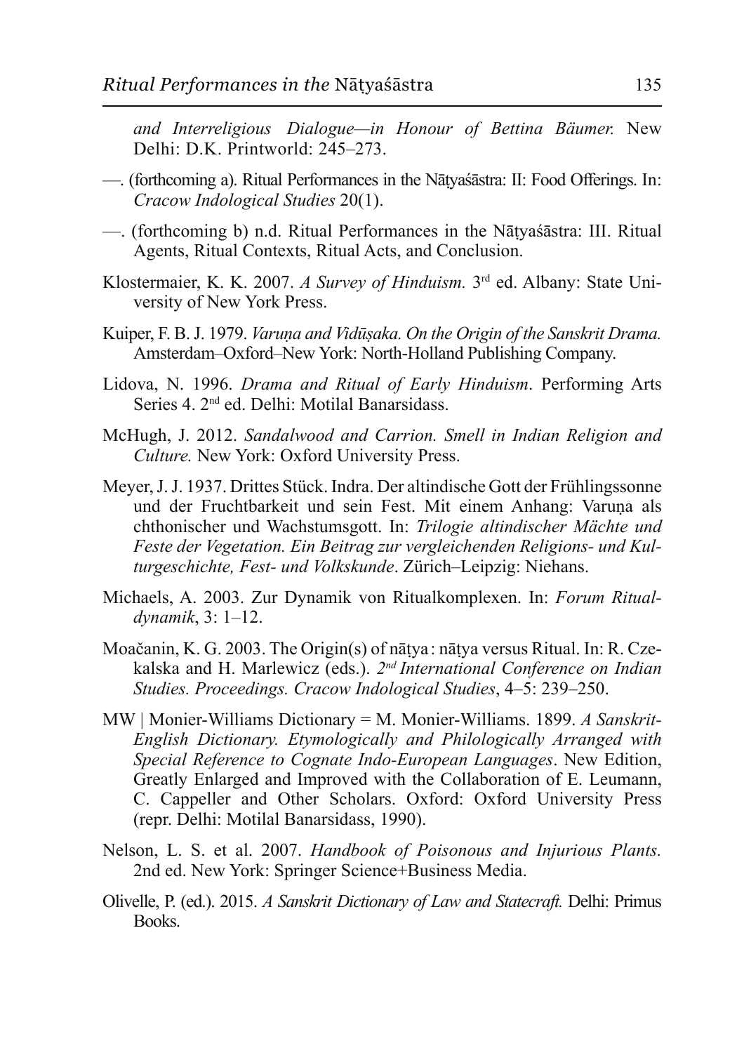*and Interreligious Dialogue—in Honour of Bettina Bäumer.* New Delhi: D.K. Printworld: 245–273.

—. (forthcoming a). Ritual Performances in the Nāṭyaśāstra: II: Food Offerings. In: *Cracow Indological Studies* 20(1).

—. (forthcoming b) n.d. Ritual Performances in the Nāṭyaśāstra: III. Ritual Agents, Ritual Contexts, Ritual Acts, and Conclusion.

Klostermaier, K. K. 2007. *A Survey of Hinduism.* 3rd ed. Albany: State University of New York Press.

Kuiper, F. B. J. 1979. *Varuṇa and Vidūṣaka. On the Origin of the Sanskrit Drama.* Amsterdam–Oxford–New York: North-Holland Publishing Company.

Lidova, N. 1996. *Drama and Ritual of Early Hinduism*. Performing Arts Series 4. 2nd ed. Delhi: Motilal Banarsidass.

McHugh, J. 2012. *Sandalwood and Carrion. Smell in Indian Religion and Culture.* New York: Oxford University Press.

Meyer, J. J. 1937. Drittes Stück. Indra. Der altindische Gott der Frühlingssonne und der Fruchtbarkeit und sein Fest. Mit einem Anhang: Varuṇa als chthonischer und Wachstumsgott. In: *Trilogie altindischer Mächte und Feste der Vegetation. Ein Beitrag zur vergleichenden Religions- und Kulturgeschichte, Fest- und Volkskunde*. Zürich–Leipzig: Niehans.

Michaels, A. 2003. Zur Dynamik von Ritualkomplexen. In: *Forum Ritualdynamik*, 3: 1–12.

Moačanin, K. G. 2003. The Origin(s) of nāṭya : nāṭya versus Ritual. In: R. Czekalska and H. Marlewicz (eds.). *2nd International Conference on Indian Studies. Proceedings. Cracow Indological Studies*, 4–5: 239–250.

MW | Monier-Williams Dictionary = M. Monier-Williams. 1899. *A Sanskrit-English Dictionary. Etymologically and Philologically Arranged with Special Reference to Cognate Indo-European Languages*. New Edition, Greatly Enlarged and Improved with the Collaboration of E. Leumann, C. Cappeller and Other Scholars. Oxford: Oxford University Press (repr. Delhi: Motilal Banarsidass, 1990).

Nelson, L. S. et al. 2007. *Handbook of Poisonous and Injurious Plants.* 2nd ed. New York: Springer Science+Business Media.

Olivelle, P. (ed.). 2015. *A Sanskrit Dictionary of Law and Statecraft.* Delhi: Primus Books.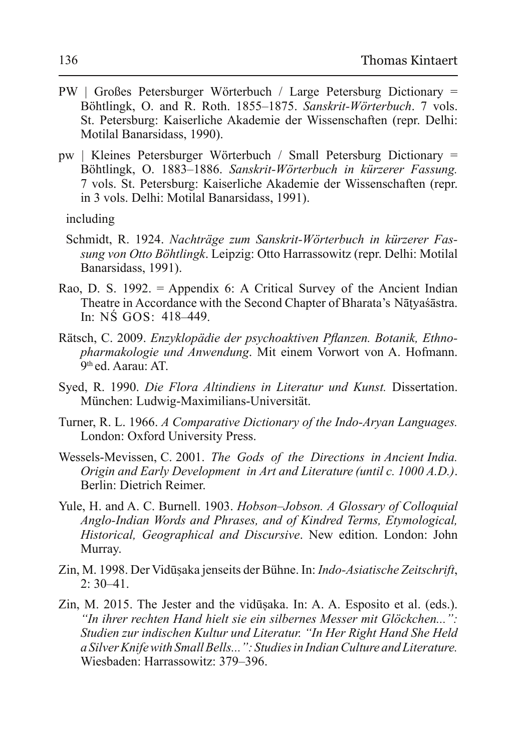PW | Großes Petersburger Wörterbuch / Large Petersburg Dictionary = Böhtlingk, O. and R. Roth. 1855–1875. *Sanskrit-Wörterbuch*. 7 vols. St. Petersburg: Kaiserliche Akademie der Wissenschaften (repr. Delhi: Motilal Banarsidass, 1990).

pw | Kleines Petersburger Wörterbuch / Small Petersburg Dictionary = Böhtlingk, O. 1883–1886. *Sanskrit-Wörterbuch in kürzerer Fassung.* 7 vols. St. Petersburg: Kaiserliche Akademie der Wissenschaften (repr. in 3 vols. Delhi: Motilal Banarsidass, 1991).

including

Schmidt, R. 1924. *Nachträge zum Sanskrit-Wörterbuch in kürzerer Fassung von Otto Böhtlingk*. Leipzig: Otto Harrassowitz (repr. Delhi: Motilal Banarsidass, 1991).

Rao, D. S. 1992. = Appendix 6: A Critical Survey of the Ancient Indian Theatre in Accordance with the Second Chapter of Bharata's Nāṭyaśāstra. In: NŚ GOS: 418–449.

Rätsch, C. 2009. *Enzyklopädie der psychoaktiven Pflanzen. Botanik, Ethnopharmakologie und Anwendung*. Mit einem Vorwort von A. Hofmann. 9th ed. Aarau: AT.

Syed, R. 1990. *Die Flora Altindiens in Literatur und Kunst.* Dissertation. München: Ludwig-Maximilians-Universität.

Turner, R. L. 1966. *A Comparative Dictionary of the Indo-Aryan Languages.* London: Oxford University Press.

Wessels-Mevissen, C. 2001. *The Gods of the Directions in Ancient India. Origin and Early Development in Art and Literature (until c. 1000 A.D.)*. Berlin: Dietrich Reimer.

Yule, H. and A. C. Burnell. 1903. *Hobson–Jobson. A Glossary of Colloquial Anglo-Indian Words and Phrases, and of Kindred Terms, Etymological, Historical, Geographical and Discursive*. New edition. London: John Murray.

Zin, M. 1998. Der Vidūṣaka jenseits der Bühne. In: *Indo-Asiatische Zeitschrift*, 2: 30–41.

Zin, M. 2015. The Jester and the vidūṣaka. In: A. A. Esposito et al. (eds.). *"In ihrer rechten Hand hielt sie ein silbernes Messer mit Glöckchen...": Studien zur indischen Kultur und Literatur. "In Her Right Hand She Held a Silver Knife with Small Bells...": Studies in Indian Culture and Literature.* Wiesbaden: Harrassowitz: 379–396.